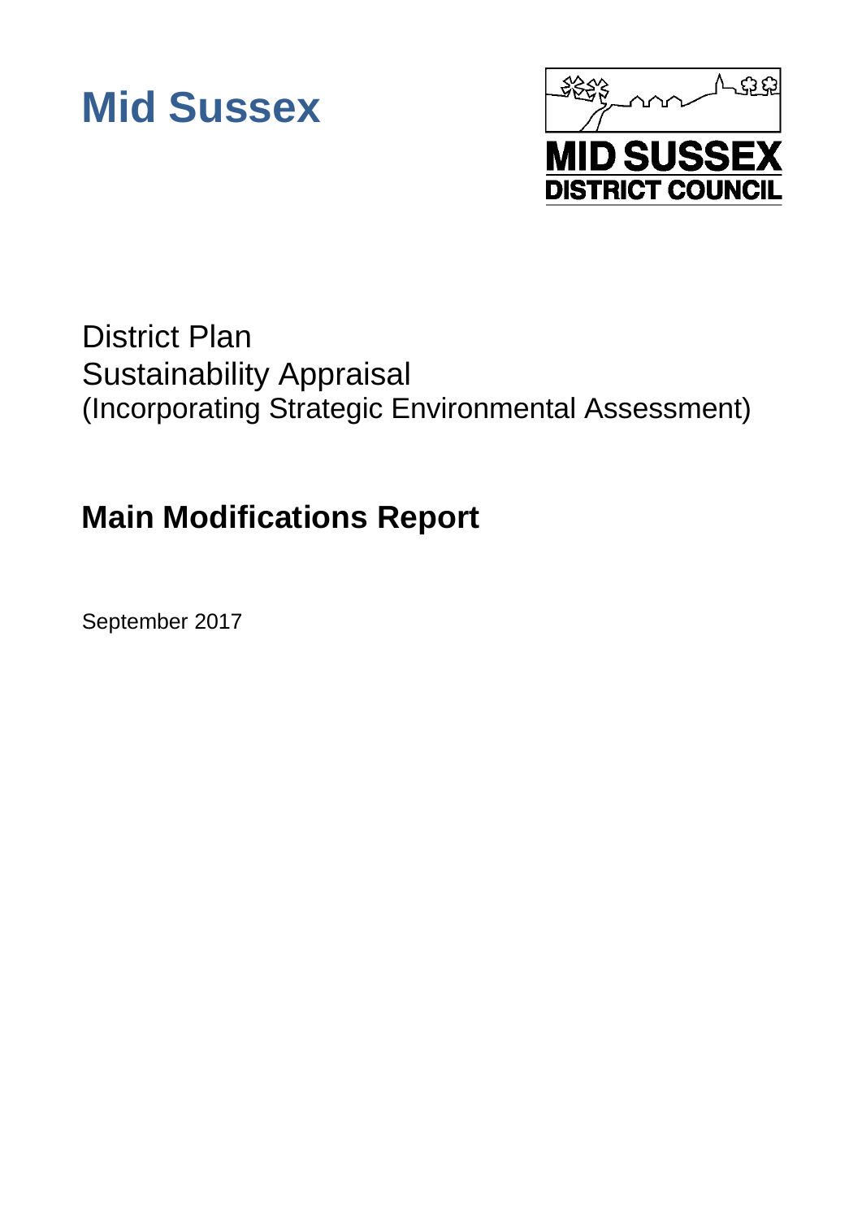# Mid Sussex

MID SUSSEX
DISTRICT COUNCIL

District Plan
Sustainability Appraisal
(Incorporating Strategic Environmental Assessment)

## Main Modifications Report

September 2017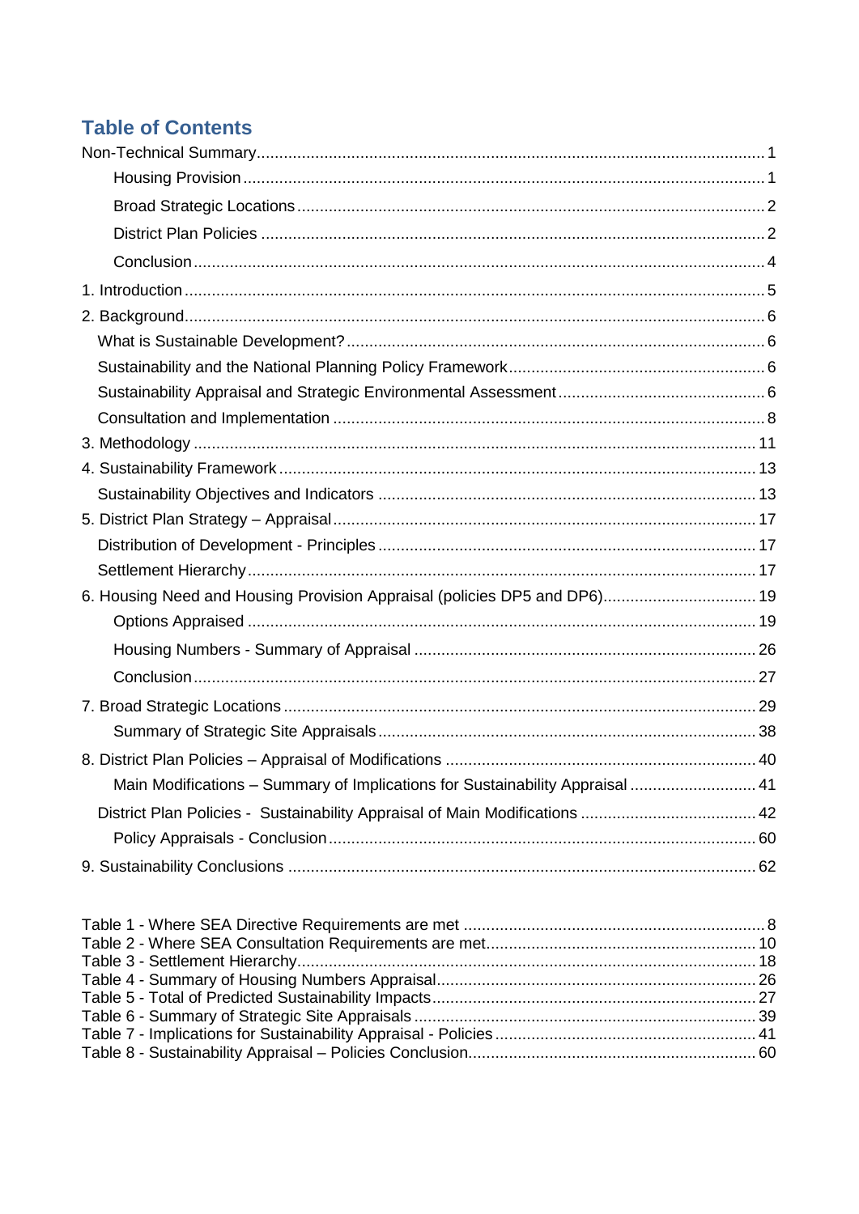# Table of Contents

Non-Technical Summary ..... 1

- Housing Provision ..... 1
- Broad Strategic Locations ..... 2
- District Plan Policies ..... 2
- Conclusion ..... 4

1. Introduction ..... 5

2. Background ..... 6

- What is Sustainable Development? ..... 6
- Sustainability and the National Planning Policy Framework ..... 6
- Sustainability Appraisal and Strategic Environmental Assessment ..... 6
- Consultation and Implementation ..... 8

3. Methodology ..... 11

4. Sustainability Framework ..... 13

- Sustainability Objectives and Indicators ..... 13

5. District Plan Strategy – Appraisal ..... 17

- Distribution of Development - Principles ..... 17
- Settlement Hierarchy ..... 17

6. Housing Need and Housing Provision Appraisal (policies DP5 and DP6) ..... 19

- Options Appraised ..... 19
- Housing Numbers - Summary of Appraisal ..... 26
- Conclusion ..... 27

7. Broad Strategic Locations ..... 29

- Summary of Strategic Site Appraisals ..... 38

8. District Plan Policies – Appraisal of Modifications ..... 40

- Main Modifications – Summary of Implications for Sustainability Appraisal ..... 41
- District Plan Policies - Sustainability Appraisal of Main Modifications ..... 42
- Policy Appraisals - Conclusion ..... 60

9. Sustainability Conclusions ..... 62

Table 1 - Where SEA Directive Requirements are met ..... 8
Table 2 - Where SEA Consultation Requirements are met ..... 10
Table 3 - Settlement Hierarchy ..... 18
Table 4 - Summary of Housing Numbers Appraisal ..... 26
Table 5 - Total of Predicted Sustainability Impacts ..... 27
Table 6 - Summary of Strategic Site Appraisals ..... 39
Table 7 - Implications for Sustainability Appraisal - Policies ..... 41
Table 8 - Sustainability Appraisal – Policies Conclusion ..... 60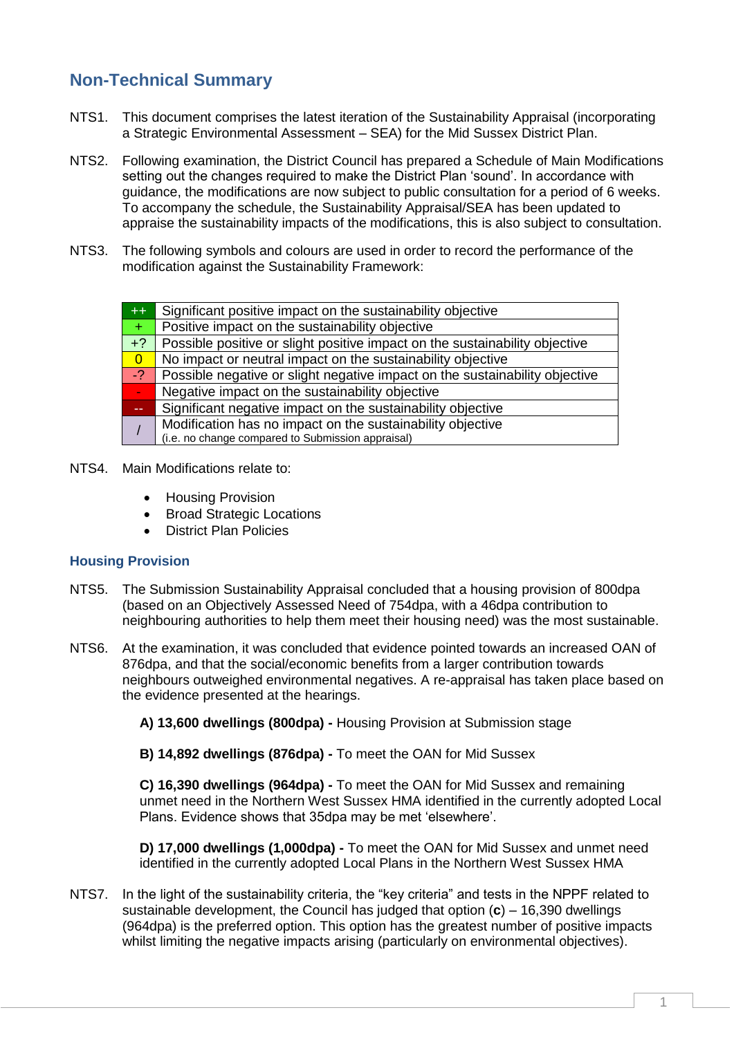## Non-Technical Summary

NTS1. This document comprises the latest iteration of the Sustainability Appraisal (incorporating a Strategic Environmental Assessment – SEA) for the Mid Sussex District Plan.

NTS2. Following examination, the District Council has prepared a Schedule of Main Modifications setting out the changes required to make the District Plan 'sound'. In accordance with guidance, the modifications are now subject to public consultation for a period of 6 weeks. To accompany the schedule, the Sustainability Appraisal/SEA has been updated to appraise the sustainability impacts of the modifications, this is also subject to consultation.

NTS3. The following symbols and colours are used in order to record the performance of the modification against the Sustainability Framework:

| Symbol | Description |
|---|---|
| ++ | Significant positive impact on the sustainability objective |
| + | Positive impact on the sustainability objective |
| +? | Possible positive or slight positive impact on the sustainability objective |
| 0 | No impact or neutral impact on the sustainability objective |
| -? | Possible negative or slight negative impact on the sustainability objective |
| - | Negative impact on the sustainability objective |
| -- | Significant negative impact on the sustainability objective |
| / | Modification has no impact on the sustainability objective (i.e. no change compared to Submission appraisal) |

NTS4. Main Modifications relate to:

- Housing Provision
- Broad Strategic Locations
- District Plan Policies

### Housing Provision

NTS5. The Submission Sustainability Appraisal concluded that a housing provision of 800dpa (based on an Objectively Assessed Need of 754dpa, with a 46dpa contribution to neighbouring authorities to help them meet their housing need) was the most sustainable.

NTS6. At the examination, it was concluded that evidence pointed towards an increased OAN of 876dpa, and that the social/economic benefits from a larger contribution towards neighbours outweighed environmental negatives. A re-appraisal has taken place based on the evidence presented at the hearings.

**A) 13,600 dwellings (800dpa) -** Housing Provision at Submission stage

**B) 14,892 dwellings (876dpa) -** To meet the OAN for Mid Sussex

**C) 16,390 dwellings (964dpa) -** To meet the OAN for Mid Sussex and remaining unmet need in the Northern West Sussex HMA identified in the currently adopted Local Plans. Evidence shows that 35dpa may be met 'elsewhere'.

**D) 17,000 dwellings (1,000dpa) -** To meet the OAN for Mid Sussex and unmet need identified in the currently adopted Local Plans in the Northern West Sussex HMA

NTS7. In the light of the sustainability criteria, the "key criteria" and tests in the NPPF related to sustainable development, the Council has judged that option (**c**) – 16,390 dwellings (964dpa) is the preferred option. This option has the greatest number of positive impacts whilst limiting the negative impacts arising (particularly on environmental objectives).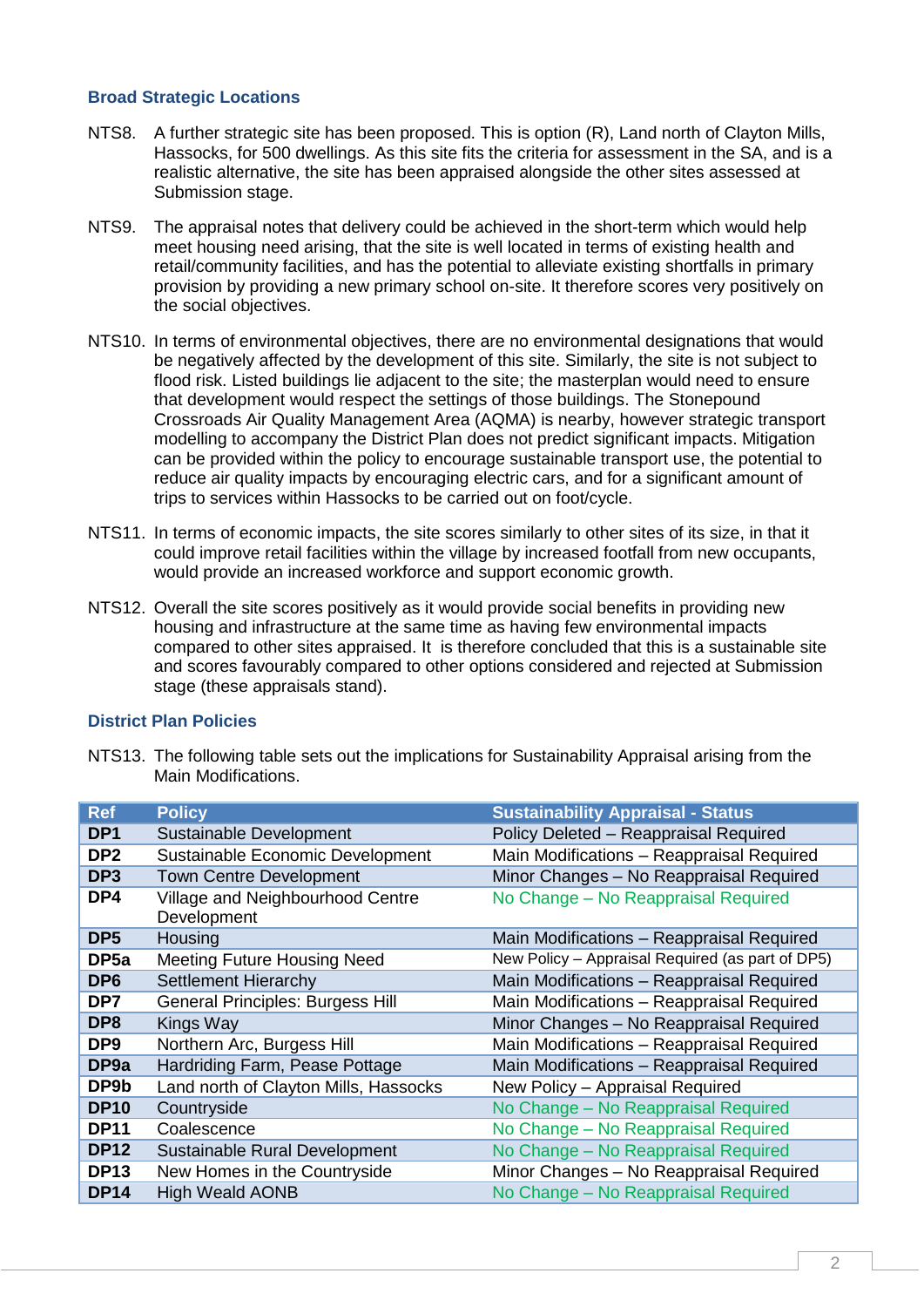### Broad Strategic Locations

NTS8. A further strategic site has been proposed. This is option (R), Land north of Clayton Mills, Hassocks, for 500 dwellings. As this site fits the criteria for assessment in the SA, and is a realistic alternative, the site has been appraised alongside the other sites assessed at Submission stage.

NTS9. The appraisal notes that delivery could be achieved in the short-term which would help meet housing need arising, that the site is well located in terms of existing health and retail/community facilities, and has the potential to alleviate existing shortfalls in primary provision by providing a new primary school on-site. It therefore scores very positively on the social objectives.

NTS10. In terms of environmental objectives, there are no environmental designations that would be negatively affected by the development of this site. Similarly, the site is not subject to flood risk. Listed buildings lie adjacent to the site; the masterplan would need to ensure that development would respect the settings of those buildings. The Stonepound Crossroads Air Quality Management Area (AQMA) is nearby, however strategic transport modelling to accompany the District Plan does not predict significant impacts. Mitigation can be provided within the policy to encourage sustainable transport use, the potential to reduce air quality impacts by encouraging electric cars, and for a significant amount of trips to services within Hassocks to be carried out on foot/cycle.

NTS11. In terms of economic impacts, the site scores similarly to other sites of its size, in that it could improve retail facilities within the village by increased footfall from new occupants, would provide an increased workforce and support economic growth.

NTS12. Overall the site scores positively as it would provide social benefits in providing new housing and infrastructure at the same time as having few environmental impacts compared to other sites appraised. It is therefore concluded that this is a sustainable site and scores favourably compared to other options considered and rejected at Submission stage (these appraisals stand).

### District Plan Policies

NTS13. The following table sets out the implications for Sustainability Appraisal arising from the Main Modifications.

| Ref | Policy | Sustainability Appraisal - Status |
|---|---|---|
| **DP1** | Sustainable Development | Policy Deleted – Reappraisal Required |
| **DP2** | Sustainable Economic Development | Main Modifications – Reappraisal Required |
| **DP3** | Town Centre Development | Minor Changes – No Reappraisal Required |
| **DP4** | Village and Neighbourhood Centre Development | No Change – No Reappraisal Required |
| **DP5** | Housing | Main Modifications – Reappraisal Required |
| **DP5a** | Meeting Future Housing Need | New Policy – Appraisal Required (as part of DP5) |
| **DP6** | Settlement Hierarchy | Main Modifications – Reappraisal Required |
| **DP7** | General Principles: Burgess Hill | Main Modifications – Reappraisal Required |
| **DP8** | Kings Way | Minor Changes – No Reappraisal Required |
| **DP9** | Northern Arc, Burgess Hill | Main Modifications – Reappraisal Required |
| **DP9a** | Hardriding Farm, Pease Pottage | Main Modifications – Reappraisal Required |
| **DP9b** | Land north of Clayton Mills, Hassocks | New Policy – Appraisal Required |
| **DP10** | Countryside | No Change – No Reappraisal Required |
| **DP11** | Coalescence | No Change – No Reappraisal Required |
| **DP12** | Sustainable Rural Development | No Change – No Reappraisal Required |
| **DP13** | New Homes in the Countryside | Minor Changes – No Reappraisal Required |
| **DP14** | High Weald AONB | No Change – No Reappraisal Required |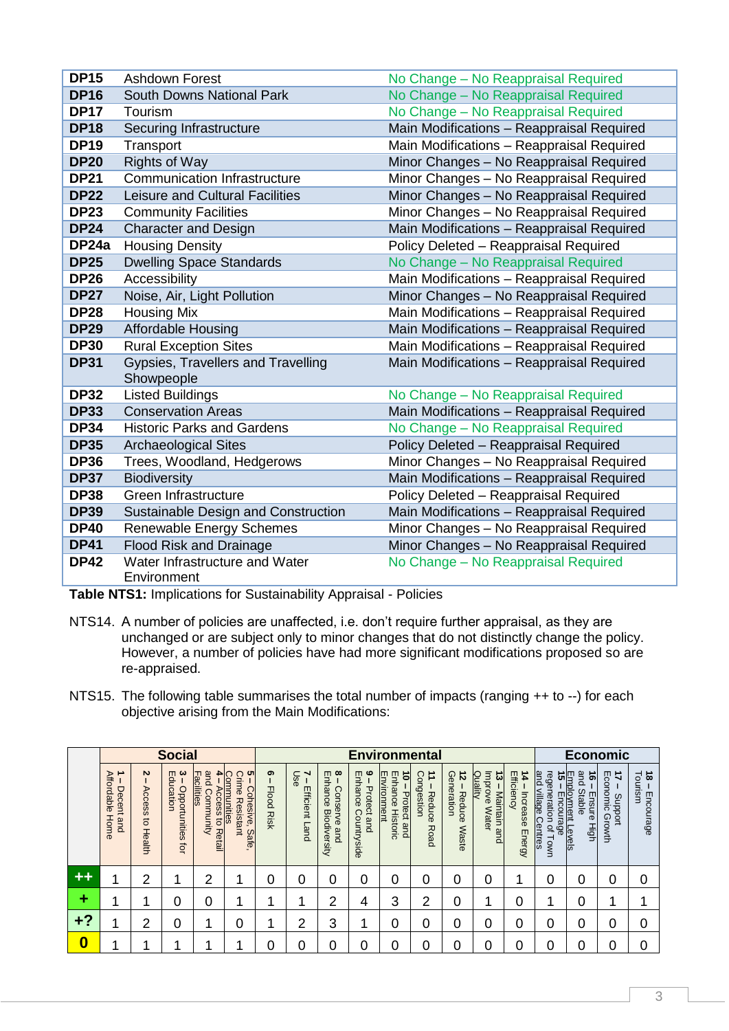| | | |
|---|---|---|
| **DP15** | Ashdown Forest | No Change – No Reappraisal Required |
| **DP16** | South Downs National Park | No Change – No Reappraisal Required |
| **DP17** | Tourism | No Change – No Reappraisal Required |
| **DP18** | Securing Infrastructure | Main Modifications – Reappraisal Required |
| **DP19** | Transport | Main Modifications – Reappraisal Required |
| **DP20** | Rights of Way | Minor Changes – No Reappraisal Required |
| **DP21** | Communication Infrastructure | Minor Changes – No Reappraisal Required |
| **DP22** | Leisure and Cultural Facilities | Minor Changes – No Reappraisal Required |
| **DP23** | Community Facilities | Minor Changes – No Reappraisal Required |
| **DP24** | Character and Design | Main Modifications – Reappraisal Required |
| **DP24a** | Housing Density | Policy Deleted – Reappraisal Required |
| **DP25** | Dwelling Space Standards | No Change – No Reappraisal Required |
| **DP26** | Accessibility | Main Modifications – Reappraisal Required |
| **DP27** | Noise, Air, Light Pollution | Minor Changes – No Reappraisal Required |
| **DP28** | Housing Mix | Main Modifications – Reappraisal Required |
| **DP29** | Affordable Housing | Main Modifications – Reappraisal Required |
| **DP30** | Rural Exception Sites | Main Modifications – Reappraisal Required |
| **DP31** | Gypsies, Travellers and Travelling Showpeople | Main Modifications – Reappraisal Required |
| **DP32** | Listed Buildings | No Change – No Reappraisal Required |
| **DP33** | Conservation Areas | Main Modifications – Reappraisal Required |
| **DP34** | Historic Parks and Gardens | No Change – No Reappraisal Required |
| **DP35** | Archaeological Sites | Policy Deleted – Reappraisal Required |
| **DP36** | Trees, Woodland, Hedgerows | Minor Changes – No Reappraisal Required |
| **DP37** | Biodiversity | Main Modifications – Reappraisal Required |
| **DP38** | Green Infrastructure | Policy Deleted – Reappraisal Required |
| **DP39** | Sustainable Design and Construction | Main Modifications – Reappraisal Required |
| **DP40** | Renewable Energy Schemes | Minor Changes – No Reappraisal Required |
| **DP41** | Flood Risk and Drainage | Minor Changes – No Reappraisal Required |
| **DP42** | Water Infrastructure and Water Environment | No Change – No Reappraisal Required |

**Table NTS1:** Implications for Sustainability Appraisal - Policies

NTS14. A number of policies are unaffected, i.e. don't require further appraisal, as they are unchanged or are subject only to minor changes that do not distinctly change the policy. However, a number of policies have had more significant modifications proposed so are re-appraised.

NTS15. The following table summarises the total number of impacts (ranging ++ to --) for each objective arising from the Main Modifications:

| | **Social** | | | | | **Environmental** | | | | | | | | | | **Economic** | | | |
|---|---|---|---|---|---|---|---|---|---|---|---|---|---|---|---|---|---|---|---|
| | **1** – Decent and Affordable Home | **2** – Access to Health | **3** – Opportunities for Education | **4** – Access to Retail and Community Facilities | **5** – Cohesive, Safe, Crime Resistant Communities | **6** – Flood Risk | **7** – Efficient Land Use | **8** – Conserve and Enhance Biodiversity | **9** – Protect and Enhance Countryside | **10** – Protect and Enhance Historic Environment | **11** – Reduce Road Congestion | **12** – Reduce Waste Generation | **13** – Maintain and Improve Water Quality | **14** – Increase Energy Efficiency | **15** – Encourage regeneration of Town and Village Centres | **16** – Ensure High and Stable Employment Levels | **17** – Support Economic Growth | **18** – Encourage Tourism |
| **++** | 1 | 2 | 1 | 2 | 1 | 0 | 0 | 0 | 0 | 0 | 0 | 0 | 0 | 1 | 0 | 0 | 0 | 0 |
| **+** | 1 | 1 | 0 | 0 | 1 | 1 | 1 | 2 | 4 | 3 | 2 | 0 | 1 | 0 | 1 | 0 | 1 | 1 |
| **+?** | 1 | 2 | 0 | 1 | 0 | 1 | 2 | 3 | 1 | 0 | 0 | 0 | 0 | 0 | 0 | 0 | 0 | 0 |
| **0** | 1 | 1 | 1 | 1 | 1 | 0 | 0 | 0 | 0 | 0 | 0 | 0 | 0 | 0 | 0 | 0 | 0 | 0 |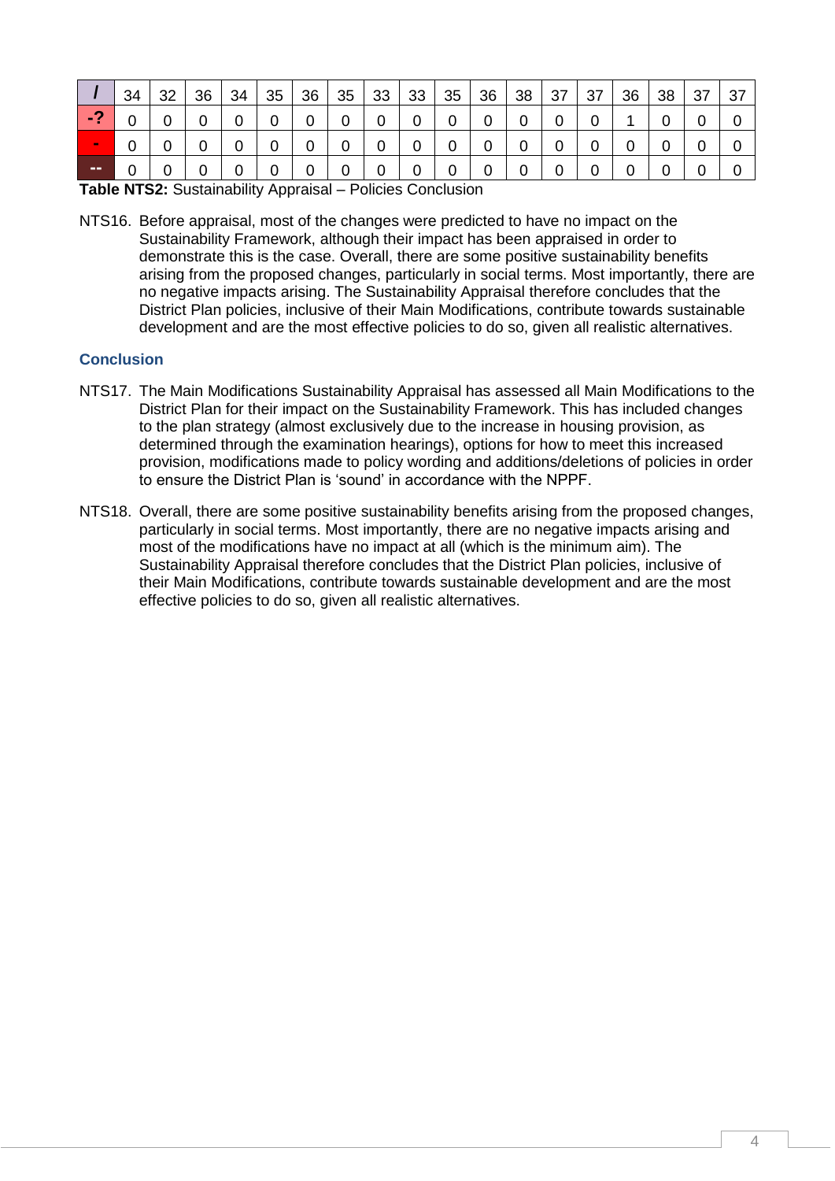| / | 34 | 32 | 36 | 34 | 35 | 36 | 35 | 33 | 33 | 35 | 36 | 38 | 37 | 37 | 36 | 38 | 37 | 37 |
|---|---|---|---|---|---|---|---|---|---|---|---|---|---|---|---|---|---|---|
| -? | 0 | 0 | 0 | 0 | 0 | 0 | 0 | 0 | 0 | 0 | 0 | 0 | 0 | 0 | 1 | 0 | 0 | 0 |
| - | 0 | 0 | 0 | 0 | 0 | 0 | 0 | 0 | 0 | 0 | 0 | 0 | 0 | 0 | 0 | 0 | 0 | 0 |
| -- | 0 | 0 | 0 | 0 | 0 | 0 | 0 | 0 | 0 | 0 | 0 | 0 | 0 | 0 | 0 | 0 | 0 | 0 |

**Table NTS2:** Sustainability Appraisal – Policies Conclusion

NTS16. Before appraisal, most of the changes were predicted to have no impact on the Sustainability Framework, although their impact has been appraised in order to demonstrate this is the case. Overall, there are some positive sustainability benefits arising from the proposed changes, particularly in social terms. Most importantly, there are no negative impacts arising. The Sustainability Appraisal therefore concludes that the District Plan policies, inclusive of their Main Modifications, contribute towards sustainable development and are the most effective policies to do so, given all realistic alternatives.

## Conclusion

NTS17. The Main Modifications Sustainability Appraisal has assessed all Main Modifications to the District Plan for their impact on the Sustainability Framework. This has included changes to the plan strategy (almost exclusively due to the increase in housing provision, as determined through the examination hearings), options for how to meet this increased provision, modifications made to policy wording and additions/deletions of policies in order to ensure the District Plan is 'sound' in accordance with the NPPF.

NTS18. Overall, there are some positive sustainability benefits arising from the proposed changes, particularly in social terms. Most importantly, there are no negative impacts arising and most of the modifications have no impact at all (which is the minimum aim). The Sustainability Appraisal therefore concludes that the District Plan policies, inclusive of their Main Modifications, contribute towards sustainable development and are the most effective policies to do so, given all realistic alternatives.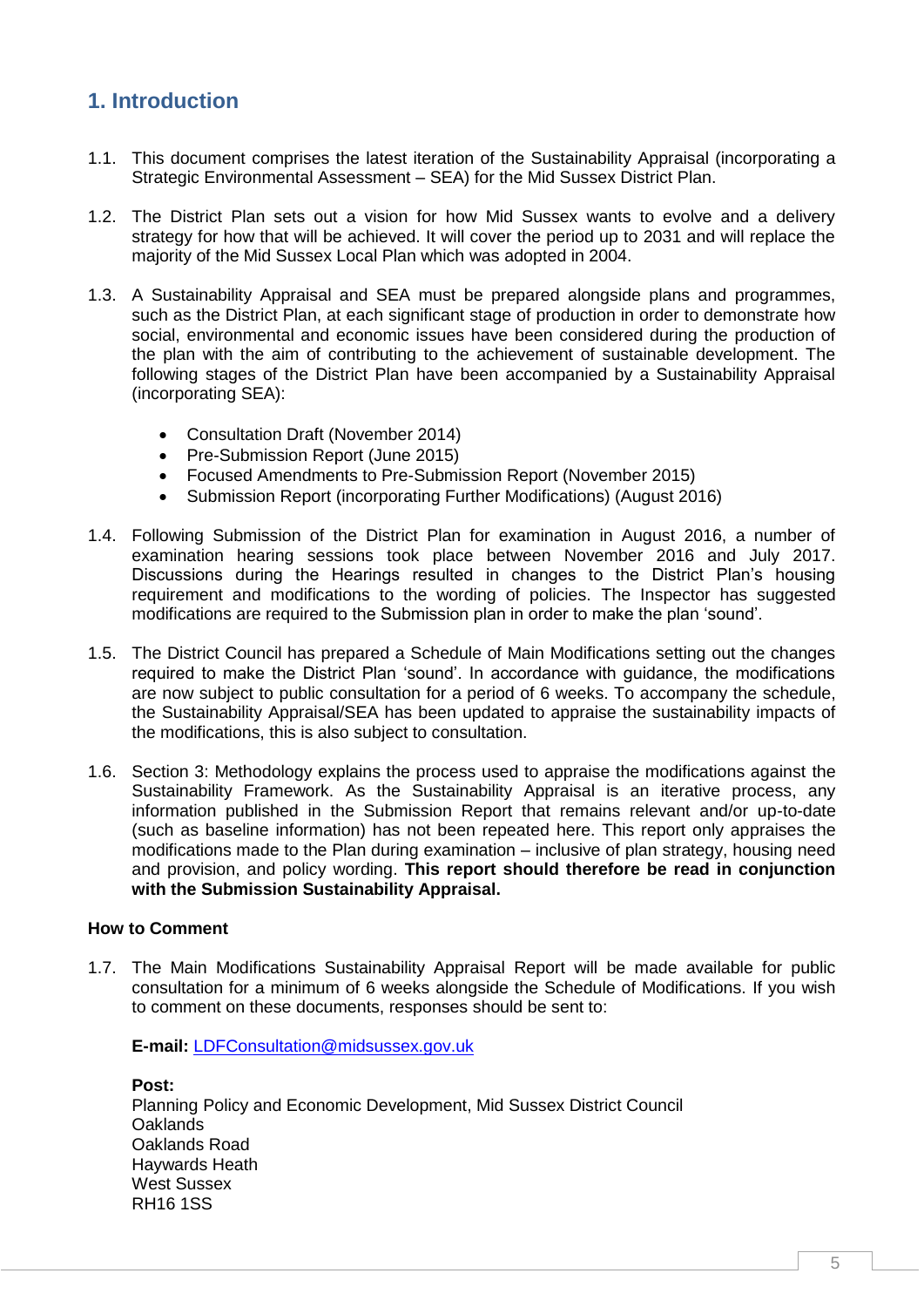## 1. Introduction

1.1. This document comprises the latest iteration of the Sustainability Appraisal (incorporating a Strategic Environmental Assessment – SEA) for the Mid Sussex District Plan.

1.2. The District Plan sets out a vision for how Mid Sussex wants to evolve and a delivery strategy for how that will be achieved. It will cover the period up to 2031 and will replace the majority of the Mid Sussex Local Plan which was adopted in 2004.

1.3. A Sustainability Appraisal and SEA must be prepared alongside plans and programmes, such as the District Plan, at each significant stage of production in order to demonstrate how social, environmental and economic issues have been considered during the production of the plan with the aim of contributing to the achievement of sustainable development. The following stages of the District Plan have been accompanied by a Sustainability Appraisal (incorporating SEA):

- Consultation Draft (November 2014)
- Pre-Submission Report (June 2015)
- Focused Amendments to Pre-Submission Report (November 2015)
- Submission Report (incorporating Further Modifications) (August 2016)

1.4. Following Submission of the District Plan for examination in August 2016, a number of examination hearing sessions took place between November 2016 and July 2017. Discussions during the Hearings resulted in changes to the District Plan's housing requirement and modifications to the wording of policies. The Inspector has suggested modifications are required to the Submission plan in order to make the plan 'sound'.

1.5. The District Council has prepared a Schedule of Main Modifications setting out the changes required to make the District Plan 'sound'. In accordance with guidance, the modifications are now subject to public consultation for a period of 6 weeks. To accompany the schedule, the Sustainability Appraisal/SEA has been updated to appraise the sustainability impacts of the modifications, this is also subject to consultation.

1.6. Section 3: Methodology explains the process used to appraise the modifications against the Sustainability Framework. As the Sustainability Appraisal is an iterative process, any information published in the Submission Report that remains relevant and/or up-to-date (such as baseline information) has not been repeated here. This report only appraises the modifications made to the Plan during examination – inclusive of plan strategy, housing need and provision, and policy wording. **This report should therefore be read in conjunction with the Submission Sustainability Appraisal.**

**How to Comment**

1.7. The Main Modifications Sustainability Appraisal Report will be made available for public consultation for a minimum of 6 weeks alongside the Schedule of Modifications. If you wish to comment on these documents, responses should be sent to:

**E-mail:** LDFConsultation@midsussex.gov.uk

**Post:**
Planning Policy and Economic Development, Mid Sussex District Council
Oaklands
Oaklands Road
Haywards Heath
West Sussex
RH16 1SS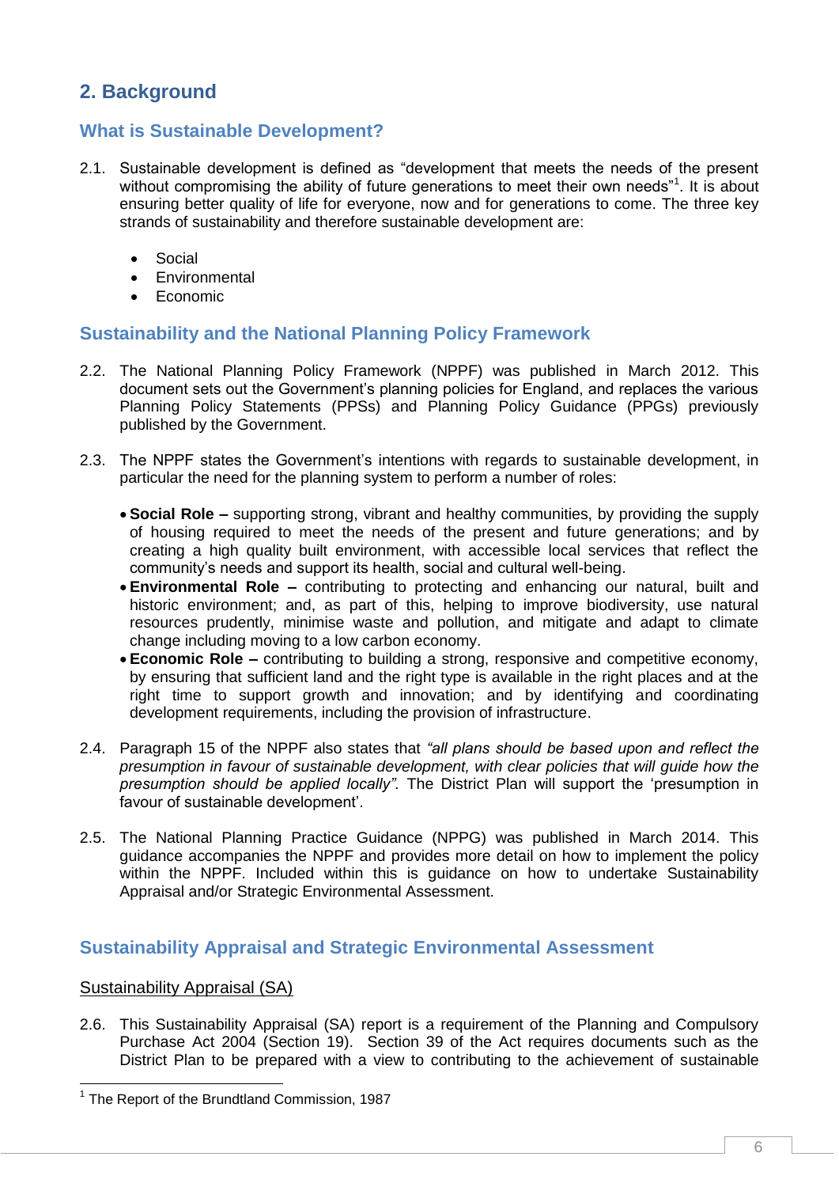## 2. Background

### What is Sustainable Development?

2.1. Sustainable development is defined as "development that meets the needs of the present without compromising the ability of future generations to meet their own needs"[1]. It is about ensuring better quality of life for everyone, now and for generations to come. The three key strands of sustainability and therefore sustainable development are:

- Social
- Environmental
- Economic

### Sustainability and the National Planning Policy Framework

2.2. The National Planning Policy Framework (NPPF) was published in March 2012. This document sets out the Government's planning policies for England, and replaces the various Planning Policy Statements (PPSs) and Planning Policy Guidance (PPGs) previously published by the Government.

2.3. The NPPF states the Government's intentions with regards to sustainable development, in particular the need for the planning system to perform a number of roles:

- **Social Role –** supporting strong, vibrant and healthy communities, by providing the supply of housing required to meet the needs of the present and future generations; and by creating a high quality built environment, with accessible local services that reflect the community's needs and support its health, social and cultural well-being.
- **Environmental Role –** contributing to protecting and enhancing our natural, built and historic environment; and, as part of this, helping to improve biodiversity, use natural resources prudently, minimise waste and pollution, and mitigate and adapt to climate change including moving to a low carbon economy.
- **Economic Role –** contributing to building a strong, responsive and competitive economy, by ensuring that sufficient land and the right type is available in the right places and at the right time to support growth and innovation; and by identifying and coordinating development requirements, including the provision of infrastructure.

2.4. Paragraph 15 of the NPPF also states that *"all plans should be based upon and reflect the presumption in favour of sustainable development, with clear policies that will guide how the presumption should be applied locally".* The District Plan will support the 'presumption in favour of sustainable development'.

2.5. The National Planning Practice Guidance (NPPG) was published in March 2014. This guidance accompanies the NPPF and provides more detail on how to implement the policy within the NPPF. Included within this is guidance on how to undertake Sustainability Appraisal and/or Strategic Environmental Assessment.

### Sustainability Appraisal and Strategic Environmental Assessment

#### Sustainability Appraisal (SA)

2.6. This Sustainability Appraisal (SA) report is a requirement of the Planning and Compulsory Purchase Act 2004 (Section 19). Section 39 of the Act requires documents such as the District Plan to be prepared with a view to contributing to the achievement of sustainable

---

[1] The Report of the Brundtland Commission, 1987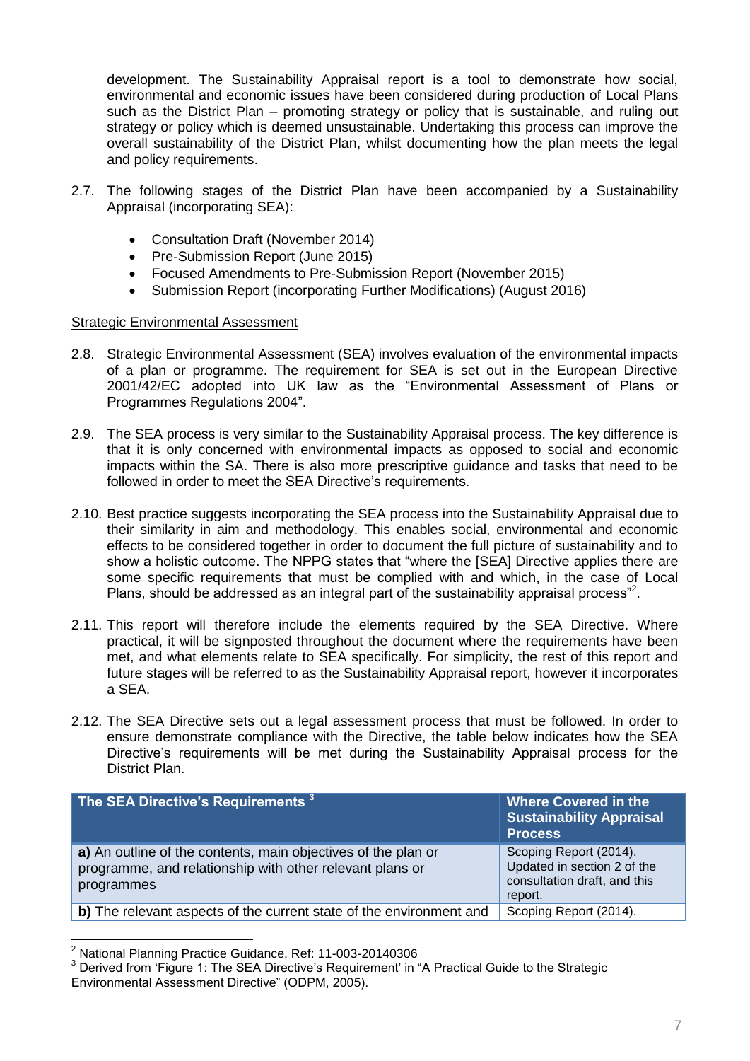development. The Sustainability Appraisal report is a tool to demonstrate how social, environmental and economic issues have been considered during production of Local Plans such as the District Plan – promoting strategy or policy that is sustainable, and ruling out strategy or policy which is deemed unsustainable. Undertaking this process can improve the overall sustainability of the District Plan, whilst documenting how the plan meets the legal and policy requirements.

2.7. The following stages of the District Plan have been accompanied by a Sustainability Appraisal (incorporating SEA):

- Consultation Draft (November 2014)
- Pre-Submission Report (June 2015)
- Focused Amendments to Pre-Submission Report (November 2015)
- Submission Report (incorporating Further Modifications) (August 2016)

Strategic Environmental Assessment

2.8. Strategic Environmental Assessment (SEA) involves evaluation of the environmental impacts of a plan or programme. The requirement for SEA is set out in the European Directive 2001/42/EC adopted into UK law as the "Environmental Assessment of Plans or Programmes Regulations 2004".

2.9. The SEA process is very similar to the Sustainability Appraisal process. The key difference is that it is only concerned with environmental impacts as opposed to social and economic impacts within the SA. There is also more prescriptive guidance and tasks that need to be followed in order to meet the SEA Directive's requirements.

2.10. Best practice suggests incorporating the SEA process into the Sustainability Appraisal due to their similarity in aim and methodology. This enables social, environmental and economic effects to be considered together in order to document the full picture of sustainability and to show a holistic outcome. The NPPG states that "where the [SEA] Directive applies there are some specific requirements that must be complied with and which, in the case of Local Plans, should be addressed as an integral part of the sustainability appraisal process"[2].

2.11. This report will therefore include the elements required by the SEA Directive. Where practical, it will be signposted throughout the document where the requirements have been met, and what elements relate to SEA specifically. For simplicity, the rest of this report and future stages will be referred to as the Sustainability Appraisal report, however it incorporates a SEA.

2.12. The SEA Directive sets out a legal assessment process that must be followed. In order to ensure demonstrate compliance with the Directive, the table below indicates how the SEA Directive's requirements will be met during the Sustainability Appraisal process for the District Plan.

| The SEA Directive's Requirements [3] | Where Covered in the Sustainability Appraisal Process |
|---|---|
| **a)** An outline of the contents, main objectives of the plan or programme, and relationship with other relevant plans or programmes | Scoping Report (2014). Updated in section 2 of the consultation draft, and this report. |
| **b)** The relevant aspects of the current state of the environment and | Scoping Report (2014). |

[2] National Planning Practice Guidance, Ref: 11-003-20140306

[3] Derived from 'Figure 1: The SEA Directive's Requirement' in "A Practical Guide to the Strategic Environmental Assessment Directive" (ODPM, 2005).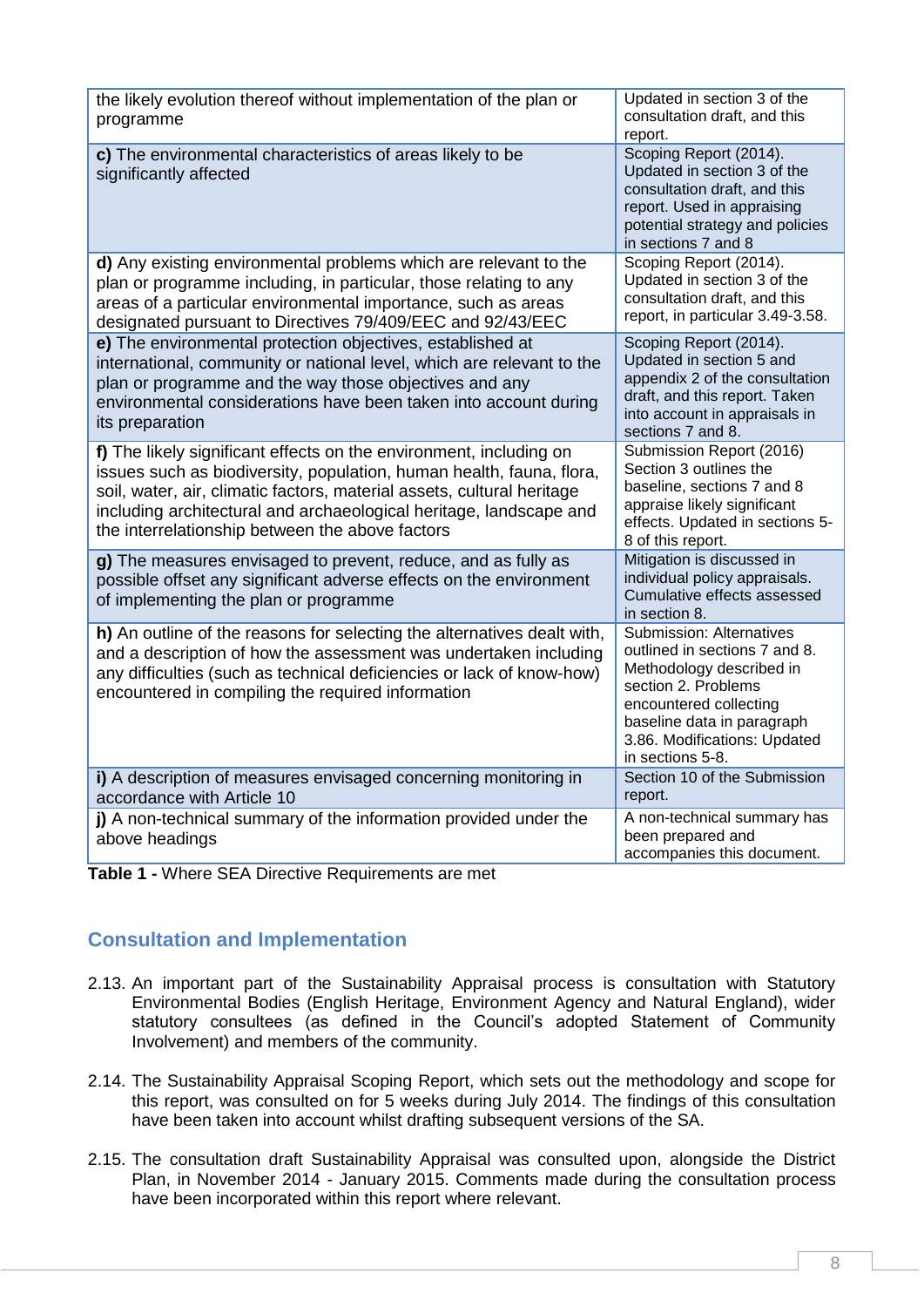| | |
|---|---|
| the likely evolution thereof without implementation of the plan or programme | Updated in section 3 of the consultation draft, and this report. |
| **c)** The environmental characteristics of areas likely to be significantly affected | Scoping Report (2014). Updated in section 3 of the consultation draft, and this report. Used in appraising potential strategy and policies in sections 7 and 8 |
| **d)** Any existing environmental problems which are relevant to the plan or programme including, in particular, those relating to any areas of a particular environmental importance, such as areas designated pursuant to Directives 79/409/EEC and 92/43/EEC | Scoping Report (2014). Updated in section 3 of the consultation draft, and this report, in particular 3.49-3.58. |
| **e)** The environmental protection objectives, established at international, community or national level, which are relevant to the plan or programme and the way those objectives and any environmental considerations have been taken into account during its preparation | Scoping Report (2014). Updated in section 5 and appendix 2 of the consultation draft, and this report. Taken into account in appraisals in sections 7 and 8. |
| **f)** The likely significant effects on the environment, including on issues such as biodiversity, population, human health, fauna, flora, soil, water, air, climatic factors, material assets, cultural heritage including architectural and archaeological heritage, landscape and the interrelationship between the above factors | Submission Report (2016) Section 3 outlines the baseline, sections 7 and 8 appraise likely significant effects. Updated in sections 5-8 of this report. |
| **g)** The measures envisaged to prevent, reduce, and as fully as possible offset any significant adverse effects on the environment of implementing the plan or programme | Mitigation is discussed in individual policy appraisals. Cumulative effects assessed in section 8. |
| **h)** An outline of the reasons for selecting the alternatives dealt with, and a description of how the assessment was undertaken including any difficulties (such as technical deficiencies or lack of know-how) encountered in compiling the required information | Submission: Alternatives outlined in sections 7 and 8. Methodology described in section 2. Problems encountered collecting baseline data in paragraph 3.86. Modifications: Updated in sections 5-8. |
| **i)** A description of measures envisaged concerning monitoring in accordance with Article 10 | Section 10 of the Submission report. |
| **j)** A non-technical summary of the information provided under the above headings | A non-technical summary has been prepared and accompanies this document. |

**Table 1 -** Where SEA Directive Requirements are met

## Consultation and Implementation

2.13. An important part of the Sustainability Appraisal process is consultation with Statutory Environmental Bodies (English Heritage, Environment Agency and Natural England), wider statutory consultees (as defined in the Council's adopted Statement of Community Involvement) and members of the community.

2.14. The Sustainability Appraisal Scoping Report, which sets out the methodology and scope for this report, was consulted on for 5 weeks during July 2014. The findings of this consultation have been taken into account whilst drafting subsequent versions of the SA.

2.15. The consultation draft Sustainability Appraisal was consulted upon, alongside the District Plan, in November 2014 - January 2015. Comments made during the consultation process have been incorporated within this report where relevant.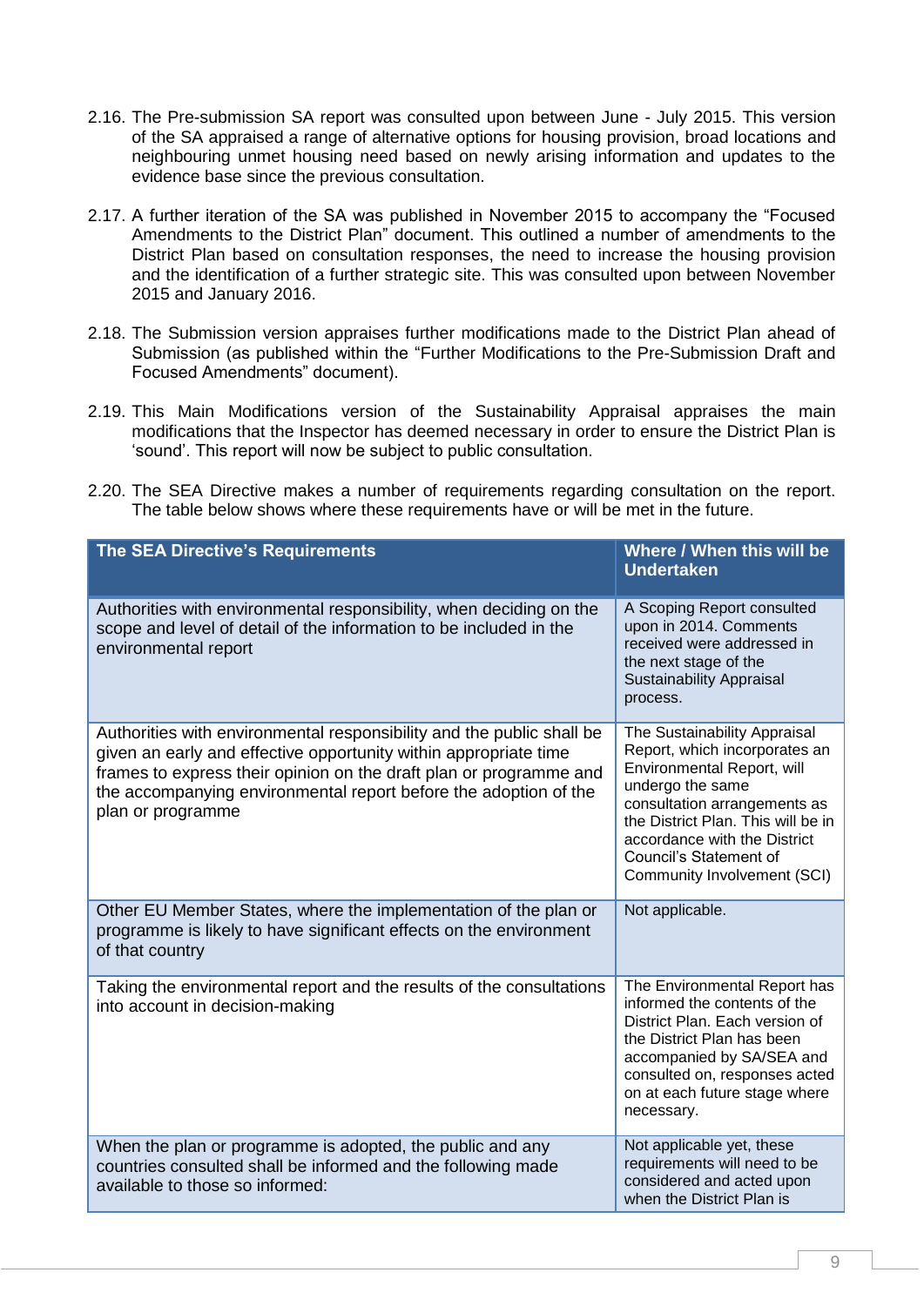2.16. The Pre-submission SA report was consulted upon between June - July 2015. This version of the SA appraised a range of alternative options for housing provision, broad locations and neighbouring unmet housing need based on newly arising information and updates to the evidence base since the previous consultation.

2.17. A further iteration of the SA was published in November 2015 to accompany the "Focused Amendments to the District Plan" document. This outlined a number of amendments to the District Plan based on consultation responses, the need to increase the housing provision and the identification of a further strategic site. This was consulted upon between November 2015 and January 2016.

2.18. The Submission version appraises further modifications made to the District Plan ahead of Submission (as published within the "Further Modifications to the Pre-Submission Draft and Focused Amendments" document).

2.19. This Main Modifications version of the Sustainability Appraisal appraises the main modifications that the Inspector has deemed necessary in order to ensure the District Plan is 'sound'. This report will now be subject to public consultation.

2.20. The SEA Directive makes a number of requirements regarding consultation on the report. The table below shows where these requirements have or will be met in the future.

| The SEA Directive's Requirements | Where / When this will be Undertaken |
|---|---|
| Authorities with environmental responsibility, when deciding on the scope and level of detail of the information to be included in the environmental report | A Scoping Report consulted upon in 2014. Comments received were addressed in the next stage of the Sustainability Appraisal process. |
| Authorities with environmental responsibility and the public shall be given an early and effective opportunity within appropriate time frames to express their opinion on the draft plan or programme and the accompanying environmental report before the adoption of the plan or programme | The Sustainability Appraisal Report, which incorporates an Environmental Report, will undergo the same consultation arrangements as the District Plan. This will be in accordance with the District Council's Statement of Community Involvement (SCI) |
| Other EU Member States, where the implementation of the plan or programme is likely to have significant effects on the environment of that country | Not applicable. |
| Taking the environmental report and the results of the consultations into account in decision-making | The Environmental Report has informed the contents of the District Plan. Each version of the District Plan has been accompanied by SA/SEA and consulted on, responses acted on at each future stage where necessary. |
| When the plan or programme is adopted, the public and any countries consulted shall be informed and the following made available to those so informed: | Not applicable yet, these requirements will need to be considered and acted upon when the District Plan is |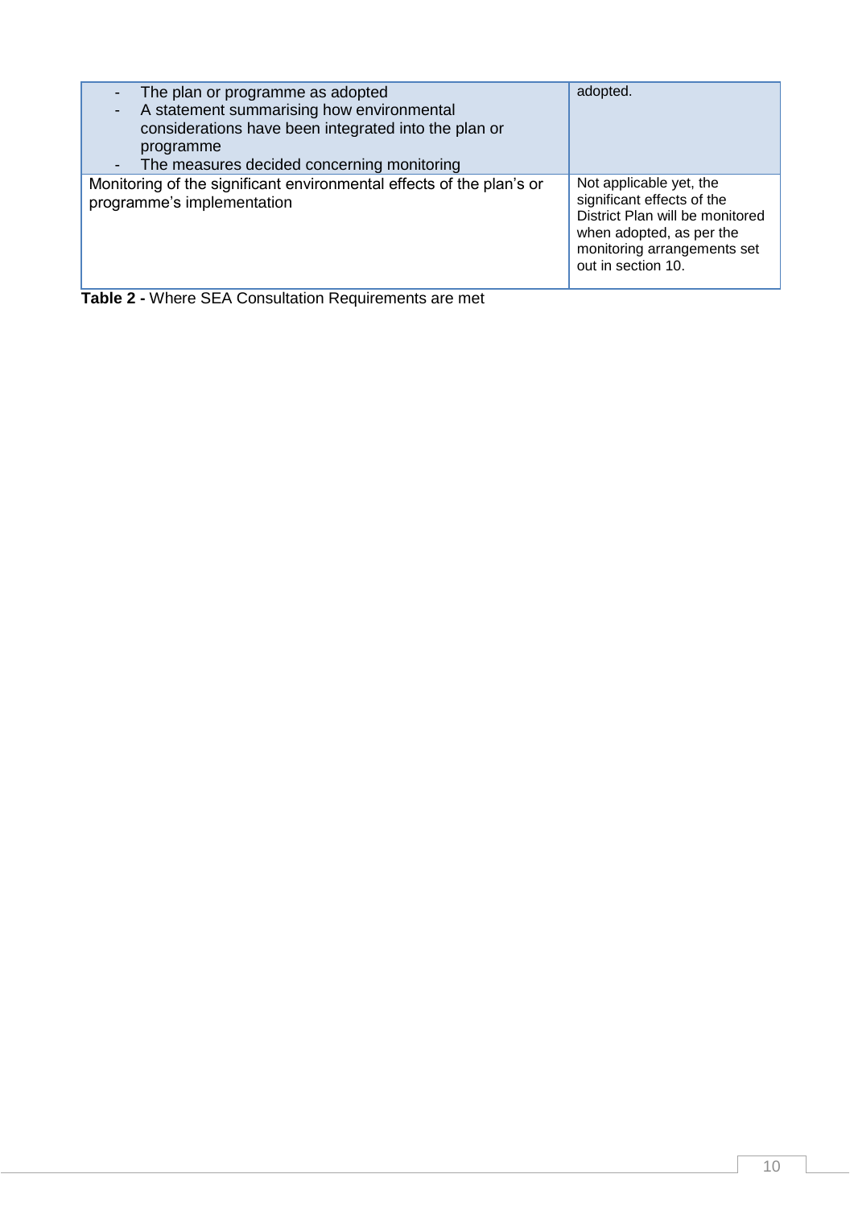| | |
|---|---|
| - The plan or programme as adopted<br>- A statement summarising how environmental considerations have been integrated into the plan or programme<br>- The measures decided concerning monitoring | adopted. |
| Monitoring of the significant environmental effects of the plan's or programme's implementation | Not applicable yet, the significant effects of the District Plan will be monitored when adopted, as per the monitoring arrangements set out in section 10. |

**Table 2 -** Where SEA Consultation Requirements are met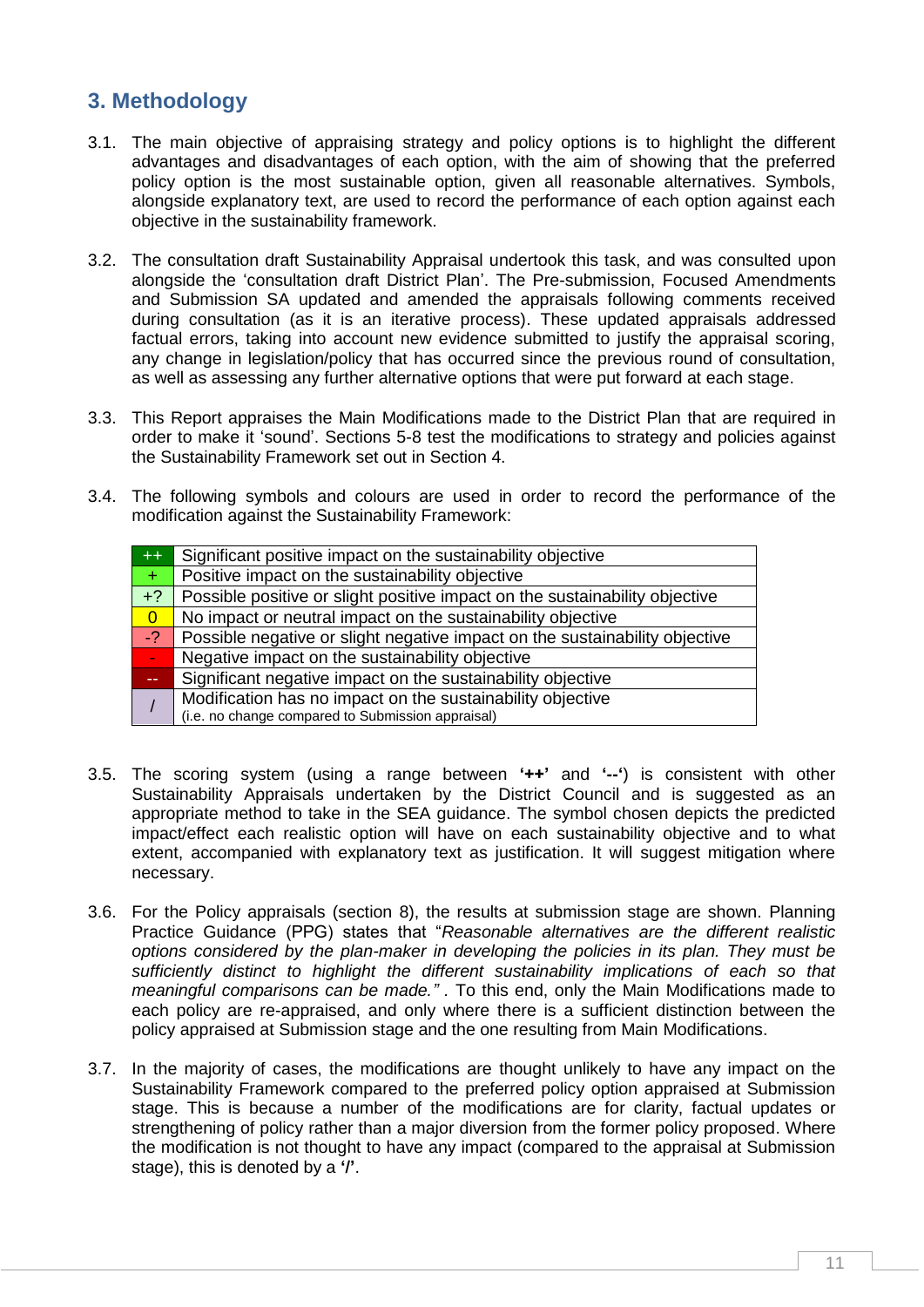## 3. Methodology

3.1. The main objective of appraising strategy and policy options is to highlight the different advantages and disadvantages of each option, with the aim of showing that the preferred policy option is the most sustainable option, given all reasonable alternatives. Symbols, alongside explanatory text, are used to record the performance of each option against each objective in the sustainability framework.

3.2. The consultation draft Sustainability Appraisal undertook this task, and was consulted upon alongside the 'consultation draft District Plan'. The Pre-submission, Focused Amendments and Submission SA updated and amended the appraisals following comments received during consultation (as it is an iterative process). These updated appraisals addressed factual errors, taking into account new evidence submitted to justify the appraisal scoring, any change in legislation/policy that has occurred since the previous round of consultation, as well as assessing any further alternative options that were put forward at each stage.

3.3. This Report appraises the Main Modifications made to the District Plan that are required in order to make it 'sound'. Sections 5-8 test the modifications to strategy and policies against the Sustainability Framework set out in Section 4.

3.4. The following symbols and colours are used in order to record the performance of the modification against the Sustainability Framework:

| Symbol | Description |
|---|---|
| ++ | Significant positive impact on the sustainability objective |
| + | Positive impact on the sustainability objective |
| +? | Possible positive or slight positive impact on the sustainability objective |
| 0 | No impact or neutral impact on the sustainability objective |
| -? | Possible negative or slight negative impact on the sustainability objective |
| - | Negative impact on the sustainability objective |
| -- | Significant negative impact on the sustainability objective |
| / | Modification has no impact on the sustainability objective (i.e. no change compared to Submission appraisal) |

3.5. The scoring system (using a range between **'++'** and **'--'**) is consistent with other Sustainability Appraisals undertaken by the District Council and is suggested as an appropriate method to take in the SEA guidance. The symbol chosen depicts the predicted impact/effect each realistic option will have on each sustainability objective and to what extent, accompanied with explanatory text as justification. It will suggest mitigation where necessary.

3.6. For the Policy appraisals (section 8), the results at submission stage are shown. Planning Practice Guidance (PPG) states that "*Reasonable alternatives are the different realistic options considered by the plan-maker in developing the policies in its plan. They must be sufficiently distinct to highlight the different sustainability implications of each so that meaningful comparisons can be made."* . To this end, only the Main Modifications made to each policy are re-appraised, and only where there is a sufficient distinction between the policy appraised at Submission stage and the one resulting from Main Modifications.

3.7. In the majority of cases, the modifications are thought unlikely to have any impact on the Sustainability Framework compared to the preferred policy option appraised at Submission stage. This is because a number of the modifications are for clarity, factual updates or strengthening of policy rather than a major diversion from the former policy proposed. Where the modification is not thought to have any impact (compared to the appraisal at Submission stage), this is denoted by a **'/'**.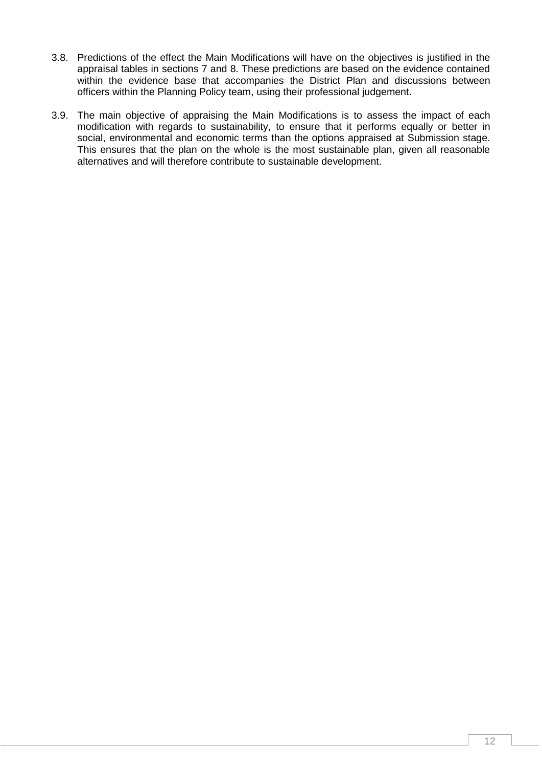3.8. Predictions of the effect the Main Modifications will have on the objectives is justified in the appraisal tables in sections 7 and 8. These predictions are based on the evidence contained within the evidence base that accompanies the District Plan and discussions between officers within the Planning Policy team, using their professional judgement.

3.9. The main objective of appraising the Main Modifications is to assess the impact of each modification with regards to sustainability, to ensure that it performs equally or better in social, environmental and economic terms than the options appraised at Submission stage. This ensures that the plan on the whole is the most sustainable plan, given all reasonable alternatives and will therefore contribute to sustainable development.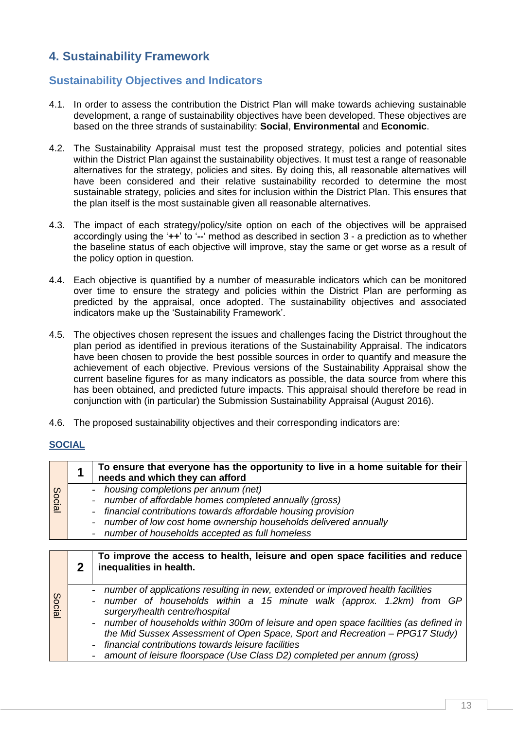# 4. Sustainability Framework

## Sustainability Objectives and Indicators

4.1. In order to assess the contribution the District Plan will make towards achieving sustainable development, a range of sustainability objectives have been developed. These objectives are based on the three strands of sustainability: **Social**, **Environmental** and **Economic**.

4.2. The Sustainability Appraisal must test the proposed strategy, policies and potential sites within the District Plan against the sustainability objectives. It must test a range of reasonable alternatives for the strategy, policies and sites. By doing this, all reasonable alternatives will have been considered and their relative sustainability recorded to determine the most sustainable strategy, policies and sites for inclusion within the District Plan. This ensures that the plan itself is the most sustainable given all reasonable alternatives.

4.3. The impact of each strategy/policy/site option on each of the objectives will be appraised accordingly using the '**++**' to '**--**' method as described in section 3 - a prediction as to whether the baseline status of each objective will improve, stay the same or get worse as a result of the policy option in question.

4.4. Each objective is quantified by a number of measurable indicators which can be monitored over time to ensure the strategy and policies within the District Plan are performing as predicted by the appraisal, once adopted. The sustainability objectives and associated indicators make up the 'Sustainability Framework'.

4.5. The objectives chosen represent the issues and challenges facing the District throughout the plan period as identified in previous iterations of the Sustainability Appraisal. The indicators have been chosen to provide the best possible sources in order to quantify and measure the achievement of each objective. Previous versions of the Sustainability Appraisal show the current baseline figures for as many indicators as possible, the data source from where this has been obtained, and predicted future impacts. This appraisal should therefore be read in conjunction with (in particular) the Submission Sustainability Appraisal (August 2016).

4.6. The proposed sustainability objectives and their corresponding indicators are:

**SOCIAL**

| Social | 1 | **To ensure that everyone has the opportunity to live in a home suitable for their needs and which they can afford** |
|---|---|---|
| | | - *housing completions per annum (net)*<br>- *number of affordable homes completed annually (gross)*<br>- *financial contributions towards affordable housing provision*<br>- *number of low cost home ownership households delivered annually*<br>- *number of households accepted as full homeless* |

| Social | 2 | **To improve the access to health, leisure and open space facilities and reduce inequalities in health.** |
|---|---|---|
| | | - *number of applications resulting in new, extended or improved health facilities*<br>- *number of households within a 15 minute walk (approx. 1.2km) from GP surgery/health centre/hospital*<br>- *number of households within 300m of leisure and open space facilities (as defined in the Mid Sussex Assessment of Open Space, Sport and Recreation – PPG17 Study)*<br>- *financial contributions towards leisure facilities*<br>- *amount of leisure floorspace (Use Class D2) completed per annum (gross)* |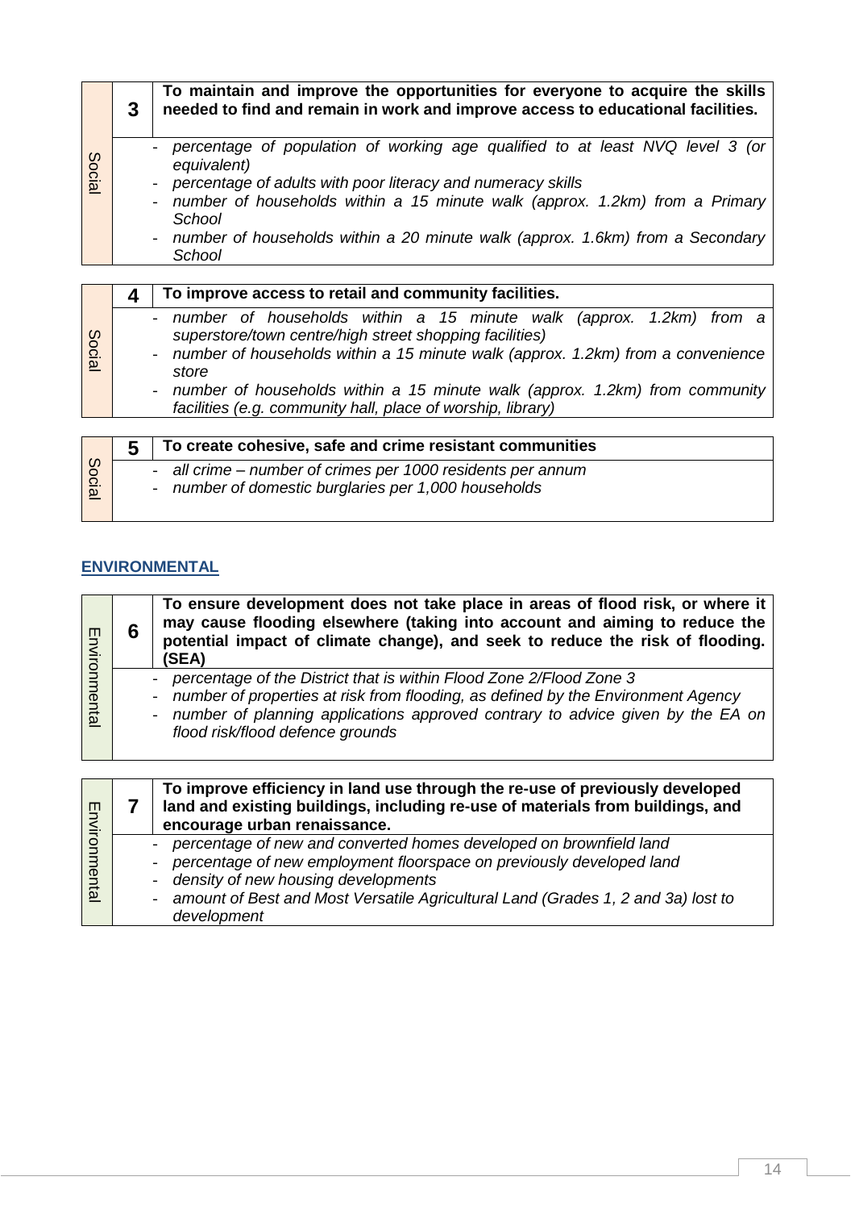| Social | 3 | **To maintain and improve the opportunities for everyone to acquire the skills needed to find and remain in work and improve access to educational facilities.** |
|---|---|---|
| | | - *percentage of population of working age qualified to at least NVQ level 3 (or equivalent)*<br>- *percentage of adults with poor literacy and numeracy skills*<br>- *number of households within a 15 minute walk (approx. 1.2km) from a Primary School*<br>- *number of households within a 20 minute walk (approx. 1.6km) from a Secondary School* |

| Social | 4 | **To improve access to retail and community facilities.** |
|---|---|---|
| | | - *number of households within a 15 minute walk (approx. 1.2km) from a superstore/town centre/high street shopping facilities)*<br>- *number of households within a 15 minute walk (approx. 1.2km) from a convenience store*<br>- *number of households within a 15 minute walk (approx. 1.2km) from community facilities (e.g. community hall, place of worship, library)* |

| Social | 5 | **To create cohesive, safe and crime resistant communities** |
|---|---|---|
| | | - *all crime – number of crimes per 1000 residents per annum*<br>- *number of domestic burglaries per 1,000 households* |

## ENVIRONMENTAL

| Environmental | 6 | **To ensure development does not take place in areas of flood risk, or where it may cause flooding elsewhere (taking into account and aiming to reduce the potential impact of climate change), and seek to reduce the risk of flooding. (SEA)** |
|---|---|---|
| | | - *percentage of the District that is within Flood Zone 2/Flood Zone 3*<br>- *number of properties at risk from flooding, as defined by the Environment Agency*<br>- *number of planning applications approved contrary to advice given by the EA on flood risk/flood defence grounds* |

| Environmental | 7 | **To improve efficiency in land use through the re-use of previously developed land and existing buildings, including re-use of materials from buildings, and encourage urban renaissance.** |
|---|---|---|
| | | - *percentage of new and converted homes developed on brownfield land*<br>- *percentage of new employment floorspace on previously developed land*<br>- *density of new housing developments*<br>- *amount of Best and Most Versatile Agricultural Land (Grades 1, 2 and 3a) lost to development* |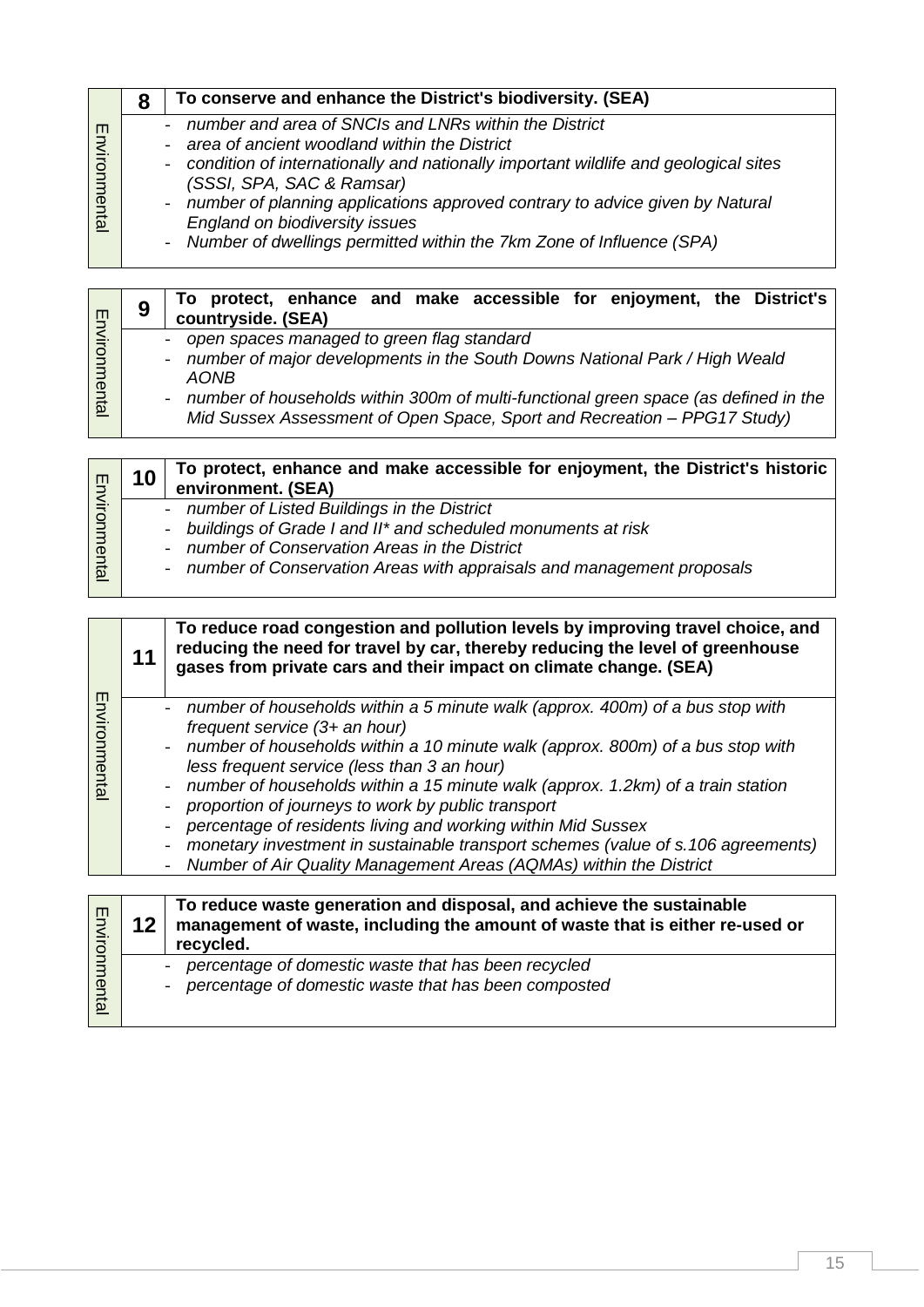| | 8 | **To conserve and enhance the District's biodiversity. (SEA)** |
|---|---|---|
| Environmental | | - *number and area of SNCIs and LNRs within the District*<br>- *area of ancient woodland within the District*<br>- *condition of internationally and nationally important wildlife and geological sites (SSSI, SPA, SAC & Ramsar)*<br>- *number of planning applications approved contrary to advice given by Natural England on biodiversity issues*<br>- *Number of dwellings permitted within the 7km Zone of Influence (SPA)* |

| | 9 | **To protect, enhance and make accessible for enjoyment, the District's countryside. (SEA)** |
|---|---|---|
| Environmental | | - *open spaces managed to green flag standard*<br>- *number of major developments in the South Downs National Park / High Weald AONB*<br>- *number of households within 300m of multi-functional green space (as defined in the Mid Sussex Assessment of Open Space, Sport and Recreation – PPG17 Study)* |

| | 10 | **To protect, enhance and make accessible for enjoyment, the District's historic environment. (SEA)** |
|---|---|---|
| Environmental | | - *number of Listed Buildings in the District*<br>- *buildings of Grade I and II* and scheduled monuments at risk*<br>- *number of Conservation Areas in the District*<br>- *number of Conservation Areas with appraisals and management proposals* |

| | 11 | **To reduce road congestion and pollution levels by improving travel choice, and reducing the need for travel by car, thereby reducing the level of greenhouse gases from private cars and their impact on climate change. (SEA)** |
|---|---|---|
| Environmental | | - *number of households within a 5 minute walk (approx. 400m) of a bus stop with frequent service (3+ an hour)*<br>- *number of households within a 10 minute walk (approx. 800m) of a bus stop with less frequent service (less than 3 an hour)*<br>- *number of households within a 15 minute walk (approx. 1.2km) of a train station*<br>- *proportion of journeys to work by public transport*<br>- *percentage of residents living and working within Mid Sussex*<br>- *monetary investment in sustainable transport schemes (value of s.106 agreements)*<br>- *Number of Air Quality Management Areas (AQMAs) within the District* |

| | 12 | **To reduce waste generation and disposal, and achieve the sustainable management of waste, including the amount of waste that is either re-used or recycled.** |
|---|---|---|
| Environmental | | - *percentage of domestic waste that has been recycled*<br>- *percentage of domestic waste that has been composted* |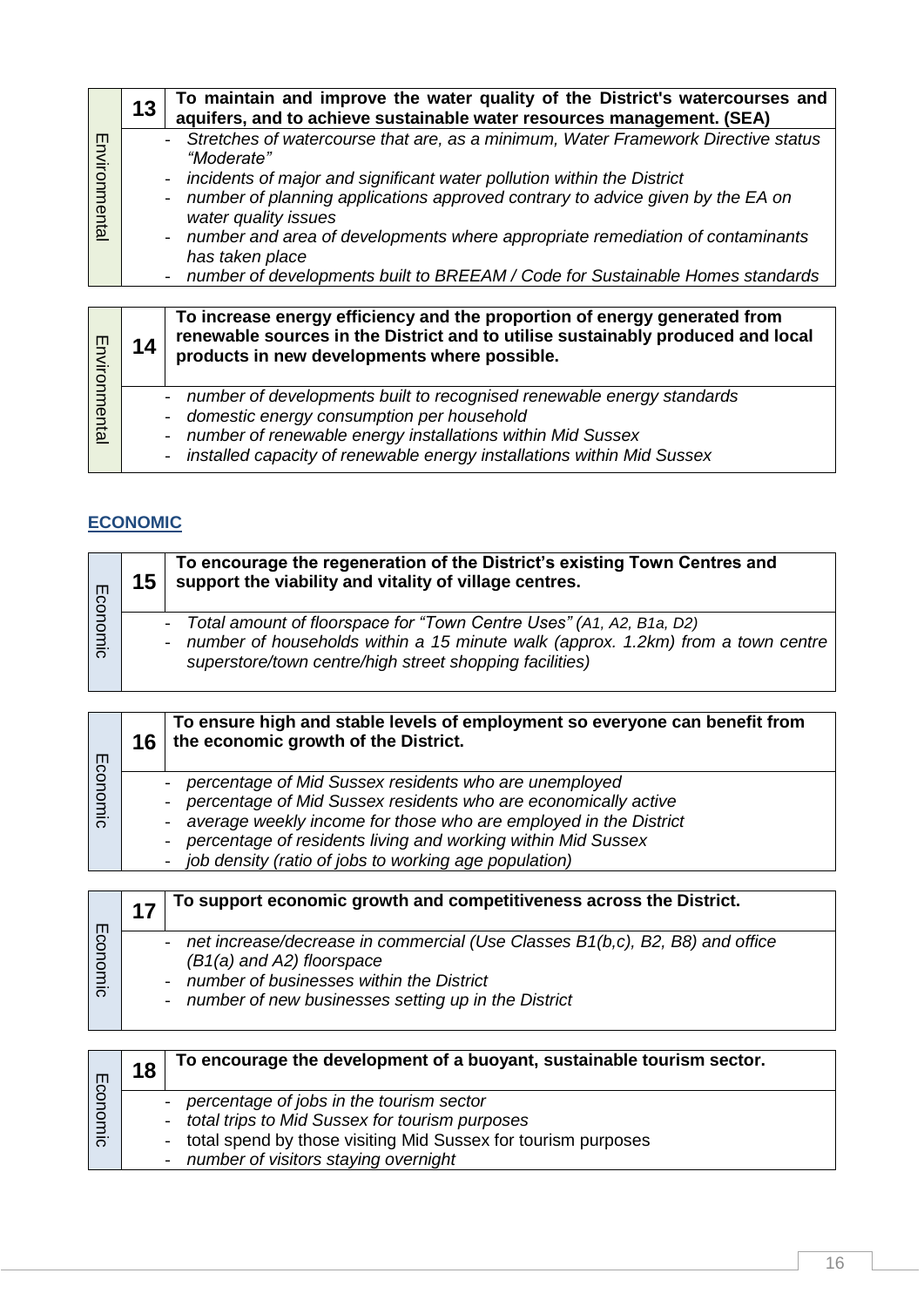| Environmental | 13 | **To maintain and improve the water quality of the District's watercourses and aquifers, and to achieve sustainable water resources management. (SEA)** |
|---|---|---|
| | | - *Stretches of watercourse that are, as a minimum, Water Framework Directive status "Moderate"*<br>- *incidents of major and significant water pollution within the District*<br>- *number of planning applications approved contrary to advice given by the EA on water quality issues*<br>- *number and area of developments where appropriate remediation of contaminants has taken place*<br>- *number of developments built to BREEAM / Code for Sustainable Homes standards* |

| Environmental | 14 | **To increase energy efficiency and the proportion of energy generated from renewable sources in the District and to utilise sustainably produced and local products in new developments where possible.** |
|---|---|---|
| | | - *number of developments built to recognised renewable energy standards*<br>- *domestic energy consumption per household*<br>- *number of renewable energy installations within Mid Sussex*<br>- *installed capacity of renewable energy installations within Mid Sussex* |

## ECONOMIC

| Economic | 15 | **To encourage the regeneration of the District's existing Town Centres and support the viability and vitality of village centres.** |
|---|---|---|
| | | - *Total amount of floorspace for "Town Centre Uses" (A1, A2, B1a, D2)*<br>- *number of households within a 15 minute walk (approx. 1.2km) from a town centre superstore/town centre/high street shopping facilities)* |

| Economic | 16 | **To ensure high and stable levels of employment so everyone can benefit from the economic growth of the District.** |
|---|---|---|
| | | - *percentage of Mid Sussex residents who are unemployed*<br>- *percentage of Mid Sussex residents who are economically active*<br>- *average weekly income for those who are employed in the District*<br>- *percentage of residents living and working within Mid Sussex*<br>- *job density (ratio of jobs to working age population)* |

| Economic | 17 | **To support economic growth and competitiveness across the District.** |
|---|---|---|
| | | - *net increase/decrease in commercial (Use Classes B1(b,c), B2, B8) and office (B1(a) and A2) floorspace*<br>- *number of businesses within the District*<br>- *number of new businesses setting up in the District* |

| Economic | 18 | **To encourage the development of a buoyant, sustainable tourism sector.** |
|---|---|---|
| | | - *percentage of jobs in the tourism sector*<br>- *total trips to Mid Sussex for tourism purposes*<br>- total spend by those visiting Mid Sussex for tourism purposes<br>- *number of visitors staying overnight* |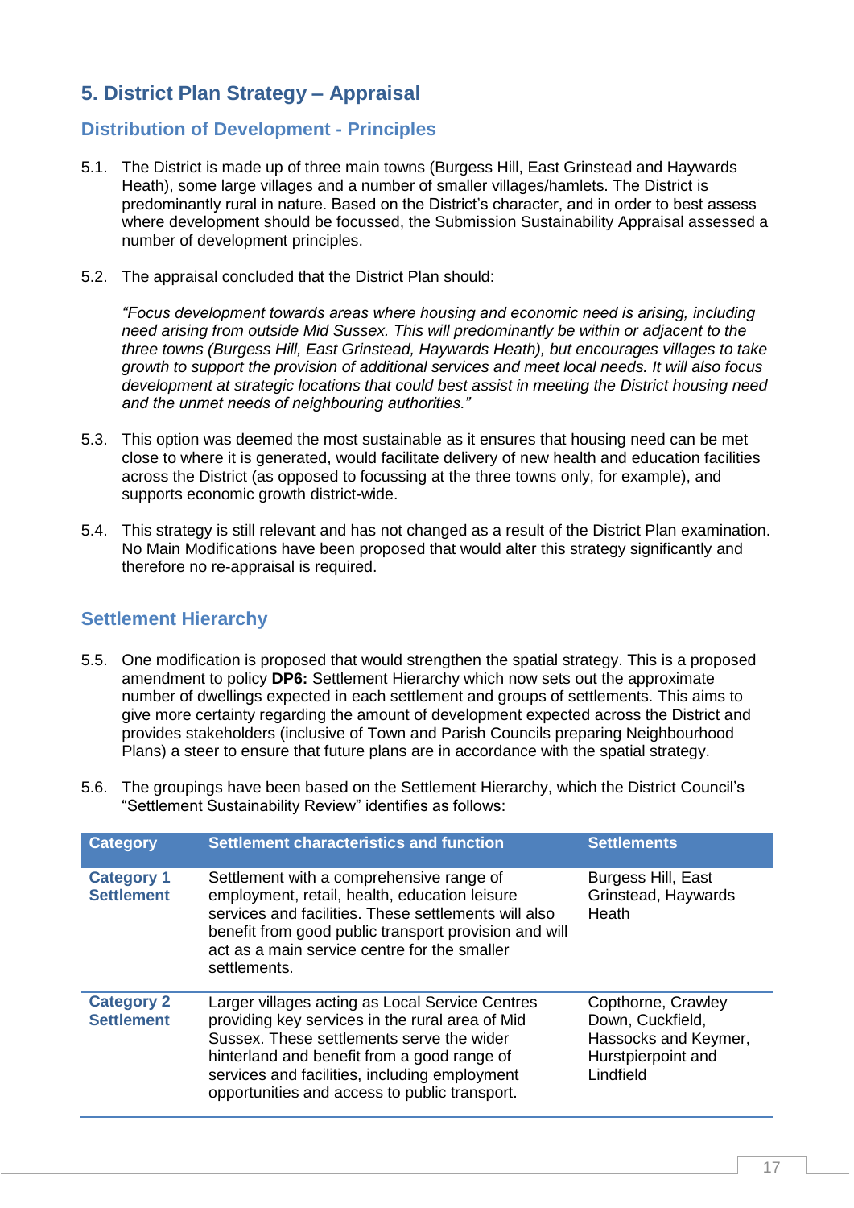## 5. District Plan Strategy – Appraisal

### Distribution of Development - Principles

5.1. The District is made up of three main towns (Burgess Hill, East Grinstead and Haywards Heath), some large villages and a number of smaller villages/hamlets. The District is predominantly rural in nature. Based on the District's character, and in order to best assess where development should be focussed, the Submission Sustainability Appraisal assessed a number of development principles.

5.2. The appraisal concluded that the District Plan should:

*"Focus development towards areas where housing and economic need is arising, including need arising from outside Mid Sussex. This will predominantly be within or adjacent to the three towns (Burgess Hill, East Grinstead, Haywards Heath), but encourages villages to take growth to support the provision of additional services and meet local needs. It will also focus development at strategic locations that could best assist in meeting the District housing need and the unmet needs of neighbouring authorities."*

5.3. This option was deemed the most sustainable as it ensures that housing need can be met close to where it is generated, would facilitate delivery of new health and education facilities across the District (as opposed to focussing at the three towns only, for example), and supports economic growth district-wide.

5.4. This strategy is still relevant and has not changed as a result of the District Plan examination. No Main Modifications have been proposed that would alter this strategy significantly and therefore no re-appraisal is required.

### Settlement Hierarchy

5.5. One modification is proposed that would strengthen the spatial strategy. This is a proposed amendment to policy **DP6:** Settlement Hierarchy which now sets out the approximate number of dwellings expected in each settlement and groups of settlements. This aims to give more certainty regarding the amount of development expected across the District and provides stakeholders (inclusive of Town and Parish Councils preparing Neighbourhood Plans) a steer to ensure that future plans are in accordance with the spatial strategy.

5.6. The groupings have been based on the Settlement Hierarchy, which the District Council's "Settlement Sustainability Review" identifies as follows:

| Category | Settlement characteristics and function | Settlements |
|---|---|---|
| **Category 1 Settlement** | Settlement with a comprehensive range of employment, retail, health, education leisure services and facilities. These settlements will also benefit from good public transport provision and will act as a main service centre for the smaller settlements. | Burgess Hill, East Grinstead, Haywards Heath |
| **Category 2 Settlement** | Larger villages acting as Local Service Centres providing key services in the rural area of Mid Sussex. These settlements serve the wider hinterland and benefit from a good range of services and facilities, including employment opportunities and access to public transport. | Copthorne, Crawley Down, Cuckfield, Hassocks and Keymer, Hurstpierpoint and Lindfield |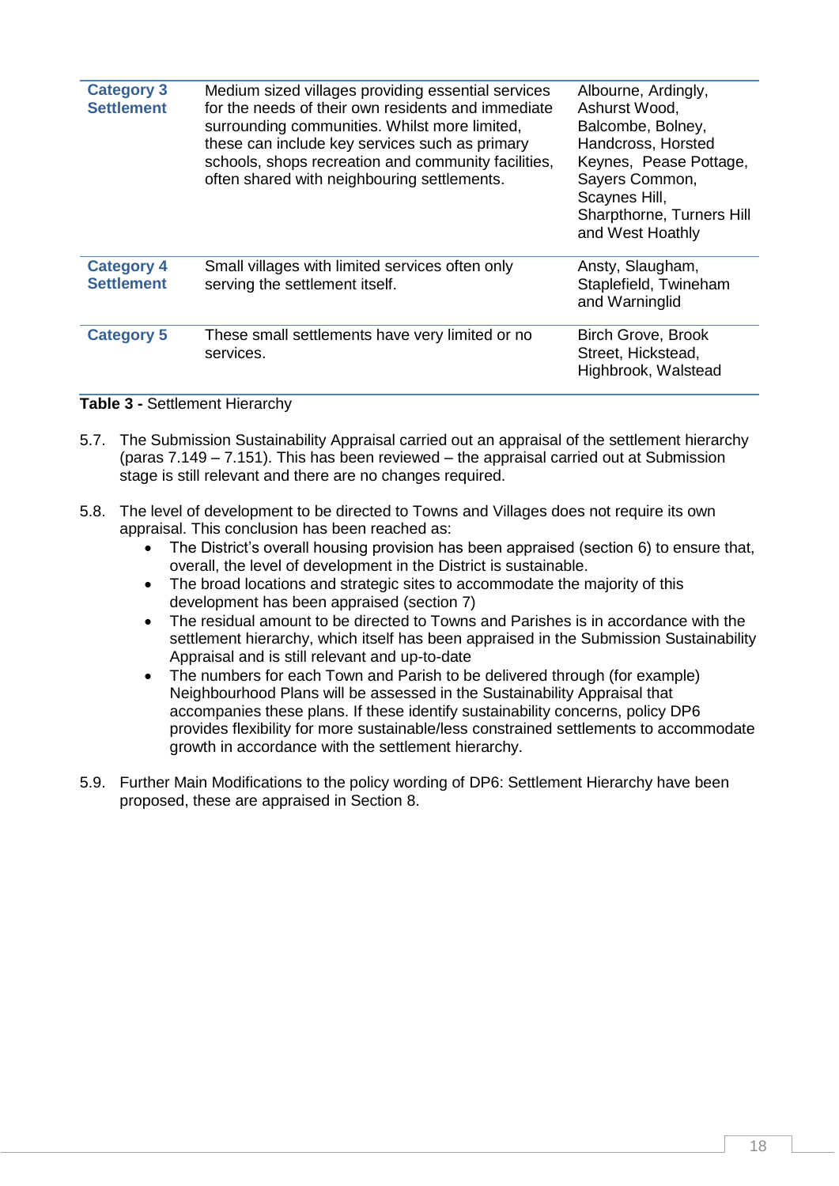| | | |
|---|---|---|
| **Category 3 Settlement** | Medium sized villages providing essential services for the needs of their own residents and immediate surrounding communities. Whilst more limited, these can include key services such as primary schools, shops recreation and community facilities, often shared with neighbouring settlements. | Albourne, Ardingly, Ashurst Wood, Balcombe, Bolney, Handcross, Horsted Keynes, Pease Pottage, Sayers Common, Scaynes Hill, Sharpthorne, Turners Hill and West Hoathly |
| **Category 4 Settlement** | Small villages with limited services often only serving the settlement itself. | Ansty, Slaugham, Staplefield, Twineham and Warninglid |
| **Category 5** | These small settlements have very limited or no services. | Birch Grove, Brook Street, Hickstead, Highbrook, Walstead |

**Table 3 -** Settlement Hierarchy

5.7. The Submission Sustainability Appraisal carried out an appraisal of the settlement hierarchy (paras 7.149 – 7.151). This has been reviewed – the appraisal carried out at Submission stage is still relevant and there are no changes required.

5.8. The level of development to be directed to Towns and Villages does not require its own appraisal. This conclusion has been reached as:

- The District's overall housing provision has been appraised (section 6) to ensure that, overall, the level of development in the District is sustainable.
- The broad locations and strategic sites to accommodate the majority of this development has been appraised (section 7)
- The residual amount to be directed to Towns and Parishes is in accordance with the settlement hierarchy, which itself has been appraised in the Submission Sustainability Appraisal and is still relevant and up-to-date
- The numbers for each Town and Parish to be delivered through (for example) Neighbourhood Plans will be assessed in the Sustainability Appraisal that accompanies these plans. If these identify sustainability concerns, policy DP6 provides flexibility for more sustainable/less constrained settlements to accommodate growth in accordance with the settlement hierarchy.

5.9. Further Main Modifications to the policy wording of DP6: Settlement Hierarchy have been proposed, these are appraised in Section 8.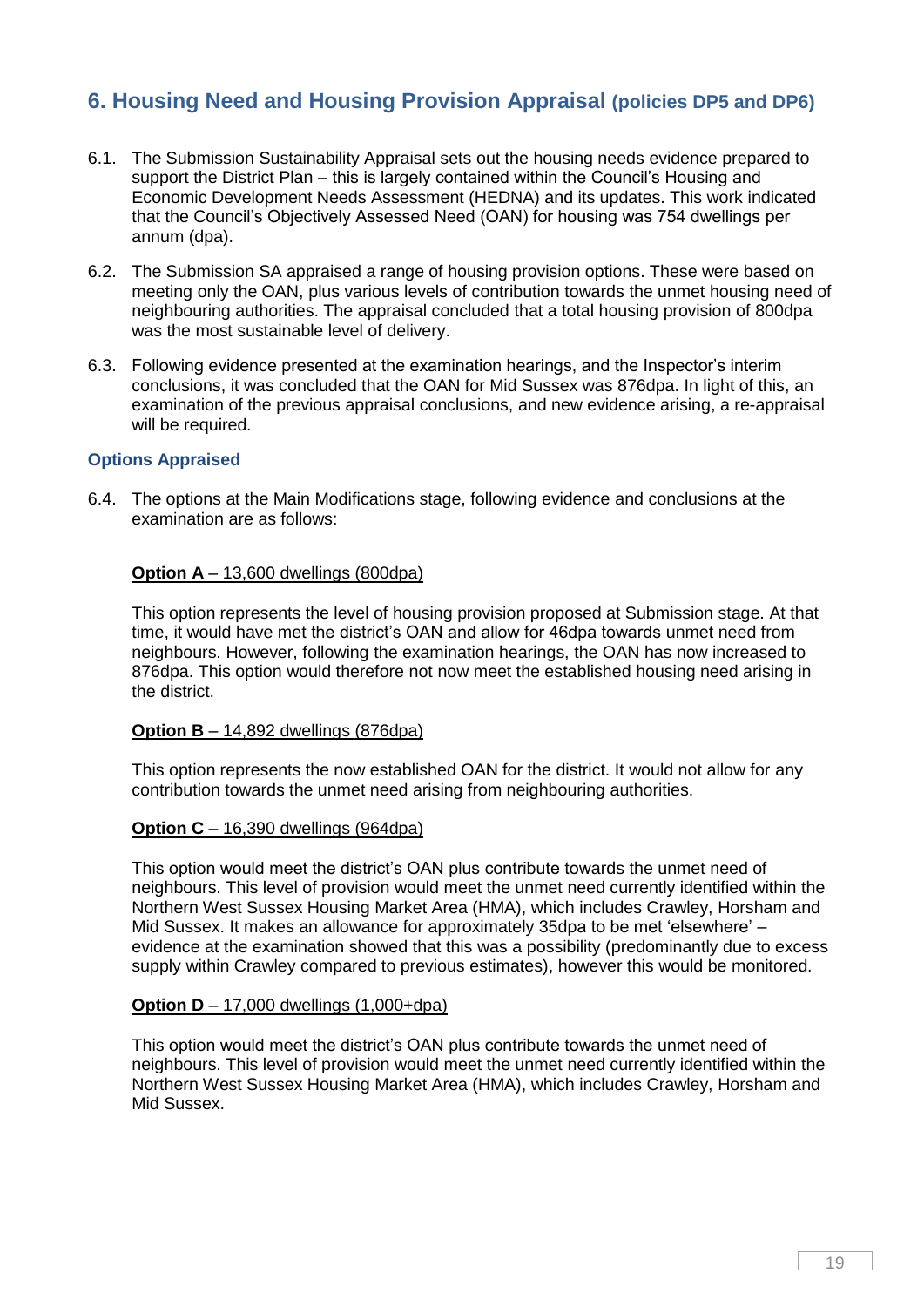## 6. Housing Need and Housing Provision Appraisal (policies DP5 and DP6)

6.1. The Submission Sustainability Appraisal sets out the housing needs evidence prepared to support the District Plan – this is largely contained within the Council's Housing and Economic Development Needs Assessment (HEDNA) and its updates. This work indicated that the Council's Objectively Assessed Need (OAN) for housing was 754 dwellings per annum (dpa).

6.2. The Submission SA appraised a range of housing provision options. These were based on meeting only the OAN, plus various levels of contribution towards the unmet housing need of neighbouring authorities. The appraisal concluded that a total housing provision of 800dpa was the most sustainable level of delivery.

6.3. Following evidence presented at the examination hearings, and the Inspector's interim conclusions, it was concluded that the OAN for Mid Sussex was 876dpa. In light of this, an examination of the previous appraisal conclusions, and new evidence arising, a re-appraisal will be required.

### Options Appraised

6.4. The options at the Main Modifications stage, following evidence and conclusions at the examination are as follows:

**Option A** – 13,600 dwellings (800dpa)

This option represents the level of housing provision proposed at Submission stage. At that time, it would have met the district's OAN and allow for 46dpa towards unmet need from neighbours. However, following the examination hearings, the OAN has now increased to 876dpa. This option would therefore not now meet the established housing need arising in the district.

**Option B** – 14,892 dwellings (876dpa)

This option represents the now established OAN for the district. It would not allow for any contribution towards the unmet need arising from neighbouring authorities.

**Option C** – 16,390 dwellings (964dpa)

This option would meet the district's OAN plus contribute towards the unmet need of neighbours. This level of provision would meet the unmet need currently identified within the Northern West Sussex Housing Market Area (HMA), which includes Crawley, Horsham and Mid Sussex. It makes an allowance for approximately 35dpa to be met 'elsewhere' – evidence at the examination showed that this was a possibility (predominantly due to excess supply within Crawley compared to previous estimates), however this would be monitored.

**Option D** – 17,000 dwellings (1,000+dpa)

This option would meet the district's OAN plus contribute towards the unmet need of neighbours. This level of provision would meet the unmet need currently identified within the Northern West Sussex Housing Market Area (HMA), which includes Crawley, Horsham and Mid Sussex.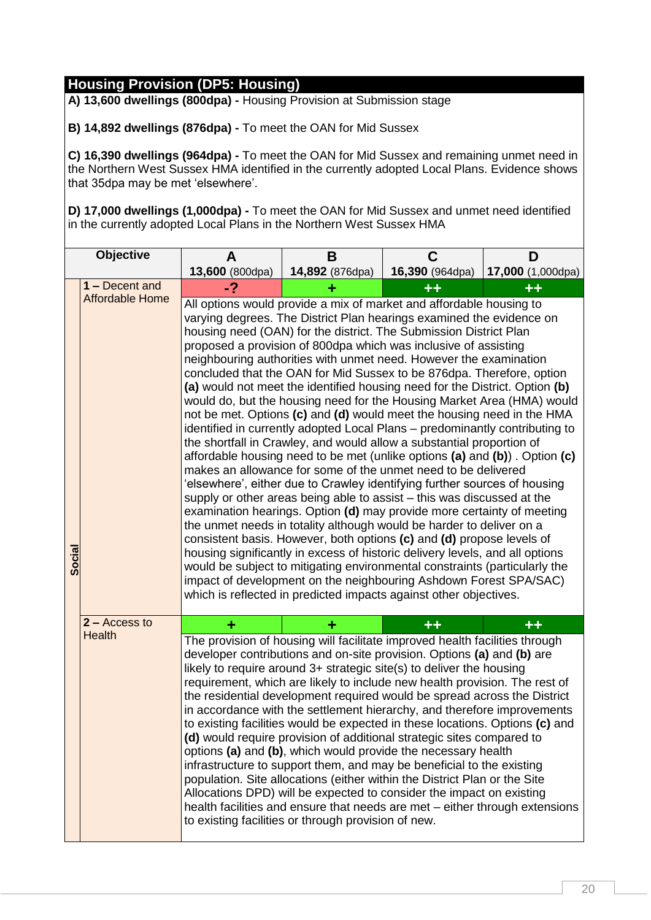## Housing Provision (DP5: Housing)

**A) 13,600 dwellings (800dpa) -** Housing Provision at Submission stage

**B) 14,892 dwellings (876dpa) -** To meet the OAN for Mid Sussex

**C) 16,390 dwellings (964dpa) -** To meet the OAN for Mid Sussex and remaining unmet need in the Northern West Sussex HMA identified in the currently adopted Local Plans. Evidence shows that 35dpa may be met 'elsewhere'.

**D) 17,000 dwellings (1,000dpa) -** To meet the OAN for Mid Sussex and unmet need identified in the currently adopted Local Plans in the Northern West Sussex HMA

| | Objective | A<br>**13,600** (800dpa) | B<br>**14,892** (876dpa) | C<br>**16,390** (964dpa) | D<br>**17,000** (1,000dpa) |
|---|---|---|---|---|---|
| Social | **1 –** Decent and Affordable Home | -? | + | ++ | ++ |
| | | All options would provide a mix of market and affordable housing to varying degrees. The District Plan hearings examined the evidence on housing need (OAN) for the district. The Submission District Plan proposed a provision of 800dpa which was inclusive of assisting neighbouring authorities with unmet need. However the examination concluded that the OAN for Mid Sussex to be 876dpa. Therefore, option **(a)** would not meet the identified housing need for the District. Option **(b)** would do, but the housing need for the Housing Market Area (HMA) would not be met. Options **(c)** and **(d)** would meet the housing need in the HMA identified in currently adopted Local Plans – predominantly contributing to the shortfall in Crawley, and would allow a substantial proportion of affordable housing need to be met (unlike options **(a)** and **(b)**) . Option **(c)** makes an allowance for some of the unmet need to be delivered 'elsewhere', either due to Crawley identifying further sources of housing supply or other areas being able to assist – this was discussed at the examination hearings. Option **(d)** may provide more certainty of meeting the unmet needs in totality although would be harder to deliver on a consistent basis. However, both options **(c)** and **(d)** propose levels of housing significantly in excess of historic delivery levels, and all options would be subject to mitigating environmental constraints (particularly the impact of development on the neighbouring Ashdown Forest SPA/SAC) which is reflected in predicted impacts against other objectives. | | | |
| | **2 –** Access to Health | + | + | ++ | ++ |
| | | The provision of housing will facilitate improved health facilities through developer contributions and on-site provision. Options **(a)** and **(b)** are likely to require around 3+ strategic site(s) to deliver the housing requirement, which are likely to include new health provision. The rest of the residential development required would be spread across the District in accordance with the settlement hierarchy, and therefore improvements to existing facilities would be expected in these locations. Options **(c)** and **(d)** would require provision of additional strategic sites compared to options **(a)** and **(b)**, which would provide the necessary health infrastructure to support them, and may be beneficial to the existing population. Site allocations (either within the District Plan or the Site Allocations DPD) will be expected to consider the impact on existing health facilities and ensure that needs are met – either through extensions to existing facilities or through provision of new. | | | |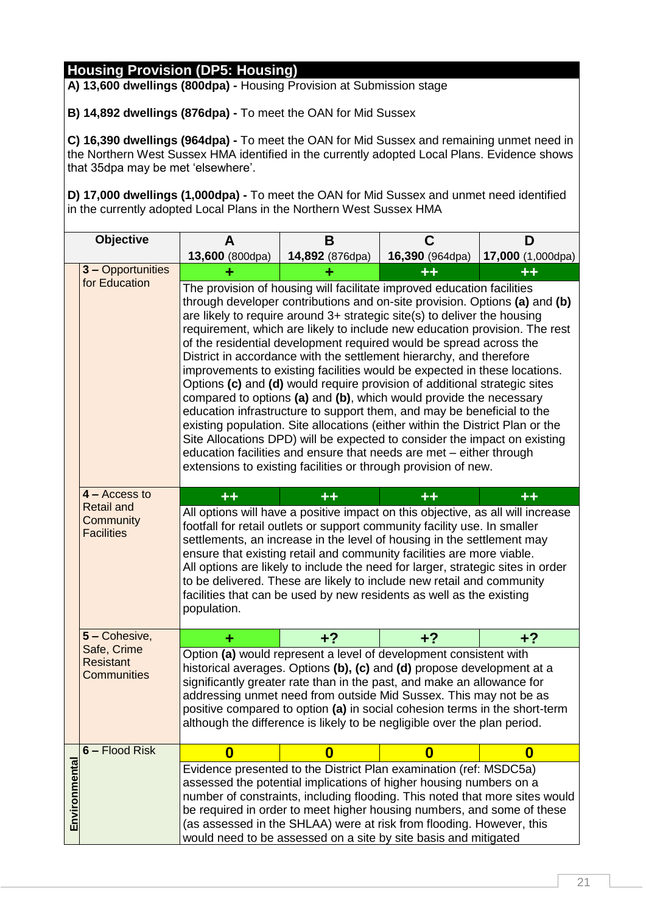## Housing Provision (DP5: Housing)

**A) 13,600 dwellings (800dpa) -** Housing Provision at Submission stage

**B) 14,892 dwellings (876dpa) -** To meet the OAN for Mid Sussex

**C) 16,390 dwellings (964dpa) -** To meet the OAN for Mid Sussex and remaining unmet need in the Northern West Sussex HMA identified in the currently adopted Local Plans. Evidence shows that 35dpa may be met 'elsewhere'.

**D) 17,000 dwellings (1,000dpa) -** To meet the OAN for Mid Sussex and unmet need identified in the currently adopted Local Plans in the Northern West Sussex HMA

| | Objective | A<br>**13,600** (800dpa) | B<br>**14,892** (876dpa) | C<br>**16,390** (964dpa) | D<br>**17,000** (1,000dpa) |
|---|---|---|---|---|---|
| | **3 –** Opportunities for Education | + | + | ++ | ++ |
| | | The provision of housing will facilitate improved education facilities through developer contributions and on-site provision. Options **(a)** and **(b)** are likely to require around 3+ strategic site(s) to deliver the housing requirement, which are likely to include new education provision. The rest of the residential development required would be spread across the District in accordance with the settlement hierarchy, and therefore improvements to existing facilities would be expected in these locations. Options **(c)** and **(d)** would require provision of additional strategic sites compared to options **(a)** and **(b)**, which would provide the necessary education infrastructure to support them, and may be beneficial to the existing population. Site allocations (either within the District Plan or the Site Allocations DPD) will be expected to consider the impact on existing education facilities and ensure that needs are met – either through extensions to existing facilities or through provision of new. | | | |
| | **4 –** Access to Retail and Community Facilities | ++ | ++ | ++ | ++ |
| | | All options will have a positive impact on this objective, as all will increase footfall for retail outlets or support community facility use. In smaller settlements, an increase in the level of housing in the settlement may ensure that existing retail and community facilities are more viable. All options are likely to include the need for larger, strategic sites in order to be delivered. These are likely to include new retail and community facilities that can be used by new residents as well as the existing population. | | | |
| | **5 –** Cohesive, Safe, Crime Resistant Communities | + | +? | +? | +? |
| | | Option **(a)** would represent a level of development consistent with historical averages. Options **(b), (c)** and **(d)** propose development at a significantly greater rate than in the past, and make an allowance for addressing unmet need from outside Mid Sussex. This may not be as positive compared to option **(a)** in social cohesion terms in the short-term although the difference is likely to be negligible over the plan period. | | | |
| **Environmental** | **6 –** Flood Risk | 0 | 0 | 0 | 0 |
| | | Evidence presented to the District Plan examination (ref: MSDC5a) assessed the potential implications of higher housing numbers on a number of constraints, including flooding. This noted that more sites would be required in order to meet higher housing numbers, and some of these (as assessed in the SHLAA) were at risk from flooding. However, this would need to be assessed on a site by site basis and mitigated | | | |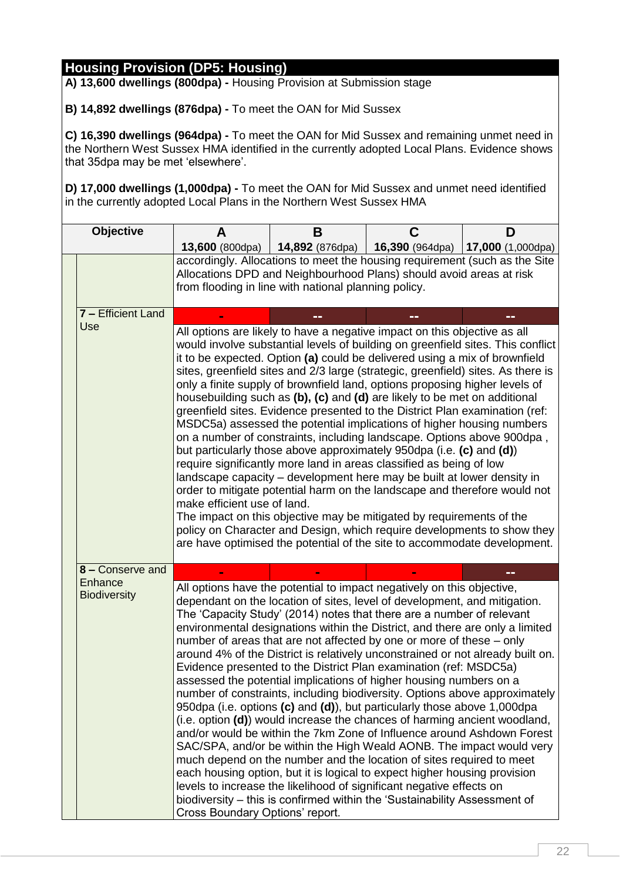## Housing Provision (DP5: Housing)

**A) 13,600 dwellings (800dpa) -** Housing Provision at Submission stage

**B) 14,892 dwellings (876dpa) -** To meet the OAN for Mid Sussex

**C) 16,390 dwellings (964dpa) -** To meet the OAN for Mid Sussex and remaining unmet need in the Northern West Sussex HMA identified in the currently adopted Local Plans. Evidence shows that 35dpa may be met 'elsewhere'.

**D) 17,000 dwellings (1,000dpa) -** To meet the OAN for Mid Sussex and unmet need identified in the currently adopted Local Plans in the Northern West Sussex HMA

| Objective | A<br>**13,600** (800dpa) | B<br>**14,892** (876dpa) | C<br>**16,390** (964dpa) | D<br>**17,000** (1,000dpa) |
|---|---|---|---|---|
| | accordingly. Allocations to meet the housing requirement (such as the Site Allocations DPD and Neighbourhood Plans) should avoid areas at risk from flooding in line with national planning policy. | | | |
| **7 –** Efficient Land Use | - | -- | -- | -- |
| | All options are likely to have a negative impact on this objective as all would involve substantial levels of building on greenfield sites. This conflict it to be expected. Option **(a)** could be delivered using a mix of brownfield sites, greenfield sites and 2/3 large (strategic, greenfield) sites. As there is only a finite supply of brownfield land, options proposing higher levels of housebuilding such as **(b), (c)** and **(d)** are likely to be met on additional greenfield sites. Evidence presented to the District Plan examination (ref: MSDC5a) assessed the potential implications of higher housing numbers on a number of constraints, including landscape. Options above 900dpa , but particularly those above approximately 950dpa (i.e. **(c)** and **(d)**) require significantly more land in areas classified as being of low landscape capacity – development here may be built at lower density in order to mitigate potential harm on the landscape and therefore would not make efficient use of land.<br>The impact on this objective may be mitigated by requirements of the policy on Character and Design, which require developments to show they are have optimised the potential of the site to accommodate development. | | | |
| **8 –** Conserve and Enhance Biodiversity | - | - | - | -- |
| | All options have the potential to impact negatively on this objective, dependant on the location of sites, level of development, and mitigation. The 'Capacity Study' (2014) notes that there are a number of relevant environmental designations within the District, and there are only a limited number of areas that are not affected by one or more of these – only around 4% of the District is relatively unconstrained or not already built on. Evidence presented to the District Plan examination (ref: MSDC5a) assessed the potential implications of higher housing numbers on a number of constraints, including biodiversity. Options above approximately 950dpa (i.e. options **(c)** and **(d)**), but particularly those above 1,000dpa (i.e. option **(d)**) would increase the chances of harming ancient woodland, and/or would be within the 7km Zone of Influence around Ashdown Forest SAC/SPA, and/or be within the High Weald AONB. The impact would very much depend on the number and the location of sites required to meet each housing option, but it is logical to expect higher housing provision levels to increase the likelihood of significant negative effects on biodiversity – this is confirmed within the 'Sustainability Assessment of Cross Boundary Options' report. | | | |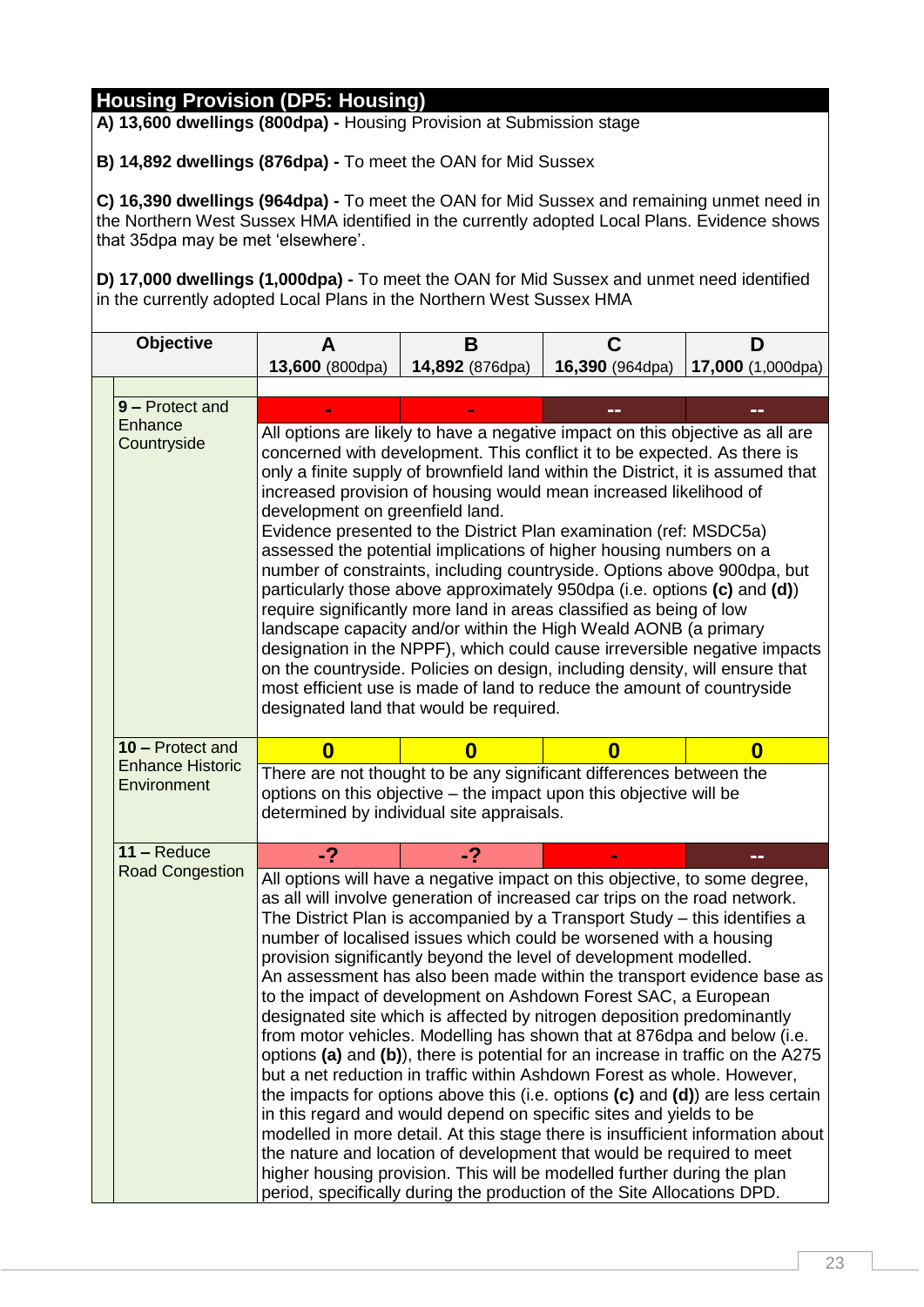## Housing Provision (DP5: Housing)

**A) 13,600 dwellings (800dpa) -** Housing Provision at Submission stage

**B) 14,892 dwellings (876dpa) -** To meet the OAN for Mid Sussex

**C) 16,390 dwellings (964dpa) -** To meet the OAN for Mid Sussex and remaining unmet need in the Northern West Sussex HMA identified in the currently adopted Local Plans. Evidence shows that 35dpa may be met 'elsewhere'.

**D) 17,000 dwellings (1,000dpa) -** To meet the OAN for Mid Sussex and unmet need identified in the currently adopted Local Plans in the Northern West Sussex HMA

| Objective | A<br>**13,600** (800dpa) | B<br>**14,892** (876dpa) | C<br>**16,390** (964dpa) | D<br>**17,000** (1,000dpa) |
|---|---|---|---|---|
| **9 –** Protect and Enhance Countryside | - | - | -- | -- |
| | All options are likely to have a negative impact on this objective as all are concerned with development. This conflict it to be expected. As there is only a finite supply of brownfield land within the District, it is assumed that increased provision of housing would mean increased likelihood of development on greenfield land.<br>Evidence presented to the District Plan examination (ref: MSDC5a) assessed the potential implications of higher housing numbers on a number of constraints, including countryside. Options above 900dpa, but particularly those above approximately 950dpa (i.e. options **(c)** and **(d)**) require significantly more land in areas classified as being of low landscape capacity and/or within the High Weald AONB (a primary designation in the NPPF), which could cause irreversible negative impacts on the countryside. Policies on design, including density, will ensure that most efficient use is made of land to reduce the amount of countryside designated land that would be required. | | | |
| **10 –** Protect and Enhance Historic Environment | 0 | 0 | 0 | 0 |
| | There are not thought to be any significant differences between the options on this objective – the impact upon this objective will be determined by individual site appraisals. | | | |
| **11 –** Reduce Road Congestion | -? | -? | - | -- |
| | All options will have a negative impact on this objective, to some degree, as all will involve generation of increased car trips on the road network. The District Plan is accompanied by a Transport Study – this identifies a number of localised issues which could be worsened with a housing provision significantly beyond the level of development modelled.<br>An assessment has also been made within the transport evidence base as to the impact of development on Ashdown Forest SAC, a European designated site which is affected by nitrogen deposition predominantly from motor vehicles. Modelling has shown that at 876dpa and below (i.e. options **(a)** and **(b)**), there is potential for an increase in traffic on the A275 but a net reduction in traffic within Ashdown Forest as whole. However, the impacts for options above this (i.e. options **(c)** and **(d)**) are less certain in this regard and would depend on specific sites and yields to be modelled in more detail. At this stage there is insufficient information about the nature and location of development that would be required to meet higher housing provision. This will be modelled further during the plan period, specifically during the production of the Site Allocations DPD. | | | |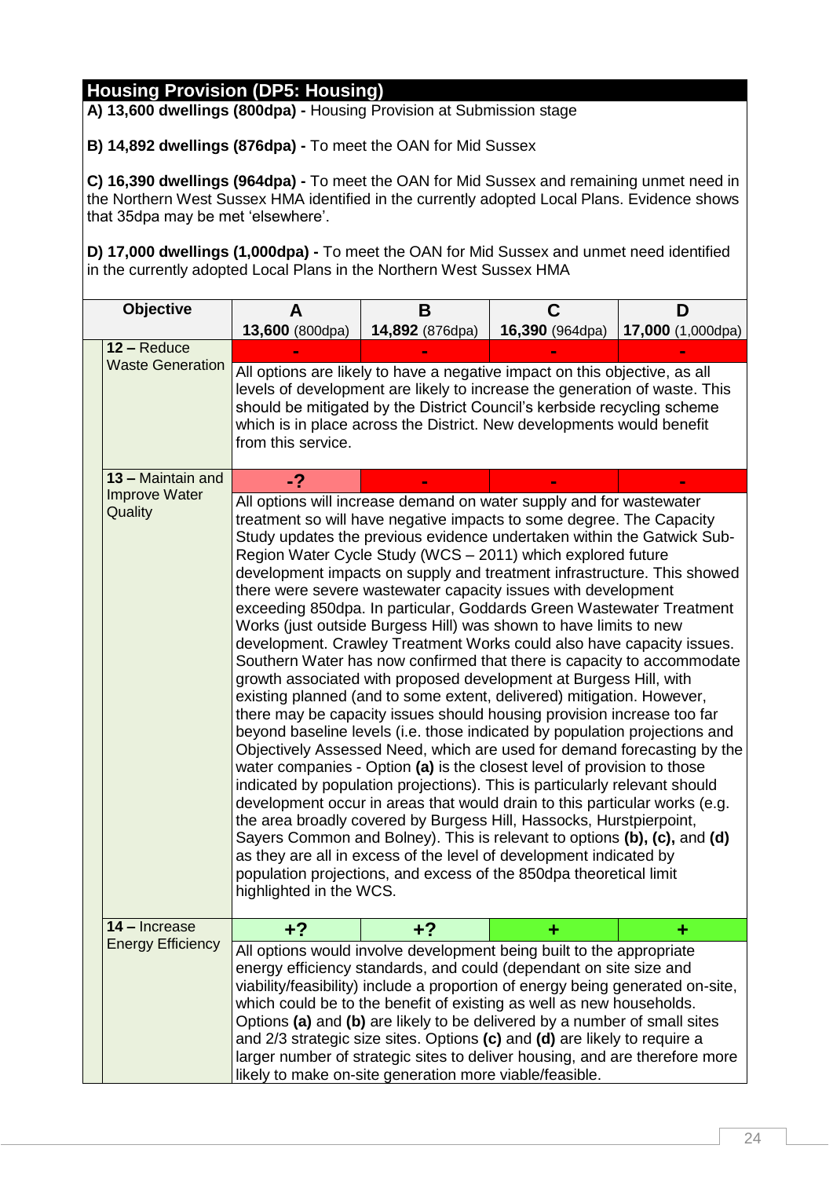## Housing Provision (DP5: Housing)

**A) 13,600 dwellings (800dpa) -** Housing Provision at Submission stage

**B) 14,892 dwellings (876dpa) -** To meet the OAN for Mid Sussex

**C) 16,390 dwellings (964dpa) -** To meet the OAN for Mid Sussex and remaining unmet need in the Northern West Sussex HMA identified in the currently adopted Local Plans. Evidence shows that 35dpa may be met 'elsewhere'.

**D) 17,000 dwellings (1,000dpa) -** To meet the OAN for Mid Sussex and unmet need identified in the currently adopted Local Plans in the Northern West Sussex HMA

| Objective | A<br>**13,600** (800dpa) | B<br>**14,892** (876dpa) | C<br>**16,390** (964dpa) | D<br>**17,000** (1,000dpa) |
|---|---|---|---|---|
| **12 –** Reduce Waste Generation | - | - | - | - |
| | All options are likely to have a negative impact on this objective, as all levels of development are likely to increase the generation of waste. This should be mitigated by the District Council's kerbside recycling scheme which is in place across the District. New developments would benefit from this service. | | | |
| **13 –** Maintain and Improve Water Quality | -? | - | - | - |
| | All options will increase demand on water supply and for wastewater treatment so will have negative impacts to some degree. The Capacity Study updates the previous evidence undertaken within the Gatwick Sub-Region Water Cycle Study (WCS – 2011) which explored future development impacts on supply and treatment infrastructure. This showed there were severe wastewater capacity issues with development exceeding 850dpa. In particular, Goddards Green Wastewater Treatment Works (just outside Burgess Hill) was shown to have limits to new development. Crawley Treatment Works could also have capacity issues. Southern Water has now confirmed that there is capacity to accommodate growth associated with proposed development at Burgess Hill, with existing planned (and to some extent, delivered) mitigation. However, there may be capacity issues should housing provision increase too far beyond baseline levels (i.e. those indicated by population projections and Objectively Assessed Need, which are used for demand forecasting by the water companies - Option **(a)** is the closest level of provision to those indicated by population projections). This is particularly relevant should development occur in areas that would drain to this particular works (e.g. the area broadly covered by Burgess Hill, Hassocks, Hurstpierpoint, Sayers Common and Bolney). This is relevant to options **(b)**, **(c)**, and **(d)** as they are all in excess of the level of development indicated by population projections, and excess of the 850dpa theoretical limit highlighted in the WCS. | | | |
| **14 –** Increase Energy Efficiency | +? | +? | + | + |
| | All options would involve development being built to the appropriate energy efficiency standards, and could (dependant on site size and viability/feasibility) include a proportion of energy being generated on-site, which could be to the benefit of existing as well as new households. Options **(a)** and **(b)** are likely to be delivered by a number of small sites and 2/3 strategic size sites. Options **(c)** and **(d)** are likely to require a larger number of strategic sites to deliver housing, and are therefore more likely to make on-site generation more viable/feasible. | | | |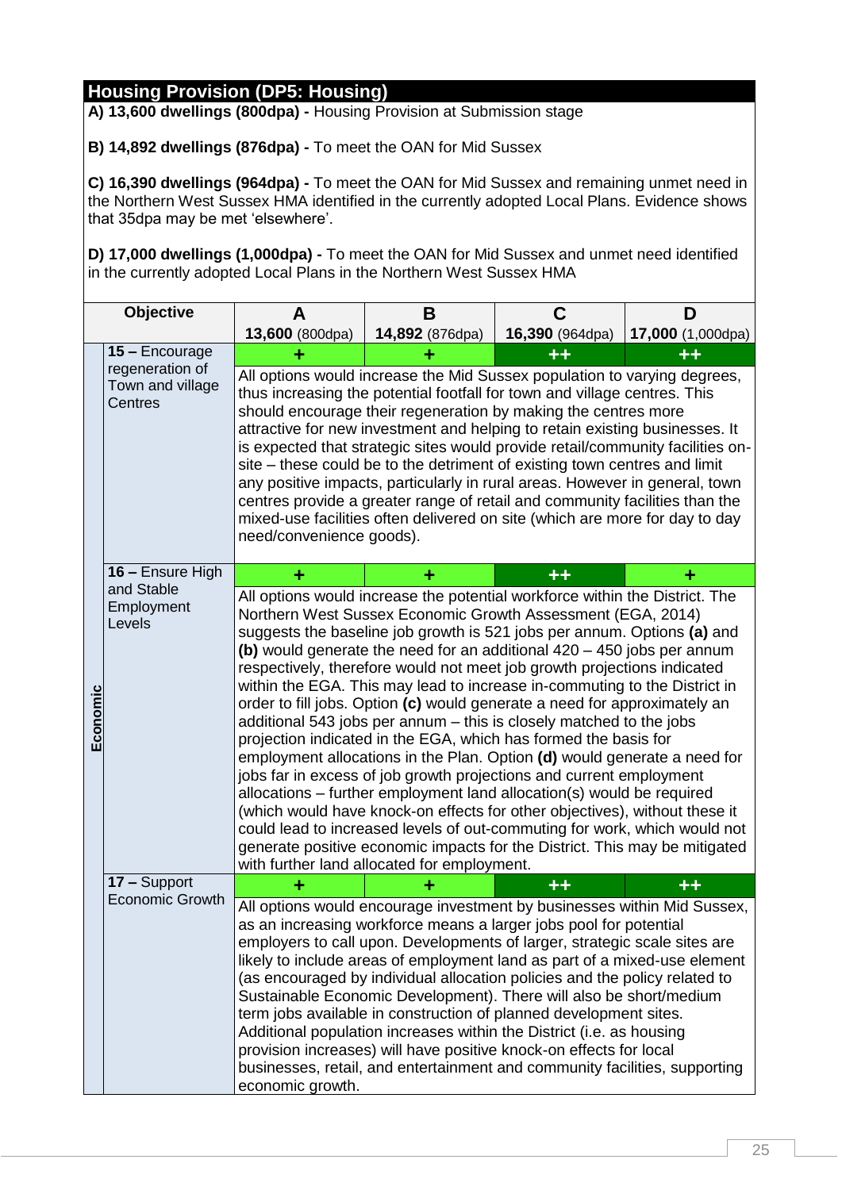## Housing Provision (DP5: Housing)

**A) 13,600 dwellings (800dpa) -** Housing Provision at Submission stage

**B) 14,892 dwellings (876dpa) -** To meet the OAN for Mid Sussex

**C) 16,390 dwellings (964dpa) -** To meet the OAN for Mid Sussex and remaining unmet need in the Northern West Sussex HMA identified in the currently adopted Local Plans. Evidence shows that 35dpa may be met 'elsewhere'.

**D) 17,000 dwellings (1,000dpa) -** To meet the OAN for Mid Sussex and unmet need identified in the currently adopted Local Plans in the Northern West Sussex HMA

| | Objective | A<br>**13,600** (800dpa) | B<br>**14,892** (876dpa) | C<br>**16,390** (964dpa) | D<br>**17,000** (1,000dpa) |
|---|---|---|---|---|---|
| Economic | **15 –** Encourage regeneration of Town and village Centres | + | + | ++ | ++ |
| | | All options would increase the Mid Sussex population to varying degrees, thus increasing the potential footfall for town and village centres. This should encourage their regeneration by making the centres more attractive for new investment and helping to retain existing businesses. It is expected that strategic sites would provide retail/community facilities on-site – these could be to the detriment of existing town centres and limit any positive impacts, particularly in rural areas. However in general, town centres provide a greater range of retail and community facilities than the mixed-use facilities often delivered on site (which are more for day to day need/convenience goods). | | | |
| | **16 –** Ensure High and Stable Employment Levels | + | + | ++ | + |
| | | All options would increase the potential workforce within the District. The Northern West Sussex Economic Growth Assessment (EGA, 2014) suggests the baseline job growth is 521 jobs per annum. Options **(a)** and **(b)** would generate the need for an additional 420 – 450 jobs per annum respectively, therefore would not meet job growth projections indicated within the EGA. This may lead to increase in-commuting to the District in order to fill jobs. Option **(c)** would generate a need for approximately an additional 543 jobs per annum – this is closely matched to the jobs projection indicated in the EGA, which has formed the basis for employment allocations in the Plan. Option **(d)** would generate a need for jobs far in excess of job growth projections and current employment allocations – further employment land allocation(s) would be required (which would have knock-on effects for other objectives), without these it could lead to increased levels of out-commuting for work, which would not generate positive economic impacts for the District. This may be mitigated with further land allocated for employment. | | | |
| | **17 –** Support Economic Growth | + | + | ++ | ++ |
| | | All options would encourage investment by businesses within Mid Sussex, as an increasing workforce means a larger jobs pool for potential employers to call upon. Developments of larger, strategic scale sites are likely to include areas of employment land as part of a mixed-use element (as encouraged by individual allocation policies and the policy related to Sustainable Economic Development). There will also be short/medium term jobs available in construction of planned development sites. Additional population increases within the District (i.e. as housing provision increases) will have positive knock-on effects for local businesses, retail, and entertainment and community facilities, supporting economic growth. | | | |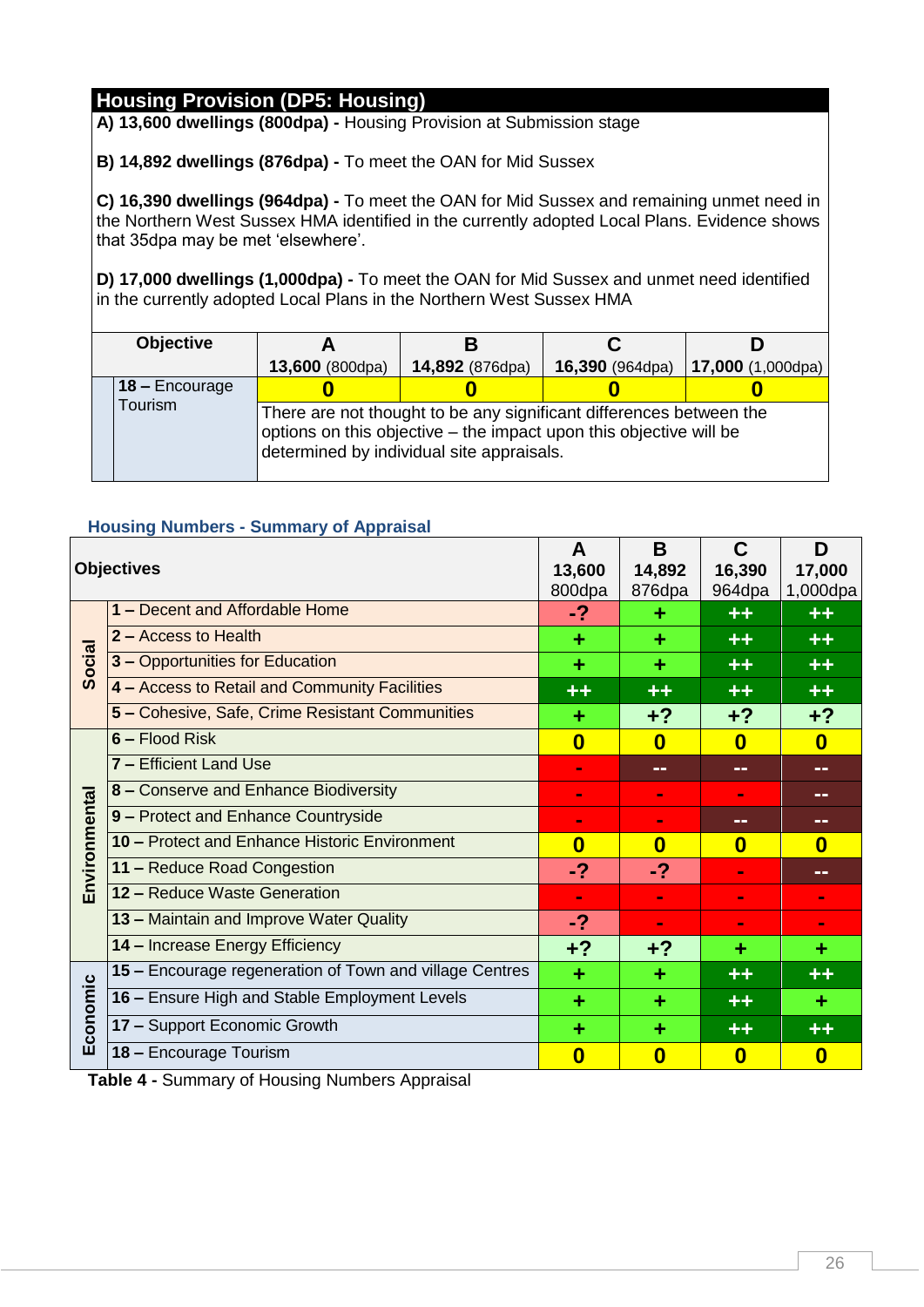| Housing Provision (DP5: Housing) | | | | |
|---|---|---|---|---|
| **A) 13,600 dwellings (800dpa) -** Housing Provision at Submission stage<br><br>**B) 14,892 dwellings (876dpa) -** To meet the OAN for Mid Sussex<br><br>**C) 16,390 dwellings (964dpa) -** To meet the OAN for Mid Sussex and remaining unmet need in the Northern West Sussex HMA identified in the currently adopted Local Plans. Evidence shows that 35dpa may be met 'elsewhere'.<br><br>**D) 17,000 dwellings (1,000dpa) -** To meet the OAN for Mid Sussex and unmet need identified in the currently adopted Local Plans in the Northern West Sussex HMA | | | | |
| **Objective** | **A**<br>**13,600** (800dpa) | **B**<br>**14,892** (876dpa) | **C**<br>**16,390** (964dpa) | **D**<br>**17,000** (1,000dpa) |
| 18 – Encourage Tourism | **0** | **0** | **0** | **0** |
| | There are not thought to be any significant differences between the options on this objective – the impact upon this objective will be determined by individual site appraisals. | | | |

### Housing Numbers - Summary of Appraisal

| | Objectives | A<br>13,600<br>800dpa | B<br>14,892<br>876dpa | C<br>16,390<br>964dpa | D<br>17,000<br>1,000dpa |
|---|---|---|---|---|---|
| Social | **1 –** Decent and Affordable Home | -? | + | ++ | ++ |
| | **2 –** Access to Health | + | + | ++ | ++ |
| | **3 –** Opportunities for Education | + | + | ++ | ++ |
| | **4 –** Access to Retail and Community Facilities | ++ | ++ | ++ | ++ |
| | **5 –** Cohesive, Safe, Crime Resistant Communities | + | +? | +? | +? |
| Environmental | **6 –** Flood Risk | 0 | 0 | 0 | 0 |
| | **7 –** Efficient Land Use | - | -- | -- | -- |
| | **8 –** Conserve and Enhance Biodiversity | - | - | - | -- |
| | **9 –** Protect and Enhance Countryside | - | - | -- | -- |
| | **10 –** Protect and Enhance Historic Environment | 0 | 0 | 0 | 0 |
| | **11 –** Reduce Road Congestion | -? | -? | - | -- |
| | **12 –** Reduce Waste Generation | - | - | - | - |
| | **13 –** Maintain and Improve Water Quality | -? | - | - | - |
| | **14 –** Increase Energy Efficiency | +? | +? | + | + |
| Economic | **15 –** Encourage regeneration of Town and village Centres | + | + | ++ | ++ |
| | **16 –** Ensure High and Stable Employment Levels | + | + | ++ | + |
| | **17 –** Support Economic Growth | + | + | ++ | ++ |
| | **18 –** Encourage Tourism | 0 | 0 | 0 | 0 |

**Table 4 -** Summary of Housing Numbers Appraisal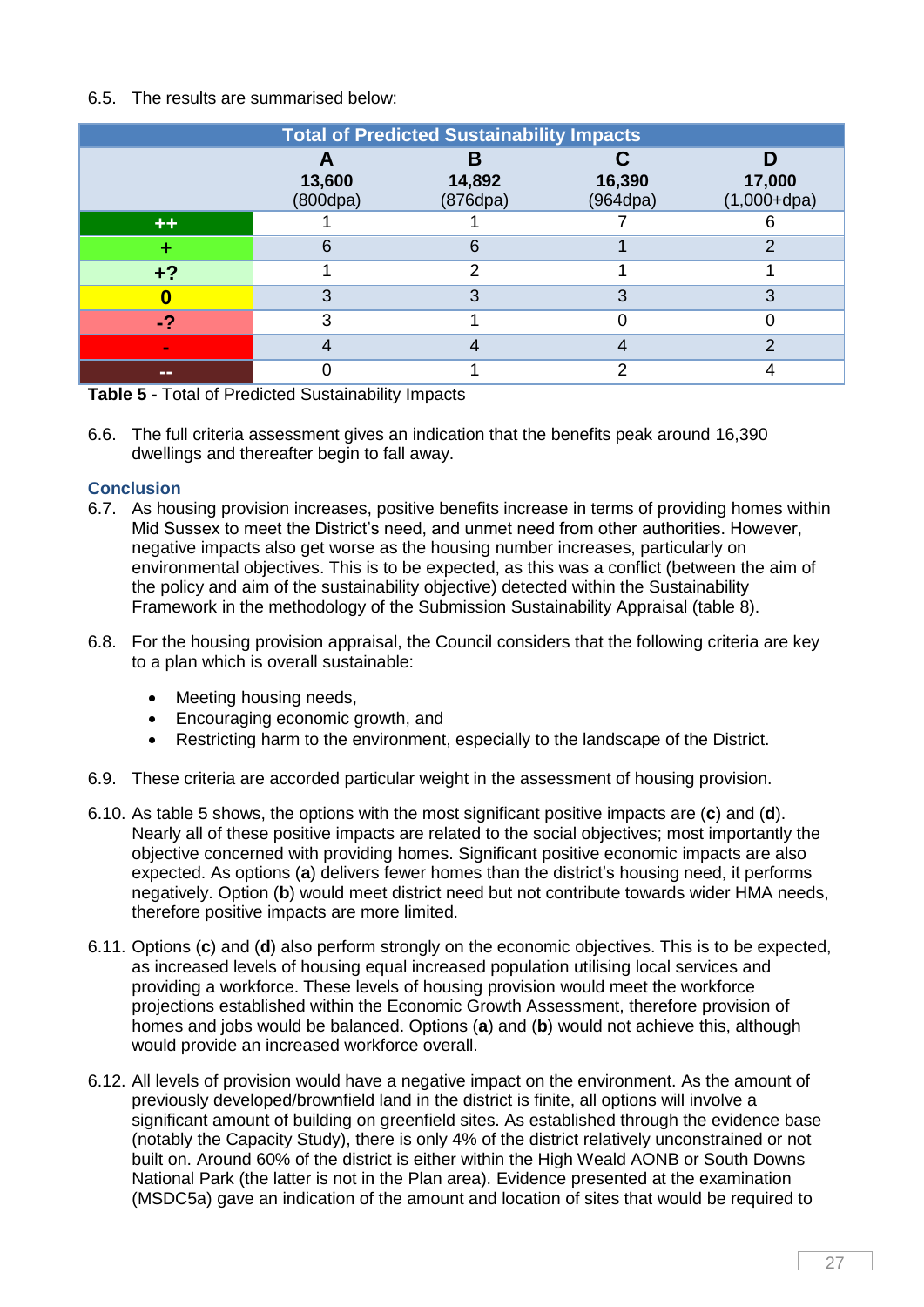6.5. The results are summarised below:

| Total of Predicted Sustainability Impacts | | | | |
|---|---|---|---|---|
| | **A**<br>**13,600**<br>(800dpa) | **B**<br>**14,892**<br>(876dpa) | **C**<br>**16,390**<br>(964dpa) | **D**<br>**17,000**<br>(1,000+dpa) |
| **++** | 1 | 1 | 7 | 6 |
| **+** | 6 | 6 | 1 | 2 |
| **+?** | 1 | 2 | 1 | 1 |
| **0** | 3 | 3 | 3 | 3 |
| **-?** | 3 | 1 | 0 | 0 |
| **-** | 4 | 4 | 4 | 2 |
| **--** | 0 | 1 | 2 | 4 |

**Table 5 -** Total of Predicted Sustainability Impacts

6.6. The full criteria assessment gives an indication that the benefits peak around 16,390 dwellings and thereafter begin to fall away.

## Conclusion

6.7. As housing provision increases, positive benefits increase in terms of providing homes within Mid Sussex to meet the District's need, and unmet need from other authorities. However, negative impacts also get worse as the housing number increases, particularly on environmental objectives. This is to be expected, as this was a conflict (between the aim of the policy and aim of the sustainability objective) detected within the Sustainability Framework in the methodology of the Submission Sustainability Appraisal (table 8).

6.8. For the housing provision appraisal, the Council considers that the following criteria are key to a plan which is overall sustainable:

- Meeting housing needs,
- Encouraging economic growth, and
- Restricting harm to the environment, especially to the landscape of the District.

6.9. These criteria are accorded particular weight in the assessment of housing provision.

6.10. As table 5 shows, the options with the most significant positive impacts are (**c**) and (**d**). Nearly all of these positive impacts are related to the social objectives; most importantly the objective concerned with providing homes. Significant positive economic impacts are also expected. As options (**a**) delivers fewer homes than the district's housing need, it performs negatively. Option (**b**) would meet district need but not contribute towards wider HMA needs, therefore positive impacts are more limited.

6.11. Options (**c**) and (**d**) also perform strongly on the economic objectives. This is to be expected, as increased levels of housing equal increased population utilising local services and providing a workforce. These levels of housing provision would meet the workforce projections established within the Economic Growth Assessment, therefore provision of homes and jobs would be balanced. Options (**a**) and (**b**) would not achieve this, although would provide an increased workforce overall.

6.12. All levels of provision would have a negative impact on the environment. As the amount of previously developed/brownfield land in the district is finite, all options will involve a significant amount of building on greenfield sites. As established through the evidence base (notably the Capacity Study), there is only 4% of the district relatively unconstrained or not built on. Around 60% of the district is either within the High Weald AONB or South Downs National Park (the latter is not in the Plan area). Evidence presented at the examination (MSDC5a) gave an indication of the amount and location of sites that would be required to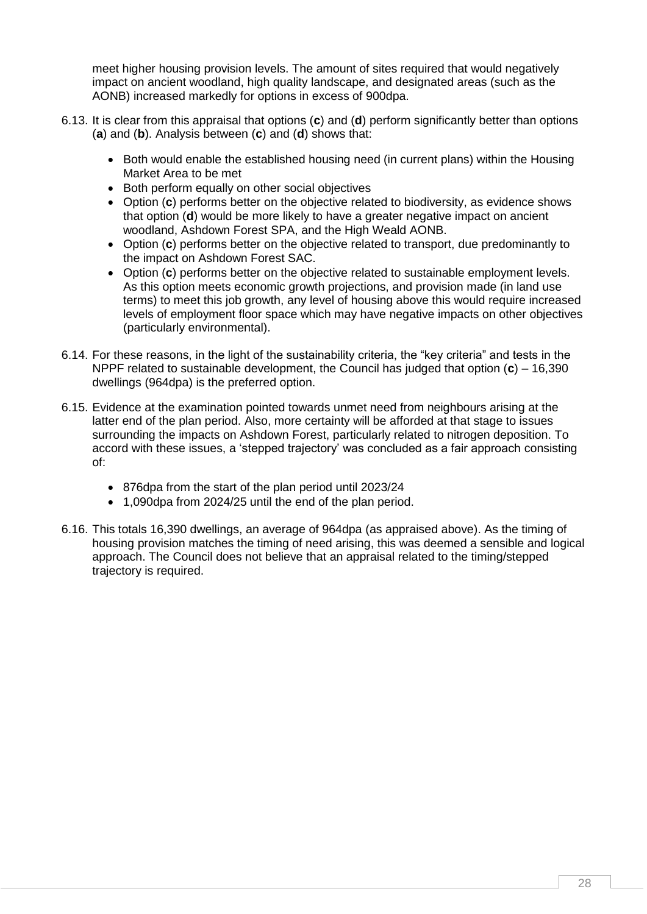meet higher housing provision levels. The amount of sites required that would negatively impact on ancient woodland, high quality landscape, and designated areas (such as the AONB) increased markedly for options in excess of 900dpa.

6.13. It is clear from this appraisal that options (**c**) and (**d**) perform significantly better than options (**a**) and (**b**). Analysis between (**c**) and (**d**) shows that:

- Both would enable the established housing need (in current plans) within the Housing Market Area to be met
- Both perform equally on other social objectives
- Option (**c**) performs better on the objective related to biodiversity, as evidence shows that option (**d**) would be more likely to have a greater negative impact on ancient woodland, Ashdown Forest SPA, and the High Weald AONB.
- Option (**c**) performs better on the objective related to transport, due predominantly to the impact on Ashdown Forest SAC.
- Option (**c**) performs better on the objective related to sustainable employment levels. As this option meets economic growth projections, and provision made (in land use terms) to meet this job growth, any level of housing above this would require increased levels of employment floor space which may have negative impacts on other objectives (particularly environmental).

6.14. For these reasons, in the light of the sustainability criteria, the "key criteria" and tests in the NPPF related to sustainable development, the Council has judged that option (**c**) – 16,390 dwellings (964dpa) is the preferred option.

6.15. Evidence at the examination pointed towards unmet need from neighbours arising at the latter end of the plan period. Also, more certainty will be afforded at that stage to issues surrounding the impacts on Ashdown Forest, particularly related to nitrogen deposition. To accord with these issues, a 'stepped trajectory' was concluded as a fair approach consisting of:

- 876dpa from the start of the plan period until 2023/24
- 1,090dpa from 2024/25 until the end of the plan period.

6.16. This totals 16,390 dwellings, an average of 964dpa (as appraised above). As the timing of housing provision matches the timing of need arising, this was deemed a sensible and logical approach. The Council does not believe that an appraisal related to the timing/stepped trajectory is required.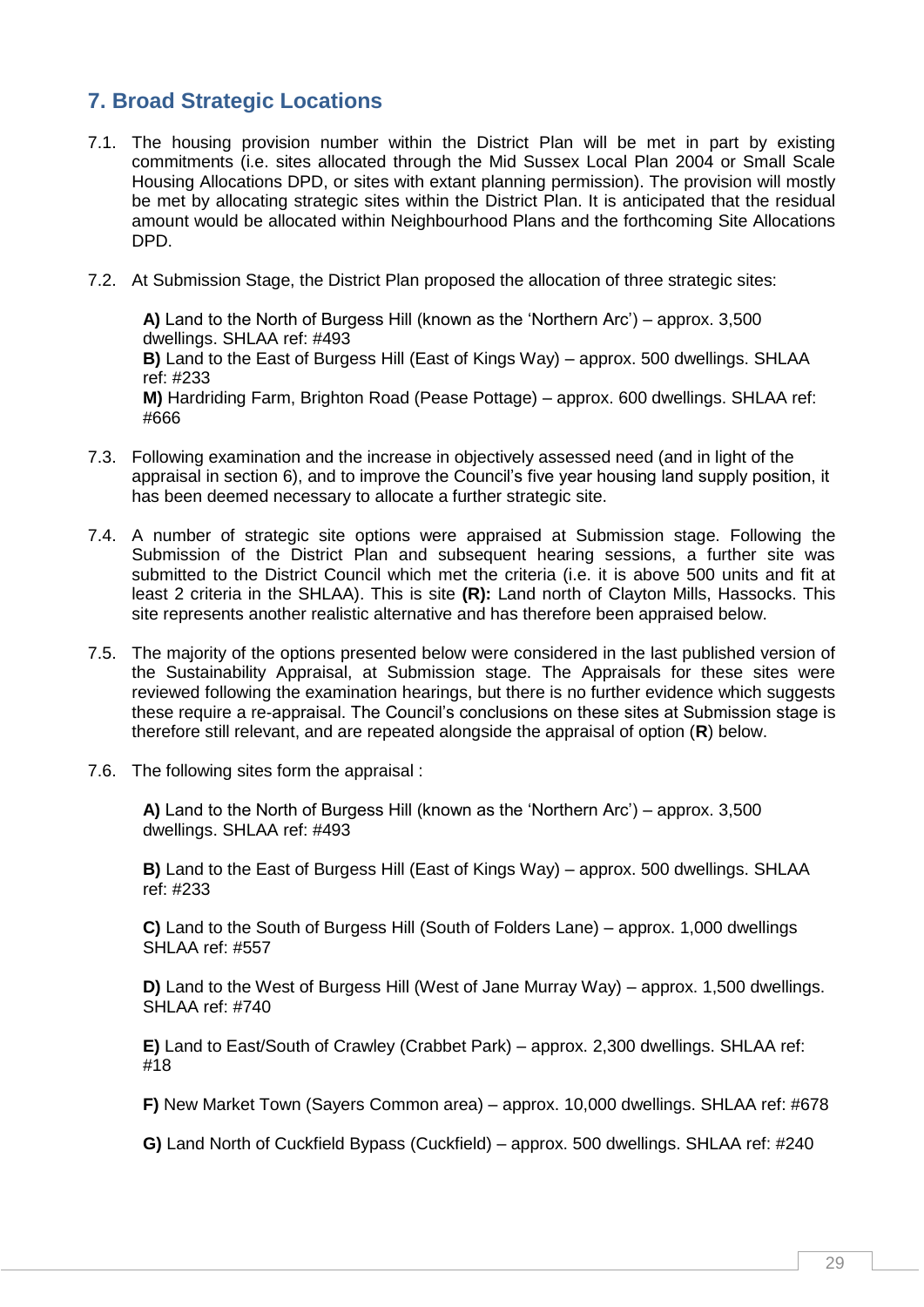## 7. Broad Strategic Locations

7.1. The housing provision number within the District Plan will be met in part by existing commitments (i.e. sites allocated through the Mid Sussex Local Plan 2004 or Small Scale Housing Allocations DPD, or sites with extant planning permission). The provision will mostly be met by allocating strategic sites within the District Plan. It is anticipated that the residual amount would be allocated within Neighbourhood Plans and the forthcoming Site Allocations DPD.

7.2. At Submission Stage, the District Plan proposed the allocation of three strategic sites:

**A)** Land to the North of Burgess Hill (known as the 'Northern Arc') – approx. 3,500 dwellings. SHLAA ref: #493
**B)** Land to the East of Burgess Hill (East of Kings Way) – approx. 500 dwellings. SHLAA ref: #233
**M)** Hardriding Farm, Brighton Road (Pease Pottage) – approx. 600 dwellings. SHLAA ref: #666

7.3. Following examination and the increase in objectively assessed need (and in light of the appraisal in section 6), and to improve the Council's five year housing land supply position, it has been deemed necessary to allocate a further strategic site.

7.4. A number of strategic site options were appraised at Submission stage. Following the Submission of the District Plan and subsequent hearing sessions, a further site was submitted to the District Council which met the criteria (i.e. it is above 500 units and fit at least 2 criteria in the SHLAA). This is site **(R):** Land north of Clayton Mills, Hassocks. This site represents another realistic alternative and has therefore been appraised below.

7.5. The majority of the options presented below were considered in the last published version of the Sustainability Appraisal, at Submission stage. The Appraisals for these sites were reviewed following the examination hearings, but there is no further evidence which suggests these require a re-appraisal. The Council's conclusions on these sites at Submission stage is therefore still relevant, and are repeated alongside the appraisal of option (**R**) below.

7.6. The following sites form the appraisal :

**A)** Land to the North of Burgess Hill (known as the 'Northern Arc') – approx. 3,500 dwellings. SHLAA ref: #493

**B)** Land to the East of Burgess Hill (East of Kings Way) – approx. 500 dwellings. SHLAA ref: #233

**C)** Land to the South of Burgess Hill (South of Folders Lane) – approx. 1,000 dwellings SHLAA ref: #557

**D)** Land to the West of Burgess Hill (West of Jane Murray Way) – approx. 1,500 dwellings. SHLAA ref: #740

**E)** Land to East/South of Crawley (Crabbet Park) – approx. 2,300 dwellings. SHLAA ref: #18

**F)** New Market Town (Sayers Common area) – approx. 10,000 dwellings. SHLAA ref: #678

**G)** Land North of Cuckfield Bypass (Cuckfield) – approx. 500 dwellings. SHLAA ref: #240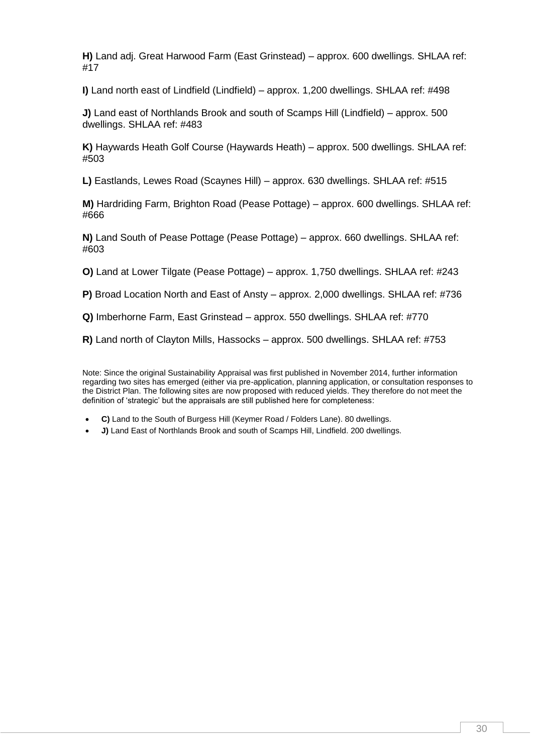**H)** Land adj. Great Harwood Farm (East Grinstead) – approx. 600 dwellings. SHLAA ref: #17

**I)** Land north east of Lindfield (Lindfield) – approx. 1,200 dwellings. SHLAA ref: #498

**J)** Land east of Northlands Brook and south of Scamps Hill (Lindfield) – approx. 500 dwellings. SHLAA ref: #483

**K)** Haywards Heath Golf Course (Haywards Heath) – approx. 500 dwellings. SHLAA ref: #503

**L)** Eastlands, Lewes Road (Scaynes Hill) – approx. 630 dwellings. SHLAA ref: #515

**M)** Hardriding Farm, Brighton Road (Pease Pottage) – approx. 600 dwellings. SHLAA ref: #666

**N)** Land South of Pease Pottage (Pease Pottage) – approx. 660 dwellings. SHLAA ref: #603

**O)** Land at Lower Tilgate (Pease Pottage) – approx. 1,750 dwellings. SHLAA ref: #243

**P)** Broad Location North and East of Ansty – approx. 2,000 dwellings. SHLAA ref: #736

**Q)** Imberhorne Farm, East Grinstead – approx. 550 dwellings. SHLAA ref: #770

**R)** Land north of Clayton Mills, Hassocks – approx. 500 dwellings. SHLAA ref: #753

Note: Since the original Sustainability Appraisal was first published in November 2014, further information regarding two sites has emerged (either via pre-application, planning application, or consultation responses to the District Plan. The following sites are now proposed with reduced yields. They therefore do not meet the definition of 'strategic' but the appraisals are still published here for completeness:

- **C)** Land to the South of Burgess Hill (Keymer Road / Folders Lane). 80 dwellings.
- **J)** Land East of Northlands Brook and south of Scamps Hill, Lindfield. 200 dwellings.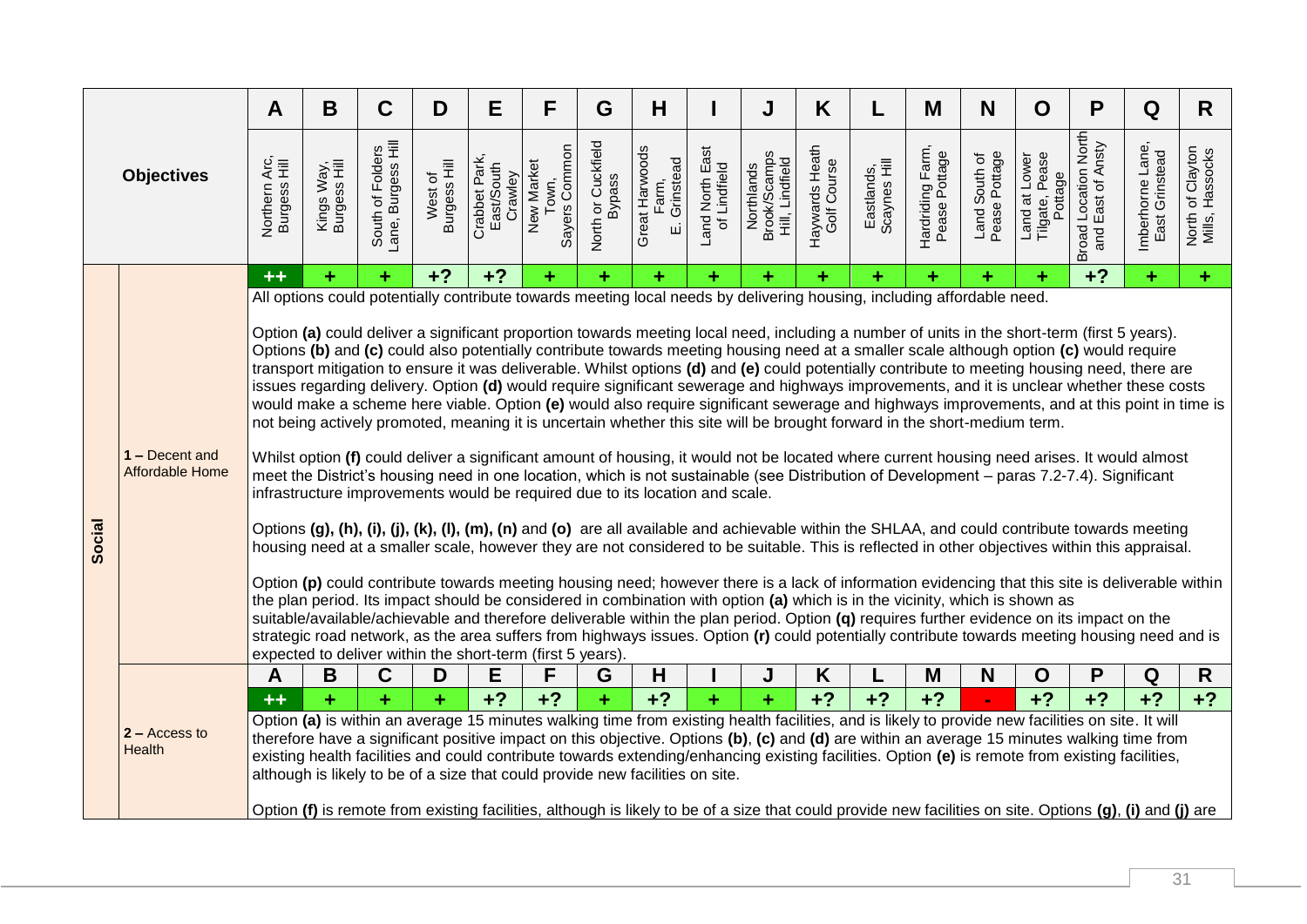| | Objectives | A | B | C | D | E | F | G | H | I | J | K | L | M | N | O | P | Q | R |
|---|---|---|---|---|---|---|---|---|---|---|---|---|---|---|---|---|---|---|---|
| | | Northern Arc, Burgess Hill | Kings Way, Burgess Hill | South of Folders Lane, Burgess Hill | West of Burgess Hill | Crabbet Park, East/South Crawley | New Market Town, Sayers Common | North or Cuckfield Bypass | Great Harwoods Farm, E. Grinstead | Land North East of Lindfield | Northlands Brook/Scamps Hill, Lindfield | Haywards Heath Golf Course | Eastlands, Scaynes Hill | Hardriding Farm, Pease Pottage | Land South of Pease Pottage | Land at Lower Tilgate, Pease Pottage | Broad Location North and East of Ansty | Imberhorne Lane, East Grinstead | North of Clayton Mills, Hassocks |
| Social | 1 – Decent and Affordable Home | ++ | + | + | +? | +? | + | + | + | + | + | + | + | + | + | + | +? | + | + |
| | | All options could potentially contribute towards meeting local needs by delivering housing, including affordable need.<br><br>Option **(a)** could deliver a significant proportion towards meeting local need, including a number of units in the short-term (first 5 years). Options **(b)** and **(c)** could also potentially contribute towards meeting housing need at a smaller scale although option **(c)** would require transport mitigation to ensure it was deliverable. Whilst options **(d)** and **(e)** could potentially contribute to meeting housing need, there are issues regarding delivery. Option **(d)** would require significant sewerage and highways improvements, and it is unclear whether these costs would make a scheme here viable. Option **(e)** would also require significant sewerage and highways improvements, and at this point in time is not being actively promoted, meaning it is uncertain whether this site will be brought forward in the short-medium term.<br><br>Whilst option **(f)** could deliver a significant amount of housing, it would not be located where current housing need arises. It would almost meet the District's housing need in one location, which is not sustainable (see Distribution of Development – paras 7.2-7.4). Significant infrastructure improvements would be required due to its location and scale.<br><br>Options **(g)**, **(h)**, **(i)**, **(j)**, **(k)**, **(l)**, **(m)**, **(n)** and **(o)** are all available and achievable within the SHLAA, and could contribute towards meeting housing need at a smaller scale, however they are not considered to be suitable. This is reflected in other objectives within this appraisal.<br><br>Option **(p)** could contribute towards meeting housing need; however there is a lack of information evidencing that this site is deliverable within the plan period. Its impact should be considered in combination with option **(a)** which is in the vicinity, which is shown as suitable/available/achievable and therefore deliverable within the plan period. Option **(q)** requires further evidence on its impact on the strategic road network, as the area suffers from highways issues. Option **(r)** could potentially contribute towards meeting housing need and is expected to deliver within the short-term (first 5 years). | | | | | | | | | | | | | | | | | | |
| | 2 – Access to Health | A | B | C | D | E | F | G | H | I | J | K | L | M | N | O | P | Q | R |
| | | ++ | + | + | + | +? | +? | + | +? | + | + | +? | +? | +? | - | +? | +? | +? | +? |
| | | Option **(a)** is within an average 15 minutes walking time from existing health facilities, and is likely to provide new facilities on site. It will therefore have a significant positive impact on this objective. Options **(b)**, **(c)** and **(d)** are within an average 15 minutes walking time from existing health facilities and could contribute towards extending/enhancing existing facilities. Option **(e)** is remote from existing facilities, although is likely to be of a size that could provide new facilities on site.<br><br>Option **(f)** is remote from existing facilities, although is likely to be of a size that could provide new facilities on site. Options **(g)**, **(i)** and **(j)** are | | | | | | | | | | | | | | | | | | |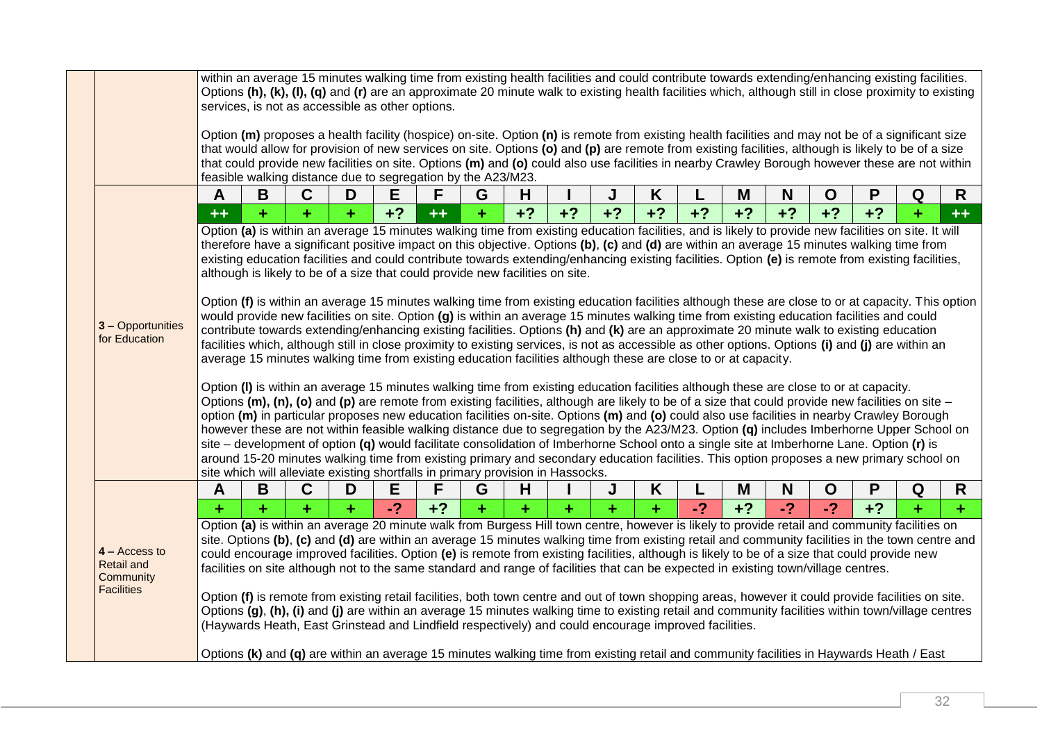| | | | | | | | | | | | | | | | | | | |
|---|---|---|---|---|---|---|---|---|---|---|---|---|---|---|---|---|---|---|
| | within an average 15 minutes walking time from existing health facilities and could contribute towards extending/enhancing existing facilities. Options **(h)**, **(k)**, **(l)**, **(q)** and **(r)** are an approximate 20 minute walk to existing health facilities which, although still in close proximity to existing services, is not as accessible as other options.<br><br>Option **(m)** proposes a health facility (hospice) on-site. Option **(n)** is remote from existing health facilities and may not be of a significant size that would allow for provision of new services on site. Options **(o)** and **(p)** are remote from existing facilities, although is likely to be of a size that could provide new facilities on site. Options **(m)** and **(o)** could also use facilities in nearby Crawley Borough however these are not within feasible walking distance due to segregation by the A23/M23. | | | | | | | | | | | | | | | | | |
| **3 – Opportunities for Education** | **A** | **B** | **C** | **D** | **E** | **F** | **G** | **H** | **I** | **J** | **K** | **L** | **M** | **N** | **O** | **P** | **Q** | **R** |
| | ++ | + | + | + | +? | ++ | + | +? | +? | +? | +? | +? | +? | +? | +? | +? | + | ++ |
| | Option **(a)** is within an average 15 minutes walking time from existing education facilities, and is likely to provide new facilities on site. It will therefore have a significant positive impact on this objective. Options **(b)**, **(c)** and **(d)** are within an average 15 minutes walking time from existing education facilities and could contribute towards extending/enhancing existing facilities. Option **(e)** is remote from existing facilities, although is likely to be of a size that could provide new facilities on site.<br><br>Option **(f)** is within an average 15 minutes walking time from existing education facilities although these are close to or at capacity. This option would provide new facilities on site. Option **(g)** is within an average 15 minutes walking time from existing education facilities and could contribute towards extending/enhancing existing facilities. Options **(h)** and **(k)** are an approximate 20 minute walk to existing education facilities which, although still in close proximity to existing services, is not as accessible as other options. Options **(i)** and **(j)** are within an average 15 minutes walking time from existing education facilities although these are close to or at capacity.<br><br>Option **(l)** is within an average 15 minutes walking time from existing education facilities although these are close to or at capacity. Options **(m)**, **(n)**, **(o)** and **(p)** are remote from existing facilities, although are likely to be of a size that could provide new facilities on site – option **(m)** in particular proposes new education facilities on-site. Options **(m)** and **(o)** could also use facilities in nearby Crawley Borough however these are not within feasible walking distance due to segregation by the A23/M23. Option **(q)** includes Imberhorne Upper School on site – development of option **(q)** would facilitate consolidation of Imberhorne School onto a single site at Imberhorne Lane. Option **(r)** is around 15-20 minutes walking time from existing primary and secondary education facilities. This option proposes a new primary school on site which will alleviate existing shortfalls in primary provision in Hassocks. | | | | | | | | | | | | | | | | | |
| **4 – Access to Retail and Community Facilities** | **A** | **B** | **C** | **D** | **E** | **F** | **G** | **H** | **I** | **J** | **K** | **L** | **M** | **N** | **O** | **P** | **Q** | **R** |
| | + | + | + | + | -? | +? | + | + | + | + | + | -? | +? | -? | -? | +? | + | + |
| | Option **(a)** is within an average 20 minute walk from Burgess Hill town centre, however is likely to provide retail and community facilities on site. Options **(b)**, **(c)** and **(d)** are within an average 15 minutes walking time from existing retail and community facilities in the town centre and could encourage improved facilities. Option **(e)** is remote from existing facilities, although is likely to be of a size that could provide new facilities on site although not to the same standard and range of facilities that can be expected in existing town/village centres.<br><br>Option **(f)** is remote from existing retail facilities, both town centre and out of town shopping areas, however it could provide facilities on site. Options **(g)**, **(h)**, **(i)** and **(j)** are within an average 15 minutes walking time to existing retail and community facilities within town/village centres (Haywards Heath, East Grinstead and Lindfield respectively) and could encourage improved facilities.<br><br>Options **(k)** and **(q)** are within an average 15 minutes walking time from existing retail and community facilities in Haywards Heath / East | | | | | | | | | | | | | | | | | |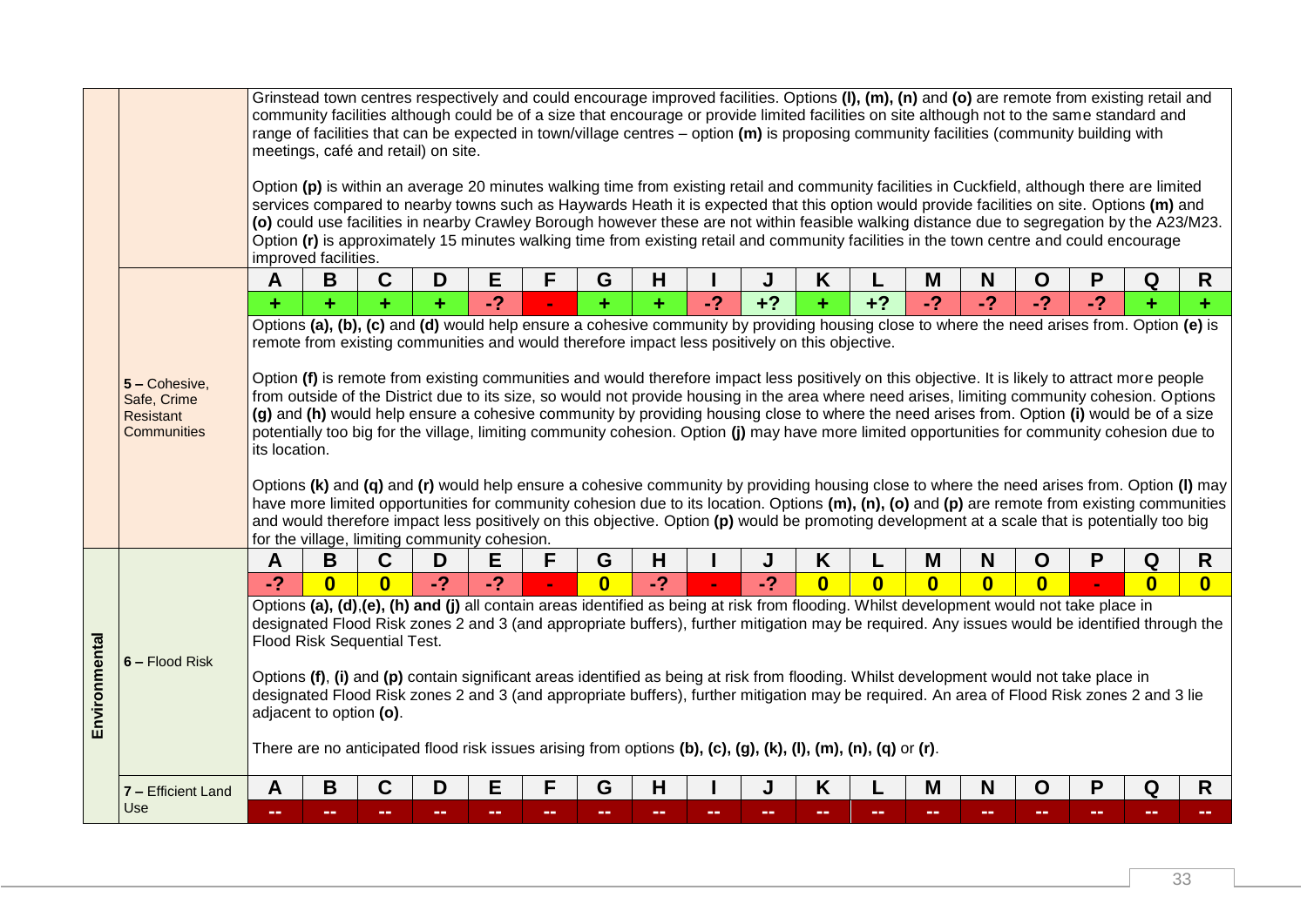| | | | | | | | | | | | | | | | | | | | |
|---|---|---|---|---|---|---|---|---|---|---|---|---|---|---|---|---|---|---|---|
| | | Grinstead town centres respectively and could encourage improved facilities. Options **(l), (m), (n)** and **(o)** are remote from existing retail and community facilities although could be of a size that encourage or provide limited facilities on site although not to the same standard and range of facilities that can be expected in town/village centres – option **(m)** is proposing community facilities (community building with meetings, café and retail) on site.<br><br>Option **(p)** is within an average 20 minutes walking time from existing retail and community facilities in Cuckfield, although there are limited services compared to nearby towns such as Haywards Heath it is expected that this option would provide facilities on site. Options **(m)** and **(o)** could use facilities in nearby Crawley Borough however these are not within feasible walking distance due to segregation by the A23/M23. Option **(r)** is approximately 15 minutes walking time from existing retail and community facilities in the town centre and could encourage improved facilities. | | | | | | | | | | | | | | | | | |
| | 5 – Cohesive, Safe, Crime Resistant Communities | **A** | **B** | **C** | **D** | **E** | **F** | **G** | **H** | **I** | **J** | **K** | **L** | **M** | **N** | **O** | **P** | **Q** | **R** |
| | | + | + | + | + | -? | - | + | + | -? | +? | + | +? | -? | -? | -? | -? | + | + |
| | | Options **(a), (b), (c)** and **(d)** would help ensure a cohesive community by providing housing close to where the need arises from. Option **(e)** is remote from existing communities and would therefore impact less positively on this objective.<br><br>Option **(f)** is remote from existing communities and would therefore impact less positively on this objective. It is likely to attract more people from outside of the District due to its size, so would not provide housing in the area where need arises, limiting community cohesion. Options **(g)** and **(h)** would help ensure a cohesive community by providing housing close to where the need arises from. Option **(i)** would be of a size potentially too big for the village, limiting community cohesion. Option **(j)** may have more limited opportunities for community cohesion due to its location.<br><br>Options **(k)** and **(q)** and **(r)** would help ensure a cohesive community by providing housing close to where the need arises from. Option **(l)** may have more limited opportunities for community cohesion due to its location. Options **(m), (n), (o)** and **(p)** are remote from existing communities and would therefore impact less positively on this objective. Option **(p)** would be promoting development at a scale that is potentially too big for the village, limiting community cohesion. | | | | | | | | | | | | | | | | | |
| **Environmental** | 6 – Flood Risk | **A** | **B** | **C** | **D** | **E** | **F** | **G** | **H** | **I** | **J** | **K** | **L** | **M** | **N** | **O** | **P** | **Q** | **R** |
| | | -? | 0 | 0 | -? | -? | - | 0 | -? | - | -? | 0 | 0 | 0 | 0 | 0 | - | 0 | 0 |
| | | Options **(a), (d)**,**(e), (h) and (j)** all contain areas identified as being at risk from flooding. Whilst development would not take place in designated Flood Risk zones 2 and 3 (and appropriate buffers), further mitigation may be required. Any issues would be identified through the Flood Risk Sequential Test.<br><br>Options **(f)**, **(i)** and **(p)** contain significant areas identified as being at risk from flooding. Whilst development would not take place in designated Flood Risk zones 2 and 3 (and appropriate buffers), further mitigation may be required. An area of Flood Risk zones 2 and 3 lie adjacent to option **(o)**.<br><br>There are no anticipated flood risk issues arising from options **(b), (c), (g), (k), (l), (m), (n), (q)** or **(r)**. | | | | | | | | | | | | | | | | | |
| | 7 – Efficient Land Use | **A** | **B** | **C** | **D** | **E** | **F** | **G** | **H** | **I** | **J** | **K** | **L** | **M** | **N** | **O** | **P** | **Q** | **R** |
| | | -- | -- | -- | -- | -- | -- | -- | -- | -- | -- | -- | -- | -- | -- | -- | -- | -- | -- |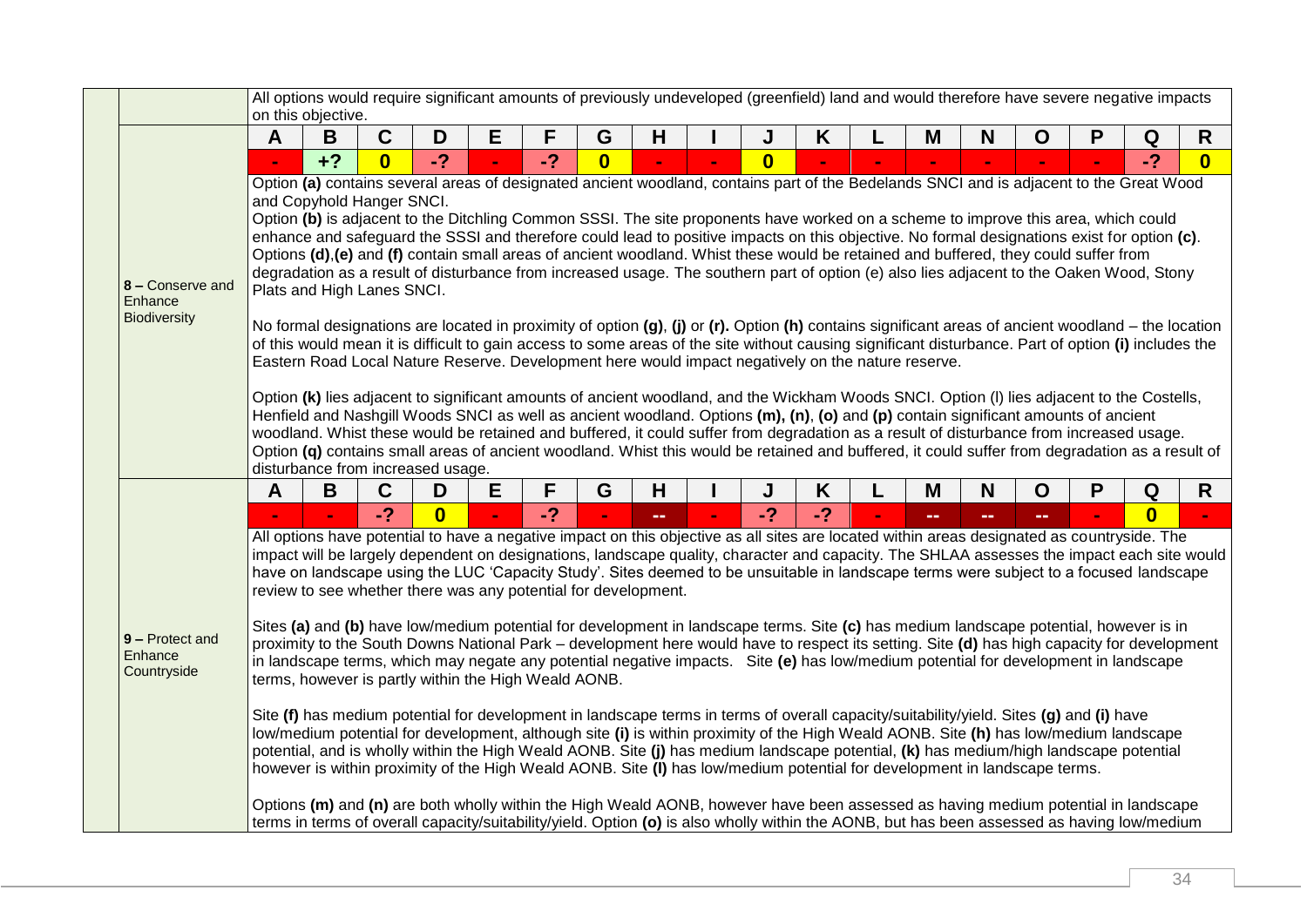| | | A | B | C | D | E | F | G | H | I | J | K | L | M | N | O | P | Q | R |
|---|---|---|---|---|---|---|---|---|---|---|---|---|---|---|---|---|---|---|---|
| | | All options would require significant amounts of previously undeveloped (greenfield) land and would therefore have severe negative impacts on this objective. | | | | | | | | | | | | | | | | | |
| | **8 – Conserve and Enhance Biodiversity** | **A** | **B** | **C** | **D** | **E** | **F** | **G** | **H** | **I** | **J** | **K** | **L** | **M** | **N** | **O** | **P** | **Q** | **R** |
| | | - | +? | 0 | -? | - | -? | 0 | - | - | 0 | - | - | - | - | - | - | -? | 0 |
| | | Option **(a)** contains several areas of designated ancient woodland, contains part of the Bedelands SNCI and is adjacent to the Great Wood and Copyhold Hanger SNCI.<br>Option **(b)** is adjacent to the Ditchling Common SSSI. The site proponents have worked on a scheme to improve this area, which could enhance and safeguard the SSSI and therefore could lead to positive impacts on this objective. No formal designations exist for option **(c)**.<br>Options **(d)**,**(e)** and **(f)** contain small areas of ancient woodland. Whist these would be retained and buffered, they could suffer from degradation as a result of disturbance from increased usage. The southern part of option (e) also lies adjacent to the Oaken Wood, Stony Plats and High Lanes SNCI.<br><br>No formal designations are located in proximity of option **(g)**, **(j)** or **(r).** Option **(h)** contains significant areas of ancient woodland – the location of this would mean it is difficult to gain access to some areas of the site without causing significant disturbance. Part of option **(i)** includes the Eastern Road Local Nature Reserve. Development here would impact negatively on the nature reserve.<br><br>Option **(k)** lies adjacent to significant amounts of ancient woodland, and the Wickham Woods SNCI. Option (l) lies adjacent to the Costells, Henfield and Nashgill Woods SNCI as well as ancient woodland. Options **(m), (n)**, **(o)** and **(p)** contain significant amounts of ancient woodland. Whist these would be retained and buffered, it could suffer from degradation as a result of disturbance from increased usage.<br>Option **(q)** contains small areas of ancient woodland. Whilst this would be retained and buffered, it could suffer from degradation as a result of disturbance from increased usage. | | | | | | | | | | | | | | | | | |
| | **9 – Protect and Enhance Countryside** | **A** | **B** | **C** | **D** | **E** | **F** | **G** | **H** | **I** | **J** | **K** | **L** | **M** | **N** | **O** | **P** | **Q** | **R** |
| | | - | - | -? | 0 | - | -? | - | -- | - | -? | -? | - | -- | -- | -- | - | 0 | - |
| | | All options have potential to have a negative impact on this objective as all sites are located within areas designated as countryside. The impact will be largely dependent on designations, landscape quality, character and capacity. The SHLAA assesses the impact each site would have on landscape using the LUC 'Capacity Study'. Sites deemed to be unsuitable in landscape terms were subject to a focused landscape review to see whether there was any potential for development.<br><br>Sites **(a)** and **(b)** have low/medium potential for development in landscape terms. Site **(c)** has medium landscape potential, however is in proximity to the South Downs National Park – development here would have to respect its setting. Site **(d)** has high capacity for development in landscape terms, which may negate any potential negative impacts. Site **(e)** has low/medium potential for development in landscape terms, however is partly within the High Weald AONB.<br><br>Site **(f)** has medium potential for development in landscape terms in terms of overall capacity/suitability/yield. Sites **(g)** and **(i)** have low/medium potential for development, although site **(i)** is within proximity of the High Weald AONB. Site **(h)** has low/medium landscape potential, and is wholly within the High Weald AONB. Site **(j)** has medium landscape potential, **(k)** has medium/high landscape potential however is within proximity of the High Weald AONB. Site **(l)** has low/medium potential for development in landscape terms.<br><br>Options **(m)** and **(n)** are both wholly within the High Weald AONB, however have been assessed as having medium potential in landscape terms in terms of overall capacity/suitability/yield. Option **(o)** is also wholly within the AONB, but has been assessed as having low/medium | | | | | | | | | | | | | | | | | |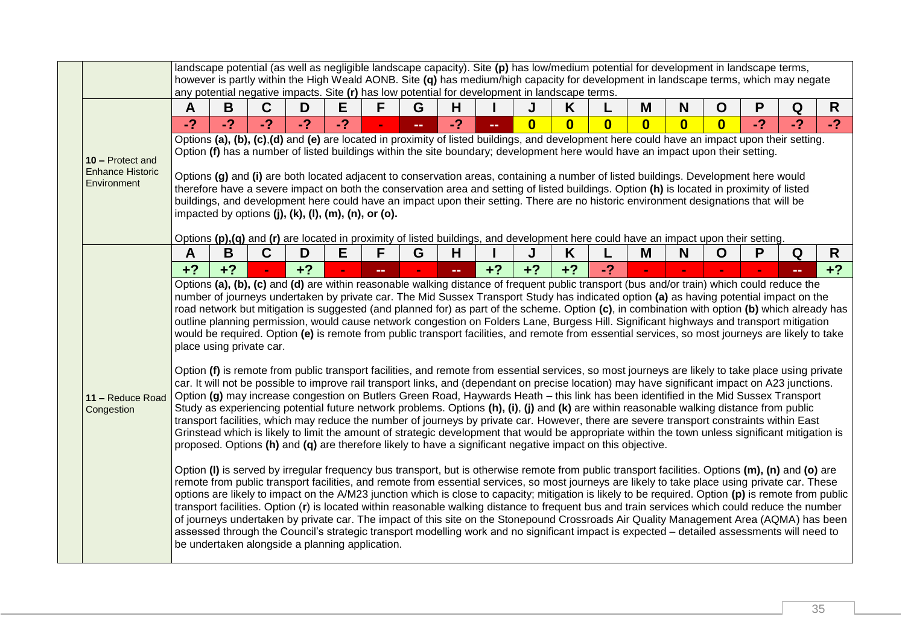| | | | | | | | | | | | | | | | | | | |
|---|---|---|---|---|---|---|---|---|---|---|---|---|---|---|---|---|---|---|
| | landscape potential (as well as negligible landscape capacity). Site **(p)** has low/medium potential for development in landscape terms, however is partly within the High Weald AONB. Site **(q)** has medium/high capacity for development in landscape terms, which may negate any potential negative impacts. Site **(r)** has low potential for development in landscape terms. | | | | | | | | | | | | | | | | | |
| **10 – Protect and Enhance Historic Environment** | **A** | **B** | **C** | **D** | **E** | **F** | **G** | **H** | **I** | **J** | **K** | **L** | **M** | **N** | **O** | **P** | **Q** | **R** |
| | -? | -? | -? | -? | -? | - | -- | -? | -- | 0 | 0 | 0 | 0 | 0 | 0 | -? | -? | -? |
| | Options **(a), (b), (c)**,**(d)** and **(e)** are located in proximity of listed buildings, and development here could have an impact upon their setting. Option **(f)** has a number of listed buildings within the site boundary; development here would have an impact upon their setting.<br><br>Options **(g)** and **(i)** are both located adjacent to conservation areas, containing a number of listed buildings. Development here would therefore have a severe impact on both the conservation area and setting of listed buildings. Option **(h)** is located in proximity of listed buildings, and development here could have an impact upon their setting. There are no historic environment designations that will be impacted by options **(j), (k), (l), (m), (n), or (o).**<br><br>Options **(p)**,**(q)** and **(r)** are located in proximity of listed buildings, and development here could have an impact upon their setting. | | | | | | | | | | | | | | | | | |
| **11 – Reduce Road Congestion** | **A** | **B** | **C** | **D** | **E** | **F** | **G** | **H** | **I** | **J** | **K** | **L** | **M** | **N** | **O** | **P** | **Q** | **R** |
| | +? | +? | - | +? | - | -- | - | -- | +? | +? | +? | -? | - | - | - | - | -- | +? |
| | Options **(a), (b), (c)** and **(d)** are within reasonable walking distance of frequent public transport (bus and/or train) which could reduce the number of journeys undertaken by private car. The Mid Sussex Transport Study has indicated option **(a)** as having potential impact on the road network but mitigation is suggested (and planned for) as part of the scheme. Option **(c)**, in combination with option **(b)** which already has outline planning permission, would cause network congestion on Folders Lane, Burgess Hill. Significant highways and transport mitigation would be required. Option **(e)** is remote from public transport facilities, and remote from essential services, so most journeys are likely to take place using private car.<br><br>Option **(f)** is remote from public transport facilities, and remote from essential services, so most journeys are likely to take place using private car. It will not be possible to improve rail transport links, and (dependant on precise location) may have significant impact on A23 junctions. Option **(g)** may increase congestion on Butlers Green Road, Haywards Heath – this link has been identified in the Mid Sussex Transport Study as experiencing potential future network problems. Options **(h), (i)**, **(j)** and **(k)** are within reasonable walking distance from public transport facilities, which may reduce the number of journeys by private car. However, there are severe transport constraints within East Grinstead which is likely to limit the amount of strategic development that would be appropriate within the town unless significant mitigation is proposed. Options **(h)** and **(q)** are therefore likely to have a significant negative impact on this objective.<br><br>Option **(l)** is served by irregular frequency bus transport, but is otherwise remote from public transport facilities. Options **(m), (n)** and **(o)** are remote from public transport facilities, and remote from essential services, so most journeys are likely to take place using private car. These options are likely to impact on the A/M23 junction which is close to capacity; mitigation is likely to be required. Option **(p)** is remote from public transport facilities. Option (**r**) is located within reasonable walking distance to frequent bus and train services which could reduce the number of journeys undertaken by private car. The impact of this site on the Stonepound Crossroads Air Quality Management Area (AQMA) has been assessed through the Council's strategic transport modelling work and no significant impact is expected – detailed assessments will need to be undertaken alongside a planning application. | | | | | | | | | | | | | | | | | |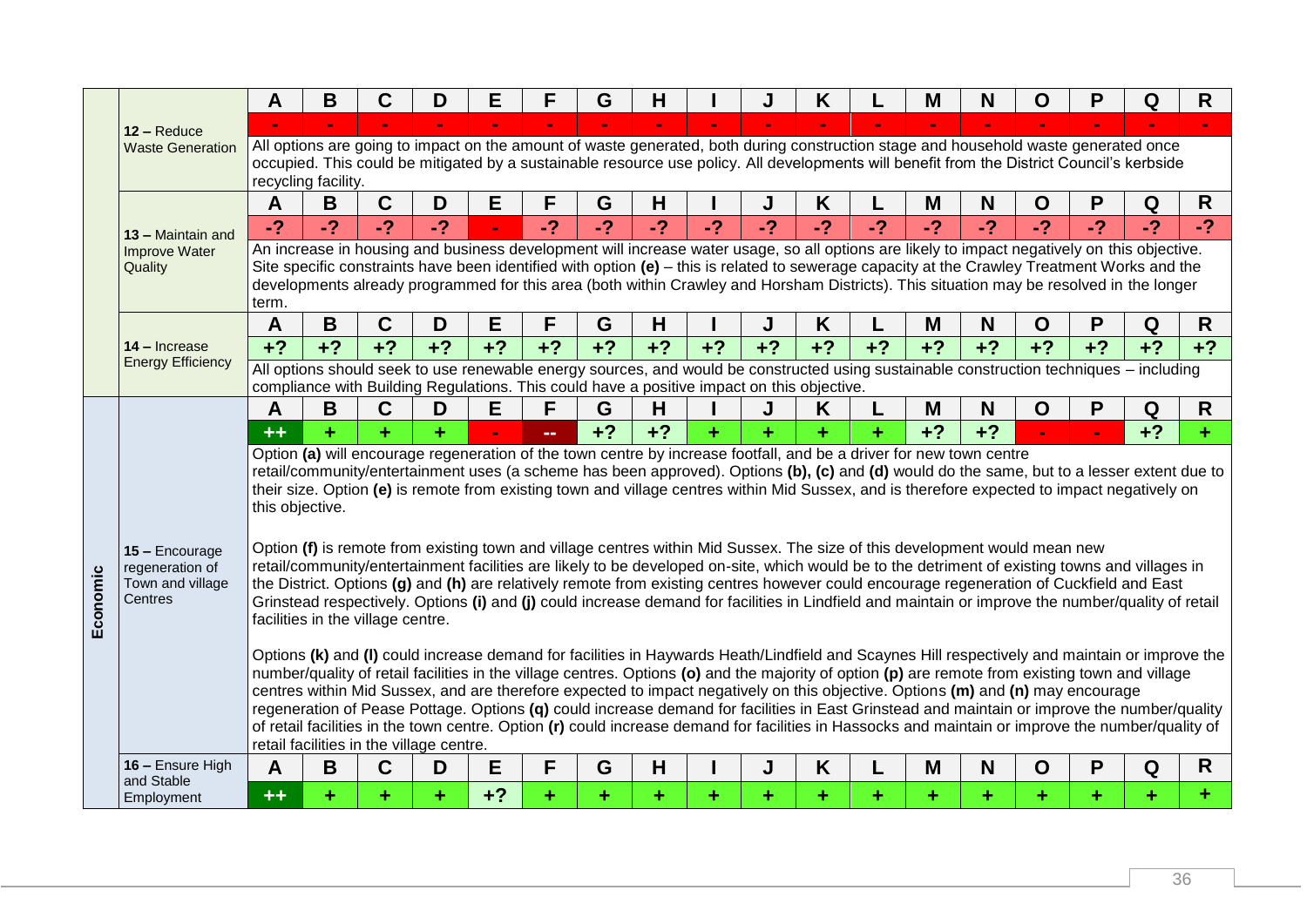| | | A | B | C | D | E | F | G | H | I | J | K | L | M | N | O | P | Q | R |
|---|---|---|---|---|---|---|---|---|---|---|---|---|---|---|---|---|---|---|---|
| | 12 – Reduce Waste Generation | - | - | - | - | - | - | - | - | - | - | - | - | - | - | - | - | - | - |
| | | All options are going to impact on the amount of waste generated, both during construction stage and household waste generated once occupied. This could be mitigated by a sustainable resource use policy. All developments will benefit from the District Council's kerbside recycling facility. | | | | | | | | | | | | | | | | | |
| | 13 – Maintain and Improve Water Quality | A | B | C | D | E | F | G | H | I | J | K | L | M | N | O | P | Q | R |
| | | -? | -? | -? | -? | - | -? | -? | -? | -? | -? | -? | -? | -? | -? | -? | -? | -? | -? |
| | | An increase in housing and business development will increase water usage, so all options are likely to impact negatively on this objective. Site specific constraints have been identified with option **(e)** – this is related to sewerage capacity at the Crawley Treatment Works and the developments already programmed for this area (both within Crawley and Horsham Districts). This situation may be resolved in the longer term. | | | | | | | | | | | | | | | | | |
| | 14 – Increase Energy Efficiency | A | B | C | D | E | F | G | H | I | J | K | L | M | N | O | P | Q | R |
| | | +? | +? | +? | +? | +? | +? | +? | +? | +? | +? | +? | +? | +? | +? | +? | +? | +? | +? |
| | | All options should seek to use renewable energy sources, and would be constructed using sustainable construction techniques – including compliance with Building Regulations. This could have a positive impact on this objective. | | | | | | | | | | | | | | | | | |
| Economic | 15 – Encourage regeneration of Town and village Centres | A | B | C | D | E | F | G | H | I | J | K | L | M | N | O | P | Q | R |
| | | ++ | + | + | + | - | -- | +? | +? | + | + | + | + | +? | +? | - | - | +? | + |
| | | Option **(a)** will encourage regeneration of the town centre by increase footfall, and be a driver for new town centre retail/community/entertainment uses (a scheme has been approved). Options **(b)**, **(c)** and **(d)** would do the same, but to a lesser extent due to their size. Option **(e)** is remote from existing town and village centres within Mid Sussex, and is therefore expected to impact negatively on this objective.<br><br>Option **(f)** is remote from existing town and village centres within Mid Sussex. The size of this development would mean new retail/community/entertainment facilities are likely to be developed on-site, which would be to the detriment of existing towns and villages in the District. Options **(g)** and **(h)** are relatively remote from existing centres however could encourage regeneration of Cuckfield and East Grinstead respectively. Options **(i)** and **(j)** could increase demand for facilities in Lindfield and maintain or improve the number/quality of retail facilities in the village centre.<br><br>Options **(k)** and **(l)** could increase demand for facilities in Haywards Heath/Lindfield and Scaynes Hill respectively and maintain or improve the number/quality of retail facilities in the village centres. Options **(o)** and the majority of option **(p)** are remote from existing town and village centres within Mid Sussex, and are therefore expected to impact negatively on this objective. Options **(m)** and **(n)** may encourage regeneration of Pease Pottage. Options **(q)** could increase demand for facilities in East Grinstead and maintain or improve the number/quality of retail facilities in the town centre. Option **(r)** could increase demand for facilities in Hassocks and maintain or improve the number/quality of retail facilities in the village centre. | | | | | | | | | | | | | | | | | |
| | 16 – Ensure High and Stable Employment | A | B | C | D | E | F | G | H | I | J | K | L | M | N | O | P | Q | R |
| | | ++ | + | + | + | +? | + | + | + | + | + | + | + | + | + | + | + | + | + |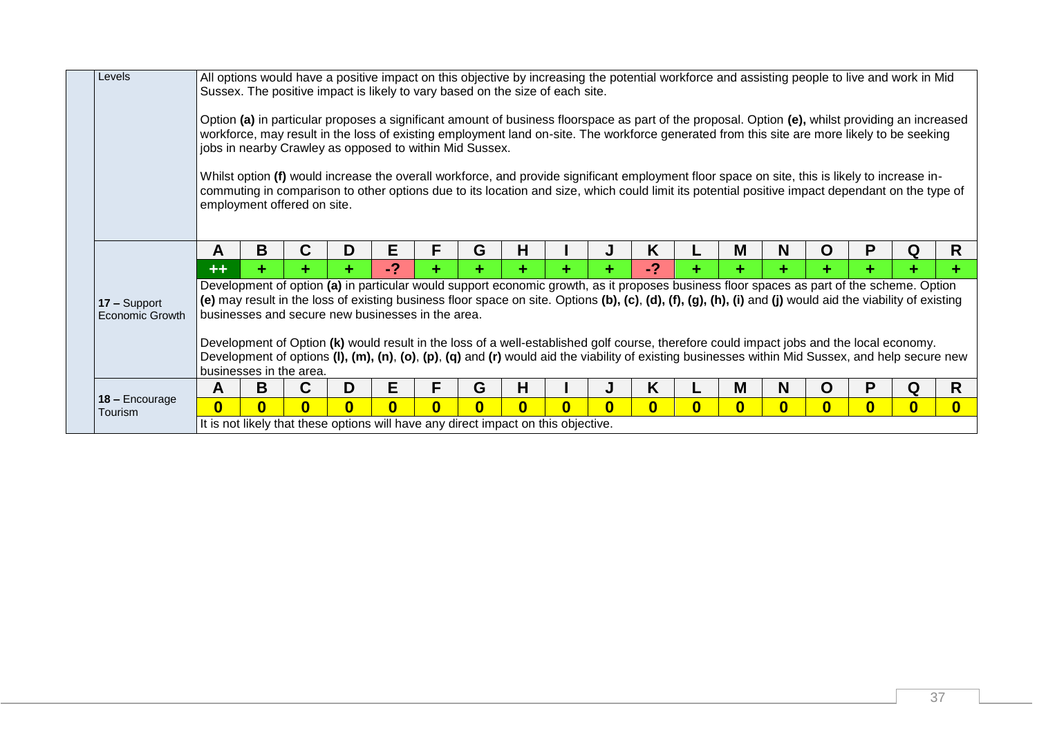| | | | | | | | | | | | | | | | | | | |
|---|---|---|---|---|---|---|---|---|---|---|---|---|---|---|---|---|---|---|
| Levels | All options would have a positive impact on this objective by increasing the potential workforce and assisting people to live and work in Mid Sussex. The positive impact is likely to vary based on the size of each site.<br><br>Option **(a)** in particular proposes a significant amount of business floorspace as part of the proposal. Option **(e),** whilst providing an increased workforce, may result in the loss of existing employment land on-site. The workforce generated from this site are more likely to be seeking jobs in nearby Crawley as opposed to within Mid Sussex.<br><br>Whilst option **(f)** would increase the overall workforce, and provide significant employment floor space on site, this is likely to increase in-commuting in comparison to other options due to its location and size, which could limit its potential positive impact dependant on the type of employment offered on site. | | | | | | | | | | | | | | | | | |
| **17 –** Support Economic Growth | **A** | **B** | **C** | **D** | **E** | **F** | **G** | **H** | **I** | **J** | **K** | **L** | **M** | **N** | **O** | **P** | **Q** | **R** |
| | **++** | **+** | **+** | **+** | **-?** | **+** | **+** | **+** | **+** | **+** | **-?** | **+** | **+** | **+** | **+** | **+** | **+** | **+** |
| | Development of option **(a)** in particular would support economic growth, as it proposes business floor spaces as part of the scheme. Option **(e)** may result in the loss of existing business floor space on site. Options **(b), (c)**, **(d), (f), (g), (h), (i)** and **(j)** would aid the viability of existing businesses and secure new businesses in the area.<br><br>Development of Option **(k)** would result in the loss of a well-established golf course, therefore could impact jobs and the local economy. Development of options **(l), (m), (n)**, **(o)**, **(p)**, **(q)** and **(r)** would aid the viability of existing businesses within Mid Sussex, and help secure new businesses in the area. | | | | | | | | | | | | | | | | | |
| **18 –** Encourage Tourism | **A** | **B** | **C** | **D** | **E** | **F** | **G** | **H** | **I** | **J** | **K** | **L** | **M** | **N** | **O** | **P** | **Q** | **R** |
| | **0** | **0** | **0** | **0** | **0** | **0** | **0** | **0** | **0** | **0** | **0** | **0** | **0** | **0** | **0** | **0** | **0** | **0** |
| | It is not likely that these options will have any direct impact on this objective. | | | | | | | | | | | | | | | | | |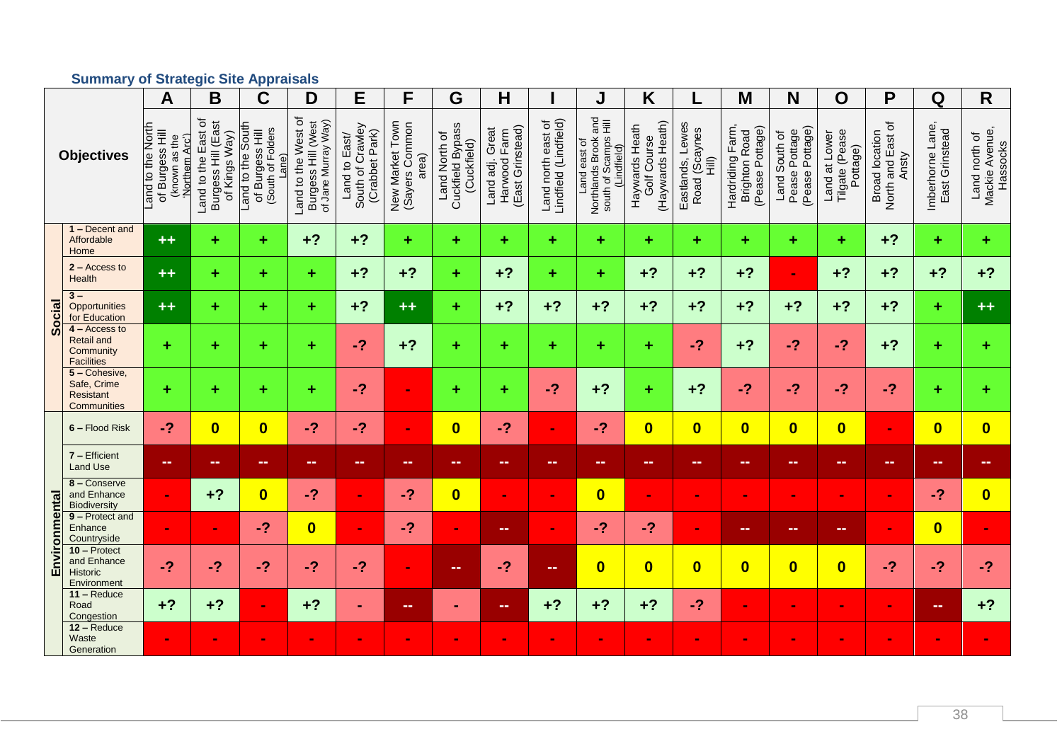## Summary of Strategic Site Appraisals

| | Objectives | A | B | C | D | E | F | G | H | I | J | K | L | M | N | O | P | Q | R |
|---|---|---|---|---|---|---|---|---|---|---|---|---|---|---|---|---|---|---|---|
| | | Land to the North of Burgess Hill (known as the 'Northern Arc') | Land to the East of Burgess Hill (East of Kings Way) | Land to the South of Burgess Hill (South of Folders Lane) | Land to the West of Burgess Hill (West of Jane Murray Way) | Land to East/ South of Crawley (Crabbet Park) | New Market Town (Sayers Common area) | Land North of Cuckfield Bypass (Cuckfield) | Land adj. Great Harwood Farm (East Grinstead) | Land north east of Lindfield (Lindfield) | Land east of Northlands Brook and south of Scamps Hill (Lindfield) | Haywards Heath Golf Course (Haywards Heath) | Eastlands, Lewes Road (Scaynes Hill) | Hardriding Farm, Brighton Road (Pease Pottage) | Land South of Pease Pottage (Pease Pottage) | Land at Lower Tilgate (Pease Pottage) | Broad location North and East of Ansty | Imberhorne Lane, East Grinstead | Land north of Mackie Avenue, Hassocks |
| Social | 1 – Decent and Affordable Home | ++ | + | + | +? | +? | + | + | + | + | + | + | + | + | + | + | +? | + | + |
| | 2 – Access to Health | ++ | + | + | + | +? | +? | + | +? | + | + | +? | +? | +? | - | +? | +? | +? | +? |
| | 3 – Opportunities for Education | ++ | + | + | + | +? | ++ | + | +? | +? | +? | +? | +? | +? | +? | +? | +? | + | ++ |
| | 4 – Access to Retail and Community Facilities | + | + | + | + | -? | +? | + | + | + | + | + | -? | +? | -? | -? | +? | + | + |
| | 5 – Cohesive, Safe, Crime Resistant Communities | + | + | + | + | -? | - | + | + | -? | +? | + | +? | -? | -? | -? | -? | + | + |
| Environmental | 6 – Flood Risk | -? | 0 | 0 | -? | -? | - | 0 | -? | - | -? | 0 | 0 | 0 | 0 | 0 | - | 0 | 0 |
| | 7 – Efficient Land Use | -- | -- | -- | -- | -- | -- | -- | -- | -- | -- | -- | -- | -- | -- | -- | -- | -- | -- |
| | 8 – Conserve and Enhance Biodiversity | - | +? | 0 | -? | - | -? | 0 | - | - | 0 | - | - | - | - | - | - | -? | 0 |
| | 9 – Protect and Enhance Countryside | - | - | -? | 0 | - | -? | - | -- | - | -? | -? | - | -- | -- | -- | - | 0 | - |
| | 10 – Protect and Enhance Historic Environment | -? | -? | -? | -? | -? | - | -- | -? | -- | 0 | 0 | 0 | 0 | 0 | 0 | -? | -? | -? |
| | 11 – Reduce Road Congestion | +? | +? | - | +? | - | -- | - | -- | +? | +? | +? | -? | - | - | - | - | -- | +? |
| | 12 – Reduce Waste Generation | - | - | - | - | - | - | - | - | - | - | - | - | - | - | - | - | - | - |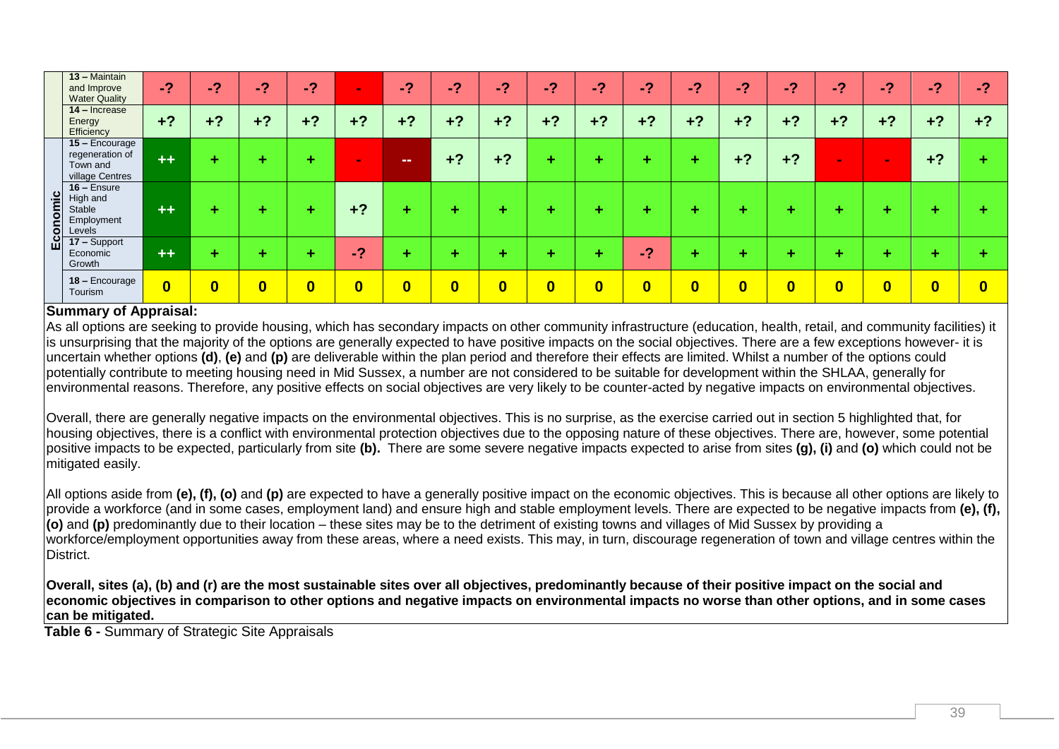| | | | | | | | | | | | | | | | | | | | |
|---|---|---|---|---|---|---|---|---|---|---|---|---|---|---|---|---|---|---|---|
| | **13 –** Maintain and Improve Water Quality | -? | -? | -? | -? | - | -? | -? | -? | -? | -? | -? | -? | -? | -? | -? | -? | -? | -? |
| | **14 –** Increase Energy Efficiency | +? | +? | +? | +? | +? | +? | +? | +? | +? | +? | +? | +? | +? | +? | +? | +? | +? | +? |
| **Economic** | **15 –** Encourage regeneration of Town and village Centres | ++ | + | + | + | - | -- | +? | +? | + | + | + | + | +? | +? | - | - | +? | + |
| | **16 –** Ensure High and Stable Employment Levels | ++ | + | + | + | +? | + | + | + | + | + | + | + | + | + | + | + | + | + |
| | **17 –** Support Economic Growth | ++ | + | + | + | -? | + | + | + | + | + | -? | + | + | + | + | + | + | + |
| | **18 –** Encourage Tourism | 0 | 0 | 0 | 0 | 0 | 0 | 0 | 0 | 0 | 0 | 0 | 0 | 0 | 0 | 0 | 0 | 0 | 0 |

**Summary of Appraisal:**

As all options are seeking to provide housing, which has secondary impacts on other community infrastructure (education, health, retail, and community facilities) it is unsurprising that the majority of the options are generally expected to have positive impacts on the social objectives. There are a few exceptions however- it is uncertain whether options **(d)**, **(e)** and **(p)** are deliverable within the plan period and therefore their effects are limited. Whilst a number of the options could potentially contribute to meeting housing need in Mid Sussex, a number are not considered to be suitable for development within the SHLAA, generally for environmental reasons. Therefore, any positive effects on social objectives are very likely to be counter-acted by negative impacts on environmental objectives.

Overall, there are generally negative impacts on the environmental objectives. This is no surprise, as the exercise carried out in section 5 highlighted that, for housing objectives, there is a conflict with environmental protection objectives due to the opposing nature of these objectives. There are, however, some potential positive impacts to be expected, particularly from site **(b)**. There are some severe negative impacts expected to arise from sites **(g), (i)** and **(o)** which could not be mitigated easily.

All options aside from **(e), (f), (o)** and **(p)** are expected to have a generally positive impact on the economic objectives. This is because all other options are likely to provide a workforce (and in some cases, employment land) and ensure high and stable employment levels. There are expected to be negative impacts from **(e), (f), (o)** and **(p)** predominantly due to their location – these sites may be to the detriment of existing towns and villages of Mid Sussex by providing a workforce/employment opportunities away from these areas, where a need exists. This may, in turn, discourage regeneration of town and village centres within the District.

**Overall, sites (a), (b) and (r) are the most sustainable sites over all objectives, predominantly because of their positive impact on the social and economic objectives in comparison to other options and negative impacts on environmental impacts no worse than other options, and in some cases can be mitigated.**

**Table 6 -** Summary of Strategic Site Appraisals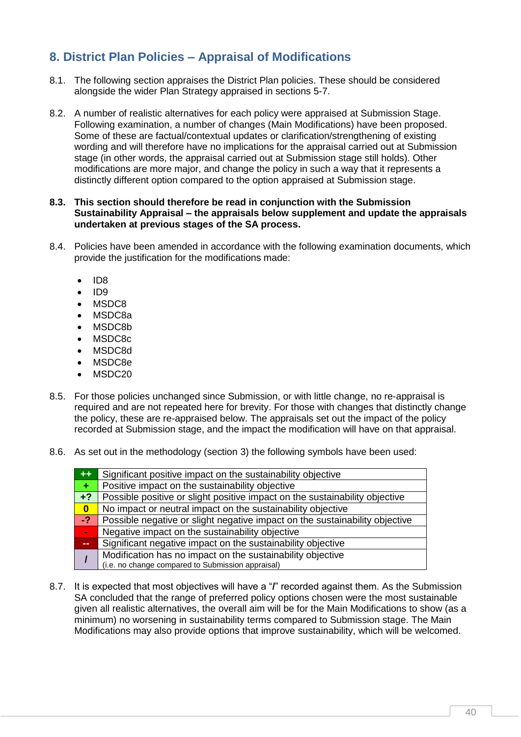## 8. District Plan Policies – Appraisal of Modifications

8.1. The following section appraises the District Plan policies. These should be considered alongside the wider Plan Strategy appraised in sections 5-7.

8.2. A number of realistic alternatives for each policy were appraised at Submission Stage. Following examination, a number of changes (Main Modifications) have been proposed. Some of these are factual/contextual updates or clarification/strengthening of existing wording and will therefore have no implications for the appraisal carried out at Submission stage (in other words, the appraisal carried out at Submission stage still holds). Other modifications are more major, and change the policy in such a way that it represents a distinctly different option compared to the option appraised at Submission stage.

**8.3. This section should therefore be read in conjunction with the Submission Sustainability Appraisal – the appraisals below supplement and update the appraisals undertaken at previous stages of the SA process.**

8.4. Policies have been amended in accordance with the following examination documents, which provide the justification for the modifications made:

- ID8
- ID9
- MSDC8
- MSDC8a
- MSDC8b
- MSDC8c
- MSDC8d
- MSDC8e
- MSDC20

8.5. For those policies unchanged since Submission, or with little change, no re-appraisal is required and are not repeated here for brevity. For those with changes that distinctly change the policy, these are re-appraised below. The appraisals set out the impact of the policy recorded at Submission stage, and the impact the modification will have on that appraisal.

8.6. As set out in the methodology (section 3) the following symbols have been used:

| Symbol | Meaning |
|---|---|
| ++ | Significant positive impact on the sustainability objective |
| + | Positive impact on the sustainability objective |
| +? | Possible positive or slight positive impact on the sustainability objective |
| 0 | No impact or neutral impact on the sustainability objective |
| -? | Possible negative or slight negative impact on the sustainability objective |
| - | Negative impact on the sustainability objective |
| -- | Significant negative impact on the sustainability objective |
| / | Modification has no impact on the sustainability objective (i.e. no change compared to Submission appraisal) |

8.7. It is expected that most objectives will have a "/" recorded against them. As the Submission SA concluded that the range of preferred policy options chosen were the most sustainable given all realistic alternatives, the overall aim will be for the Main Modifications to show (as a minimum) no worsening in sustainability terms compared to Submission stage. The Main Modifications may also provide options that improve sustainability, which will be welcomed.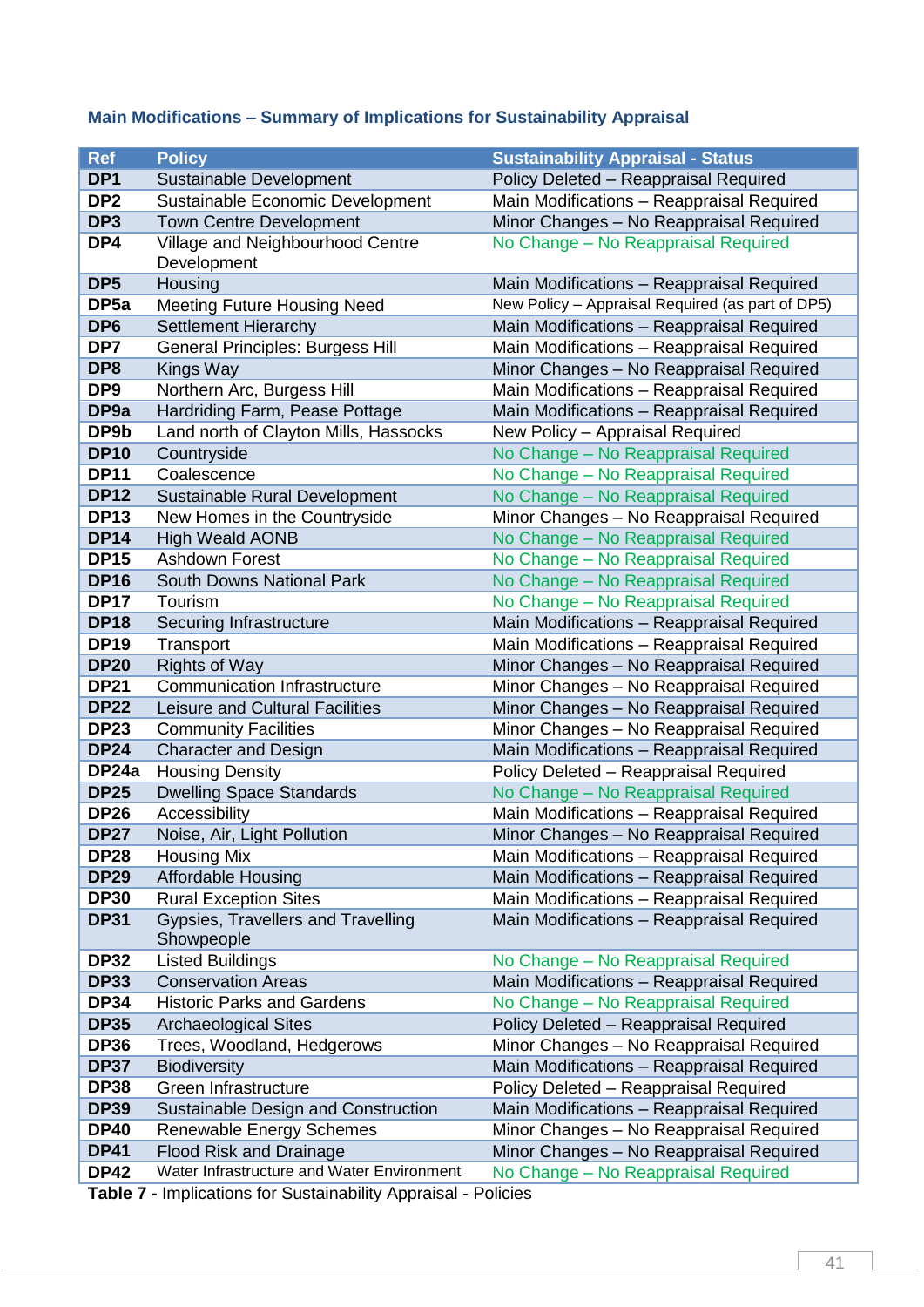### Main Modifications – Summary of Implications for Sustainability Appraisal

| Ref | Policy | Sustainability Appraisal - Status |
|---|---|---|
| **DP1** | Sustainable Development | Policy Deleted – Reappraisal Required |
| **DP2** | Sustainable Economic Development | Main Modifications – Reappraisal Required |
| **DP3** | Town Centre Development | Minor Changes – No Reappraisal Required |
| **DP4** | Village and Neighbourhood Centre Development | No Change – No Reappraisal Required |
| **DP5** | Housing | Main Modifications – Reappraisal Required |
| **DP5a** | Meeting Future Housing Need | New Policy – Appraisal Required (as part of DP5) |
| **DP6** | Settlement Hierarchy | Main Modifications – Reappraisal Required |
| **DP7** | General Principles: Burgess Hill | Main Modifications – Reappraisal Required |
| **DP8** | Kings Way | Minor Changes – No Reappraisal Required |
| **DP9** | Northern Arc, Burgess Hill | Main Modifications – Reappraisal Required |
| **DP9a** | Hardriding Farm, Pease Pottage | Main Modifications – Reappraisal Required |
| **DP9b** | Land north of Clayton Mills, Hassocks | New Policy – Appraisal Required |
| **DP10** | Countryside | No Change – No Reappraisal Required |
| **DP11** | Coalescence | No Change – No Reappraisal Required |
| **DP12** | Sustainable Rural Development | No Change – No Reappraisal Required |
| **DP13** | New Homes in the Countryside | Minor Changes – No Reappraisal Required |
| **DP14** | High Weald AONB | No Change – No Reappraisal Required |
| **DP15** | Ashdown Forest | No Change – No Reappraisal Required |
| **DP16** | South Downs National Park | No Change – No Reappraisal Required |
| **DP17** | Tourism | No Change – No Reappraisal Required |
| **DP18** | Securing Infrastructure | Main Modifications – Reappraisal Required |
| **DP19** | Transport | Main Modifications – Reappraisal Required |
| **DP20** | Rights of Way | Minor Changes – No Reappraisal Required |
| **DP21** | Communication Infrastructure | Minor Changes – No Reappraisal Required |
| **DP22** | Leisure and Cultural Facilities | Minor Changes – No Reappraisal Required |
| **DP23** | Community Facilities | Minor Changes – No Reappraisal Required |
| **DP24** | Character and Design | Main Modifications – Reappraisal Required |
| **DP24a** | Housing Density | Policy Deleted – Reappraisal Required |
| **DP25** | Dwelling Space Standards | No Change – No Reappraisal Required |
| **DP26** | Accessibility | Main Modifications – Reappraisal Required |
| **DP27** | Noise, Air, Light Pollution | Minor Changes – No Reappraisal Required |
| **DP28** | Housing Mix | Main Modifications – Reappraisal Required |
| **DP29** | Affordable Housing | Main Modifications – Reappraisal Required |
| **DP30** | Rural Exception Sites | Main Modifications – Reappraisal Required |
| **DP31** | Gypsies, Travellers and Travelling Showpeople | Main Modifications – Reappraisal Required |
| **DP32** | Listed Buildings | No Change – No Reappraisal Required |
| **DP33** | Conservation Areas | Main Modifications – Reappraisal Required |
| **DP34** | Historic Parks and Gardens | No Change – No Reappraisal Required |
| **DP35** | Archaeological Sites | Policy Deleted – Reappraisal Required |
| **DP36** | Trees, Woodland, Hedgerows | Minor Changes – No Reappraisal Required |
| **DP37** | Biodiversity | Main Modifications – Reappraisal Required |
| **DP38** | Green Infrastructure | Policy Deleted – Reappraisal Required |
| **DP39** | Sustainable Design and Construction | Main Modifications – Reappraisal Required |
| **DP40** | Renewable Energy Schemes | Minor Changes – No Reappraisal Required |
| **DP41** | Flood Risk and Drainage | Minor Changes – No Reappraisal Required |
| **DP42** | Water Infrastructure and Water Environment | No Change – No Reappraisal Required |

**Table 7 -** Implications for Sustainability Appraisal - Policies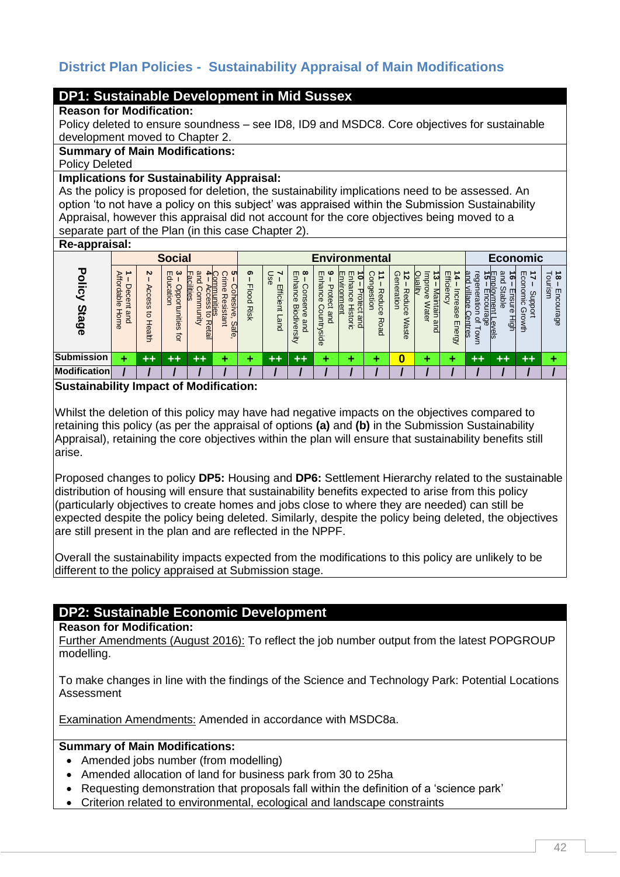## District Plan Policies - Sustainability Appraisal of Main Modifications

### DP1: Sustainable Development in Mid Sussex

**Reason for Modification:**
Policy deleted to ensure soundness – see ID8, ID9 and MSDC8. Core objectives for sustainable development moved to Chapter 2.

**Summary of Main Modifications:**
Policy Deleted

**Implications for Sustainability Appraisal:**
As the policy is proposed for deletion, the sustainability implications need to be assessed. An option 'to not have a policy on this subject' was appraised within the Submission Sustainability Appraisal, however this appraisal did not account for the core objectives being moved to a separate part of the Plan (in this case Chapter 2).

**Re-appraisal:**

| Policy Stage | Social | | | | | Environmental | | | | | | | | | Economic | | | |
|---|---|---|---|---|---|---|---|---|---|---|---|---|---|---|---|---|---|---|
| | 1 – Decent and Affordable Home | 2 – Access to Health | 3 – Opportunities for Education | 4 – Access to Retail and Community Facilities | 5 – Cohesive, Safe, Crime Resistant Communities | 6 – Flood Risk | 7 – Efficient Land Use | 8 – Conserve and Enhance Biodiversity | 9 – Protect and Enhance Countryside | 10 – Protect and Enhance Historic Environment | 11 – Reduce Road Congestion | 12 – Reduce Waste Generation | 13 – Maintain and Improve Water Quality | 14 – Increase Energy Efficiency | 15 – Encourage regeneration of Town and Village Centres | 16 – Ensure High and Stable Employment Levels | 17 – Support Economic Growth | 18 – Encourage Tourism |
| Submission | + | ++ | ++ | ++ | + | + | ++ | ++ | + | + | + | 0 | + | + | ++ | ++ | ++ | + |
| Modification | / | / | / | / | / | / | / | / | / | / | / | / | / | / | / | / | / | / |

**Sustainability Impact of Modification:**

Whilst the deletion of this policy may have had negative impacts on the objectives compared to retaining this policy (as per the appraisal of options **(a)** and **(b)** in the Submission Sustainability Appraisal), retaining the core objectives within the plan will ensure that sustainability benefits still arise.

Proposed changes to policy **DP5:** Housing and **DP6:** Settlement Hierarchy related to the sustainable distribution of housing will ensure that sustainability benefits expected to arise from this policy (particularly objectives to create homes and jobs close to where they are needed) can still be expected despite the policy being deleted. Similarly, despite the policy being deleted, the objectives are still present in the plan and are reflected in the NPPF.

Overall the sustainability impacts expected from the modifications to this policy are unlikely to be different to the policy appraised at Submission stage.

### DP2: Sustainable Economic Development

**Reason for Modification:**
Further Amendments (August 2016): To reflect the job number output from the latest POPGROUP modelling.

To make changes in line with the findings of the Science and Technology Park: Potential Locations Assessment

Examination Amendments: Amended in accordance with MSDC8a.

**Summary of Main Modifications:**

- Amended jobs number (from modelling)
- Amended allocation of land for business park from 30 to 25ha
- Requesting demonstration that proposals fall within the definition of a 'science park'
- Criterion related to environmental, ecological and landscape constraints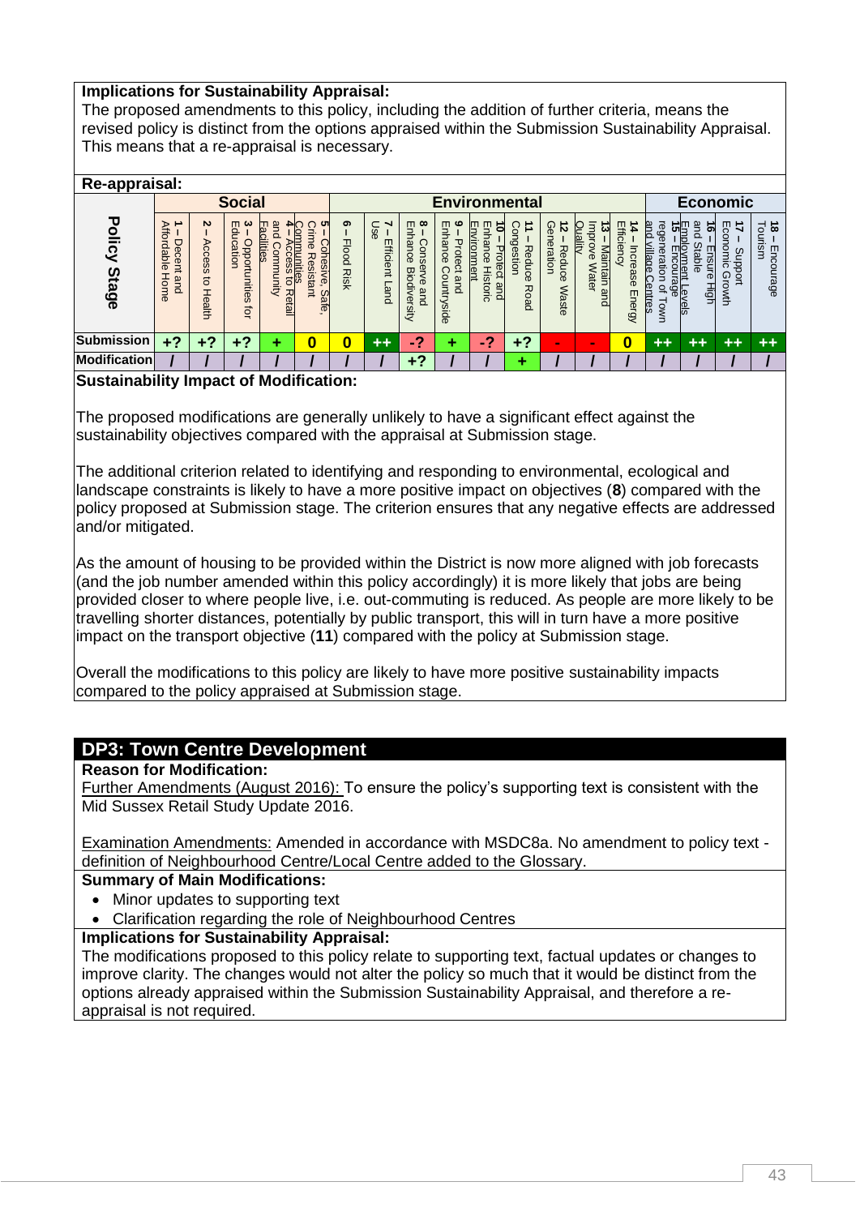**Implications for Sustainability Appraisal:**
The proposed amendments to this policy, including the addition of further criteria, means the revised policy is distinct from the options appraised within the Submission Sustainability Appraisal. This means that a re-appraisal is necessary.

**Re-appraisal:**

| Policy Stage | Social | | | | | Environmental | | | | | | | | | Economic | | | |
|---|---|---|---|---|---|---|---|---|---|---|---|---|---|---|---|---|---|---|
| | 1 – Decent and Affordable Home | 2 – Access to Health | 3 – Opportunities for Education | 4 – Access to Retail and Community Facilities | 5 – Cohesive, Safe, Crime Resistant Communities | 6 – Flood Risk | 7 – Efficient Land Use | 8 – Conserve and Enhance Biodiversity | 9 – Protect and Enhance Countryside | 10 – Protect and Enhance Historic Environment | 11 – Reduce Road Congestion | 12 – Reduce Waste Generation | 13 – Maintain and Improve Water Quality | 14 – Increase Energy Efficiency | 15 – Encourage regeneration of Town and village Centres | 16 – Ensure High and Stable Employment Levels | 17 – Support Economic Growth | 18 – Encourage Tourism |
| **Submission** | +? | +? | +? | + | 0 | 0 | ++ | -? | + | -? | +? | - | - | 0 | ++ | ++ | ++ | ++ |
| **Modification** | / | / | / | / | / | / | / | +? | / | / | + | / | / | / | / | / | / | / |

**Sustainability Impact of Modification:**

The proposed modifications are generally unlikely to have a significant effect against the sustainability objectives compared with the appraisal at Submission stage.

The additional criterion related to identifying and responding to environmental, ecological and landscape constraints is likely to have a more positive impact on objectives (**8**) compared with the policy proposed at Submission stage. The criterion ensures that any negative effects are addressed and/or mitigated.

As the amount of housing to be provided within the District is now more aligned with job forecasts (and the job number amended within this policy accordingly) it is more likely that jobs are being provided closer to where people live, i.e. out-commuting is reduced. As people are more likely to be travelling shorter distances, potentially by public transport, this will in turn have a more positive impact on the transport objective (**11**) compared with the policy at Submission stage.

Overall the modifications to this policy are likely to have more positive sustainability impacts compared to the policy appraised at Submission stage.

## DP3: Town Centre Development

**Reason for Modification:**

Further Amendments (August 2016): To ensure the policy's supporting text is consistent with the Mid Sussex Retail Study Update 2016.

Examination Amendments: Amended in accordance with MSDC8a. No amendment to policy text - definition of Neighbourhood Centre/Local Centre added to the Glossary.

**Summary of Main Modifications:**

- Minor updates to supporting text
- Clarification regarding the role of Neighbourhood Centres

**Implications for Sustainability Appraisal:**

The modifications proposed to this policy relate to supporting text, factual updates or changes to improve clarity. The changes would not alter the policy so much that it would be distinct from the options already appraised within the Submission Sustainability Appraisal, and therefore a re-appraisal is not required.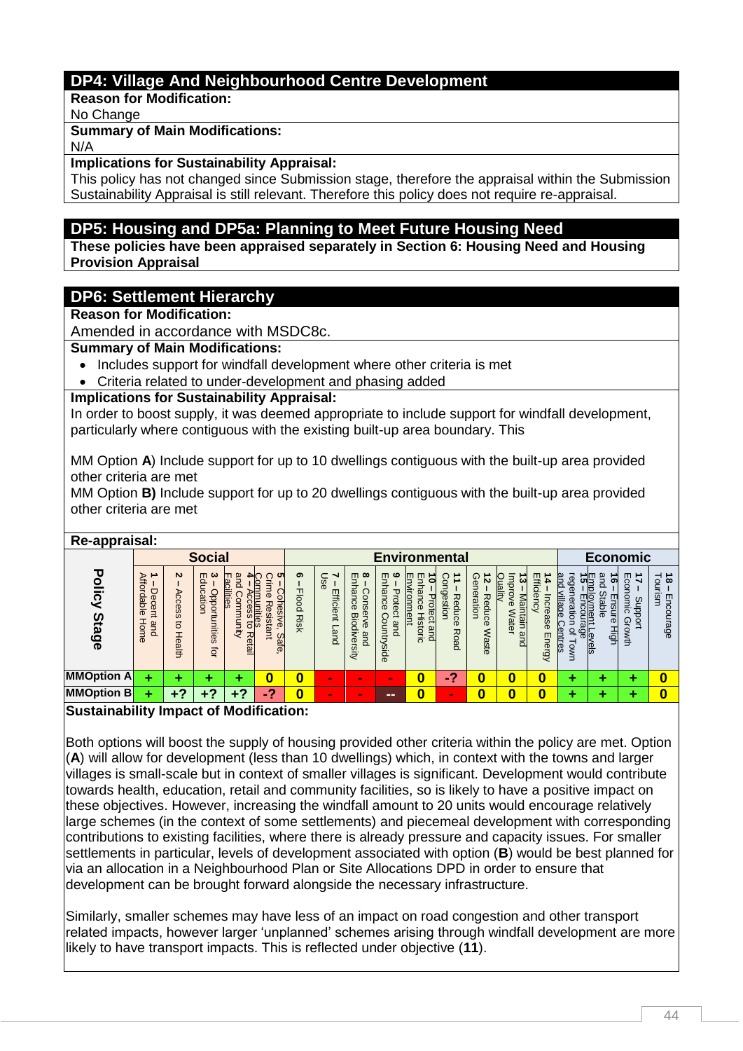## DP4: Village And Neighbourhood Centre Development

**Reason for Modification:**

No Change

**Summary of Main Modifications:**

N/A

**Implications for Sustainability Appraisal:**

This policy has not changed since Submission stage, therefore the appraisal within the Submission Sustainability Appraisal is still relevant. Therefore this policy does not require re-appraisal.

## DP5: Housing and DP5a: Planning to Meet Future Housing Need

**These policies have been appraised separately in Section 6: Housing Need and Housing Provision Appraisal**

## DP6: Settlement Hierarchy

**Reason for Modification:**

Amended in accordance with MSDC8c.

**Summary of Main Modifications:**

- Includes support for windfall development where other criteria is met
- Criteria related to under-development and phasing added

**Implications for Sustainability Appraisal:**

In order to boost supply, it was deemed appropriate to include support for windfall development, particularly where contiguous with the existing built-up area boundary. This

MM Option **A**) Include support for up to 10 dwellings contiguous with the built-up area provided other criteria are met

MM Option **B)** Include support for up to 20 dwellings contiguous with the built-up area provided other criteria are met

**Re-appraisal:**

| Policy Stage | Social | | | | | Environmental | | | | | | | | | Economic | | | |
|---|---|---|---|---|---|---|---|---|---|---|---|---|---|---|---|---|---|---|
| | 1 – Decent and Affordable Home | 2 – Access to Health | 3 – Opportunities for Education | 4 – Access to Retail and Community Facilities | 5 – Cohesive, Safe, Crime Resistant Communities | 6 – Flood Risk | 7 – Efficient Land Use | 8 – Conserve and Enhance Biodiversity | 9 – Protect and Enhance Countryside | 10 – Protect and Enhance Historic Environment | 11 – Reduce Road Congestion | 12 – Reduce Waste Generation | 13 – Maintain and Improve Water Quality | 14 – Increase Energy Efficiency | 15 – Encourage regeneration of Town and village Centres | 16 – Ensure High and Stable Employment Levels | 17 – Support Economic Growth | 18 – Encourage Tourism |
| MMOption A | + | + | + | + | 0 | 0 | - | - | - | 0 | -? | 0 | 0 | 0 | + | + | + | 0 |
| MMOption B | + | +? | +? | +? | -? | 0 | - | - | -- | 0 | - | 0 | 0 | 0 | + | + | + | 0 |

**Sustainability Impact of Modification:**

Both options will boost the supply of housing provided other criteria within the policy are met. Option (**A**) will allow for development (less than 10 dwellings) which, in context with the towns and larger villages is small-scale but in context of smaller villages is significant. Development would contribute towards health, education, retail and community facilities, so is likely to have a positive impact on these objectives. However, increasing the windfall amount to 20 units would encourage relatively large schemes (in the context of some settlements) and piecemeal development with corresponding contributions to existing facilities, where there is already pressure and capacity issues. For smaller settlements in particular, levels of development associated with option (**B**) would be best planned for via an allocation in a Neighbourhood Plan or Site Allocations DPD in order to ensure that development can be brought forward alongside the necessary infrastructure.

Similarly, smaller schemes may have less of an impact on road congestion and other transport related impacts, however larger 'unplanned' schemes arising through windfall development are more likely to have transport impacts. This is reflected under objective (**11**).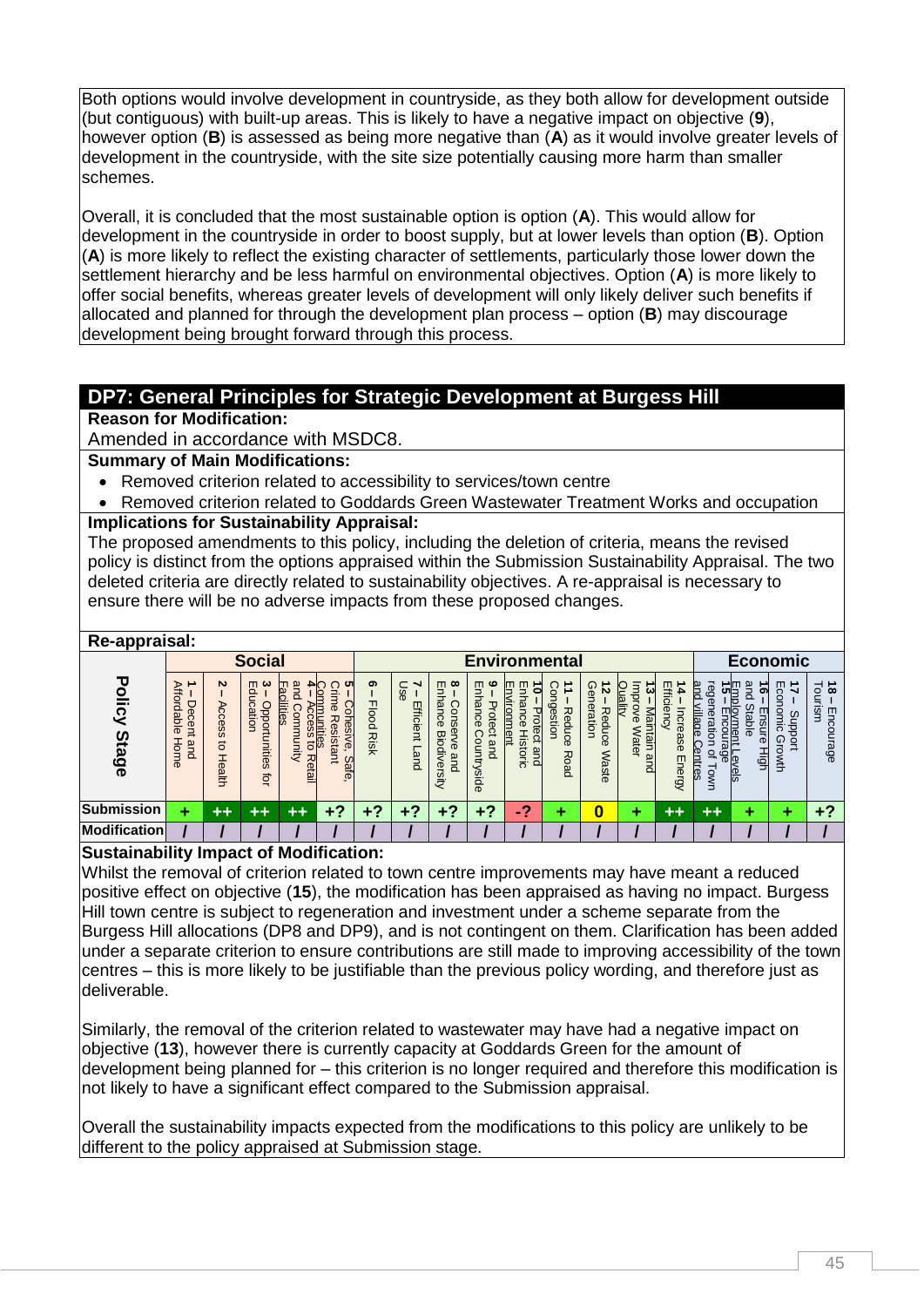Both options would involve development in countryside, as they both allow for development outside (but contiguous) with built-up areas. This is likely to have a negative impact on objective (**9**), however option (**B**) is assessed as being more negative than (**A**) as it would involve greater levels of development in the countryside, with the site size potentially causing more harm than smaller schemes.

Overall, it is concluded that the most sustainable option is option (**A**). This would allow for development in the countryside in order to boost supply, but at lower levels than option (**B**). Option (**A**) is more likely to reflect the existing character of settlements, particularly those lower down the settlement hierarchy and be less harmful on environmental objectives. Option (**A**) is more likely to offer social benefits, whereas greater levels of development will only likely deliver such benefits if allocated and planned for through the development plan process – option (**B**) may discourage development being brought forward through this process.

## DP7: General Principles for Strategic Development at Burgess Hill

**Reason for Modification:**

Amended in accordance with MSDC8.

**Summary of Main Modifications:**

- Removed criterion related to accessibility to services/town centre
- Removed criterion related to Goddards Green Wastewater Treatment Works and occupation

**Implications for Sustainability Appraisal:**

The proposed amendments to this policy, including the deletion of criteria, means the revised policy is distinct from the options appraised within the Submission Sustainability Appraisal. The two deleted criteria are directly related to sustainability objectives. A re-appraisal is necessary to ensure there will be no adverse impacts from these proposed changes.

**Re-appraisal:**

| Policy Stage | Social | | | | | Environmental | | | | | | | | | Economic | | | |
|---|---|---|---|---|---|---|---|---|---|---|---|---|---|---|---|---|---|---|
| | **1** – Decent and Affordable Home | **2** – Access to Health | **3** – Opportunities for Education | **4** – Access to Retail and Community Facilities | **5** – Cohesive, Safe, Crime Resistant Communities | **6** – Flood Risk | **7** – Efficient Land Use | **8** – Conserve and Enhance Biodiversity | **9** – Protect and Enhance Countryside | **10** – Protect and Enhance Historic Environment | **11** – Reduce Road Congestion | **12** – Reduce Waste Generation | **13** – Maintain and Improve Water Quality | **14** – Increase Energy Efficiency | **15** – Encourage regeneration of Town and village Centres | **16** – Ensure High and Stable Employment Levels | **17** – Support Economic Growth | **18** – Encourage Tourism |
| **Submission** | + | ++ | ++ | ++ | +? | +? | +? | +? | +? | -? | + | 0 | + | ++ | ++ | + | + | +? |
| **Modification** | / | / | / | / | / | / | / | / | / | / | / | / | / | / | / | / | / | / |

**Sustainability Impact of Modification:**

Whilst the removal of criterion related to town centre improvements may have meant a reduced positive effect on objective (**15**), the modification has been appraised as having no impact. Burgess Hill town centre is subject to regeneration and investment under a scheme separate from the Burgess Hill allocations (DP8 and DP9), and is not contingent on them. Clarification has been added under a separate criterion to ensure contributions are still made to improving accessibility of the town centres – this is more likely to be justifiable than the previous policy wording, and therefore just as deliverable.

Similarly, the removal of the criterion related to wastewater may have had a negative impact on objective (**13**), however there is currently capacity at Goddards Green for the amount of development being planned for – this criterion is no longer required and therefore this modification is not likely to have a significant effect compared to the Submission appraisal.

Overall the sustainability impacts expected from the modifications to this policy are unlikely to be different to the policy appraised at Submission stage.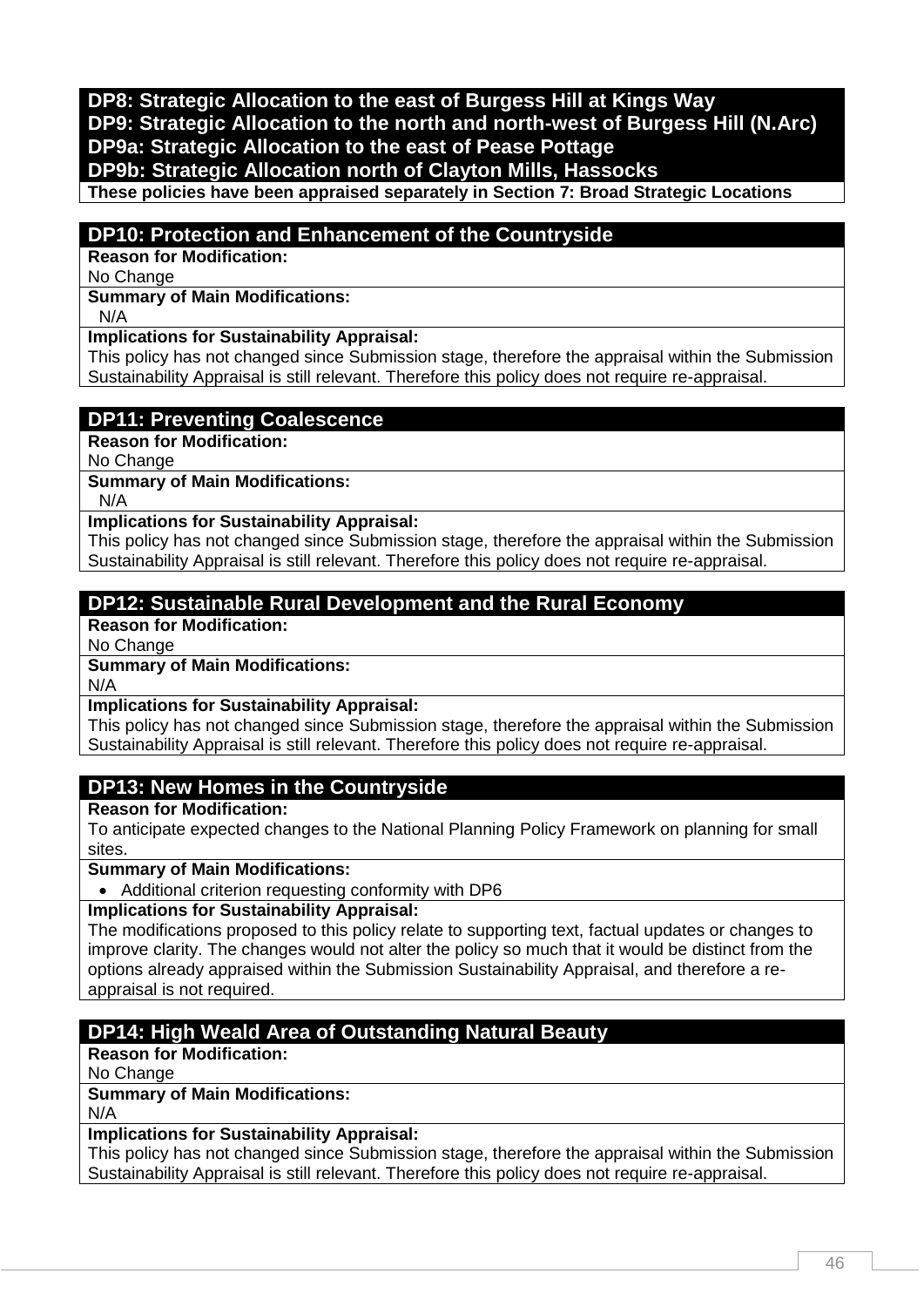## DP8: Strategic Allocation to the east of Burgess Hill at Kings Way
## DP9: Strategic Allocation to the north and north-west of Burgess Hill (N.Arc)
## DP9a: Strategic Allocation to the east of Pease Pottage
## DP9b: Strategic Allocation north of Clayton Mills, Hassocks

**These policies have been appraised separately in Section 7: Broad Strategic Locations**

## DP10: Protection and Enhancement of the Countryside

**Reason for Modification:**

No Change

**Summary of Main Modifications:**

N/A

**Implications for Sustainability Appraisal:**

This policy has not changed since Submission stage, therefore the appraisal within the Submission Sustainability Appraisal is still relevant. Therefore this policy does not require re-appraisal.

## DP11: Preventing Coalescence

**Reason for Modification:**

No Change

**Summary of Main Modifications:**

N/A

**Implications for Sustainability Appraisal:**

This policy has not changed since Submission stage, therefore the appraisal within the Submission Sustainability Appraisal is still relevant. Therefore this policy does not require re-appraisal.

## DP12: Sustainable Rural Development and the Rural Economy

**Reason for Modification:**

No Change

**Summary of Main Modifications:**

N/A

**Implications for Sustainability Appraisal:**

This policy has not changed since Submission stage, therefore the appraisal within the Submission Sustainability Appraisal is still relevant. Therefore this policy does not require re-appraisal.

## DP13: New Homes in the Countryside

**Reason for Modification:**

To anticipate expected changes to the National Planning Policy Framework on planning for small sites.

**Summary of Main Modifications:**

- Additional criterion requesting conformity with DP6

**Implications for Sustainability Appraisal:**

The modifications proposed to this policy relate to supporting text, factual updates or changes to improve clarity. The changes would not alter the policy so much that it would be distinct from the options already appraised within the Submission Sustainability Appraisal, and therefore a re-appraisal is not required.

## DP14: High Weald Area of Outstanding Natural Beauty

**Reason for Modification:**

No Change

**Summary of Main Modifications:**

N/A

**Implications for Sustainability Appraisal:**

This policy has not changed since Submission stage, therefore the appraisal within the Submission Sustainability Appraisal is still relevant. Therefore this policy does not require re-appraisal.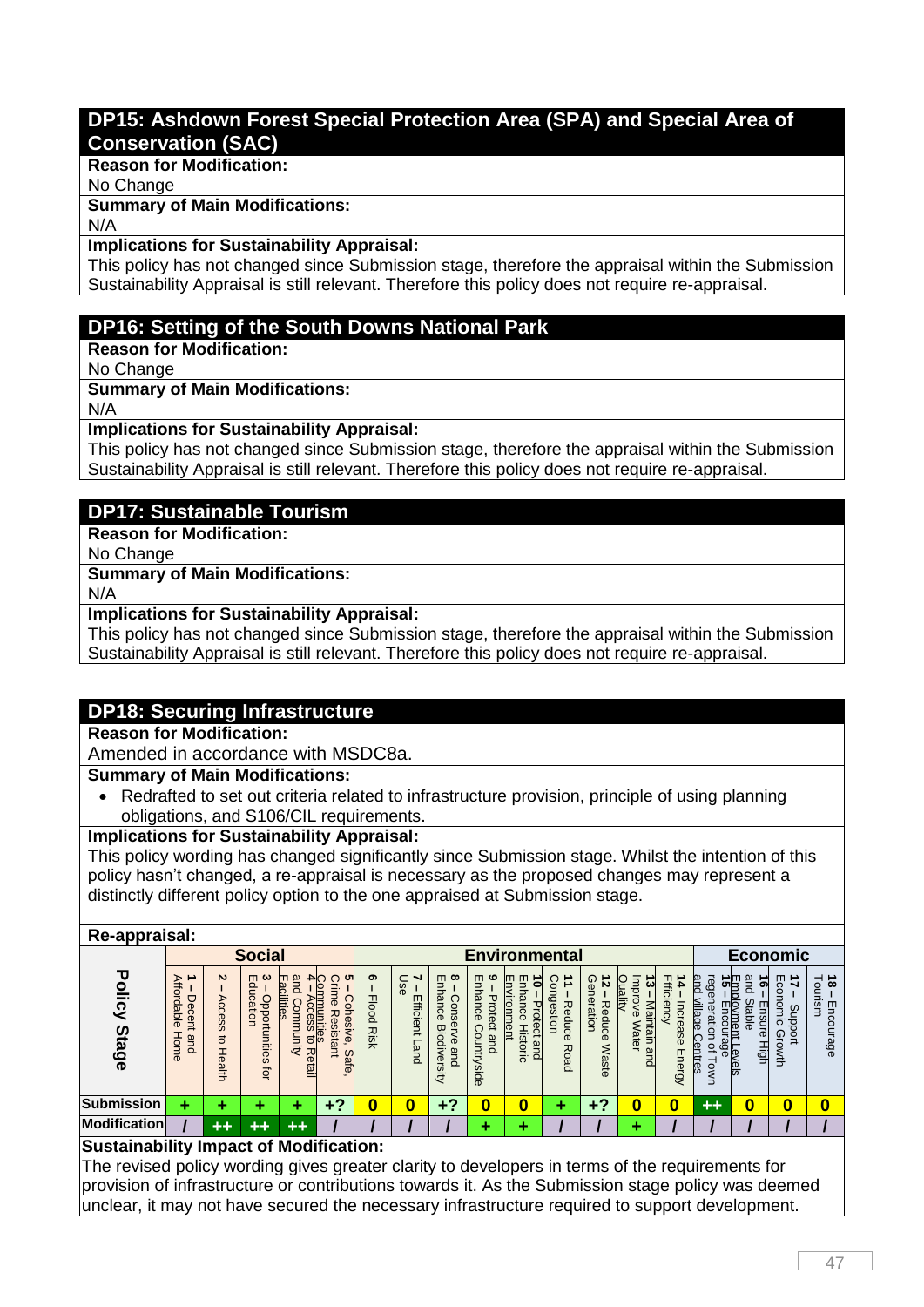## DP15: Ashdown Forest Special Protection Area (SPA) and Special Area of Conservation (SAC)

**Reason for Modification:**

No Change

**Summary of Main Modifications:**

N/A

**Implications for Sustainability Appraisal:**

This policy has not changed since Submission stage, therefore the appraisal within the Submission Sustainability Appraisal is still relevant. Therefore this policy does not require re-appraisal.

## DP16: Setting of the South Downs National Park

**Reason for Modification:**

No Change

**Summary of Main Modifications:**

N/A

**Implications for Sustainability Appraisal:**

This policy has not changed since Submission stage, therefore the appraisal within the Submission Sustainability Appraisal is still relevant. Therefore this policy does not require re-appraisal.

## DP17: Sustainable Tourism

**Reason for Modification:**

No Change

**Summary of Main Modifications:**

N/A

**Implications for Sustainability Appraisal:**

This policy has not changed since Submission stage, therefore the appraisal within the Submission Sustainability Appraisal is still relevant. Therefore this policy does not require re-appraisal.

## DP18: Securing Infrastructure

**Reason for Modification:**

Amended in accordance with MSDC8a.

**Summary of Main Modifications:**

- Redrafted to set out criteria related to infrastructure provision, principle of using planning obligations, and S106/CIL requirements.

**Implications for Sustainability Appraisal:**

This policy wording has changed significantly since Submission stage. Whilst the intention of this policy hasn't changed, a re-appraisal is necessary as the proposed changes may represent a distinctly different policy option to the one appraised at Submission stage.

**Re-appraisal:**

| Policy Stage | Social | | | | | Environmental | | | | | | | | | Economic | | | |
|---|---|---|---|---|---|---|---|---|---|---|---|---|---|---|---|---|---|---|
| | 1 – Decent and Affordable Home | 2 – Access to Health | 3 – Opportunities for Education | 4 – Access to Retail and Community Facilities | 5 – Cohesive, Safe, Crime Resistant Communities | 6 – Flood Risk | 7 – Efficient Land Use | 8 – Conserve and Enhance Biodiversity | 9 – Protect and Enhance Countryside | 10 – Protect and Enhance Historic Environment | 11 – Reduce Road Congestion | 12 – Reduce Waste Generation | 13 – Maintain and Improve Water Quality | 14 – Increase Energy Efficiency | 15 – Encourage regeneration of Town and Village Centres | 16 – Ensure High and Stable Employment Levels | 17 – Support Economic Growth | 18 – Encourage Tourism |
| Submission | + | + | + | + | +? | 0 | 0 | +? | 0 | 0 | + | +? | 0 | 0 | ++ | 0 | 0 | 0 |
| Modification | / | ++ | ++ | ++ | / | / | / | / | + | + | / | / | + | / | / | / | / | / |

**Sustainability Impact of Modification:**

The revised policy wording gives greater clarity to developers in terms of the requirements for provision of infrastructure or contributions towards it. As the Submission stage policy was deemed unclear, it may not have secured the necessary infrastructure required to support development.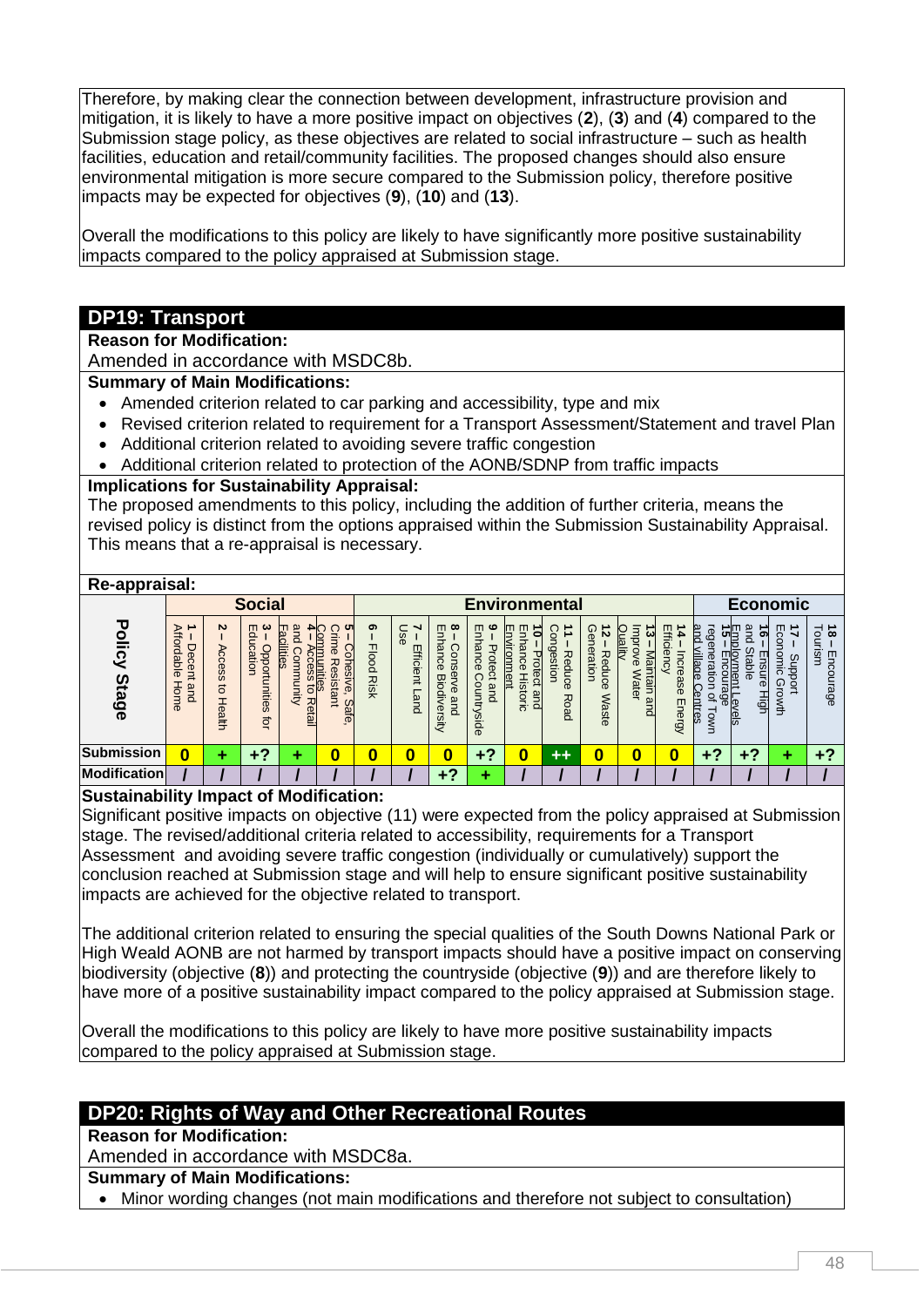Therefore, by making clear the connection between development, infrastructure provision and mitigation, it is likely to have a more positive impact on objectives (**2**), (**3**) and (**4**) compared to the Submission stage policy, as these objectives are related to social infrastructure – such as health facilities, education and retail/community facilities. The proposed changes should also ensure environmental mitigation is more secure compared to the Submission policy, therefore positive impacts may be expected for objectives (**9**), (**10**) and (**13**).

Overall the modifications to this policy are likely to have significantly more positive sustainability impacts compared to the policy appraised at Submission stage.

## DP19: Transport

**Reason for Modification:**

Amended in accordance with MSDC8b.

**Summary of Main Modifications:**

- Amended criterion related to car parking and accessibility, type and mix
- Revised criterion related to requirement for a Transport Assessment/Statement and travel Plan
- Additional criterion related to avoiding severe traffic congestion
- Additional criterion related to protection of the AONB/SDNP from traffic impacts

**Implications for Sustainability Appraisal:**

The proposed amendments to this policy, including the addition of further criteria, means the revised policy is distinct from the options appraised within the Submission Sustainability Appraisal. This means that a re-appraisal is necessary.

**Re-appraisal:**

| Policy Stage | Social | | | | | Environmental | | | | | | | | | Economic | | | |
|---|---|---|---|---|---|---|---|---|---|---|---|---|---|---|---|---|---|---|
| | 1 – Decent and Affordable Home | 2 – Access to Health | 3 – Opportunities for Education | 4 – Access to Retail and Community Facilities | 5 – Cohesive, Safe, Crime Resistant Communities | 6 – Flood Risk | 7 – Efficient Land Use | 8 – Conserve and Enhance Biodiversity | 9 – Protect and Enhance Countryside | 10 – Protect and Enhance Historic Environment | 11 – Reduce Road Congestion | 12 – Reduce Waste Generation | 13 – Maintain and Improve Water Quality | 14 – Increase Energy Efficiency | 15 – Encourage regeneration of Town and village Centres | 16 – Ensure High and Stable Employment Levels | 17 – Support Economic Growth | 18 – Encourage Tourism |
| **Submission** | 0 | + | +? | + | 0 | 0 | 0 | 0 | +? | 0 | ++ | 0 | 0 | 0 | +? | +? | + | +? |
| **Modification** | / | / | / | / | / | / | / | +? | + | / | / | / | / | / | / | / | / | / |

**Sustainability Impact of Modification:**

Significant positive impacts on objective (11) were expected from the policy appraised at Submission stage. The revised/additional criteria related to accessibility, requirements for a Transport Assessment and avoiding severe traffic congestion (individually or cumulatively) support the conclusion reached at Submission stage and will help to ensure significant positive sustainability impacts are achieved for the objective related to transport.

The additional criterion related to ensuring the special qualities of the South Downs National Park or High Weald AONB are not harmed by transport impacts should have a positive impact on conserving biodiversity (objective (**8**)) and protecting the countryside (objective (**9**)) and are therefore likely to have more of a positive sustainability impact compared to the policy appraised at Submission stage.

Overall the modifications to this policy are likely to have more positive sustainability impacts compared to the policy appraised at Submission stage.

## DP20: Rights of Way and Other Recreational Routes

**Reason for Modification:**

Amended in accordance with MSDC8a.

**Summary of Main Modifications:**

- Minor wording changes (not main modifications and therefore not subject to consultation)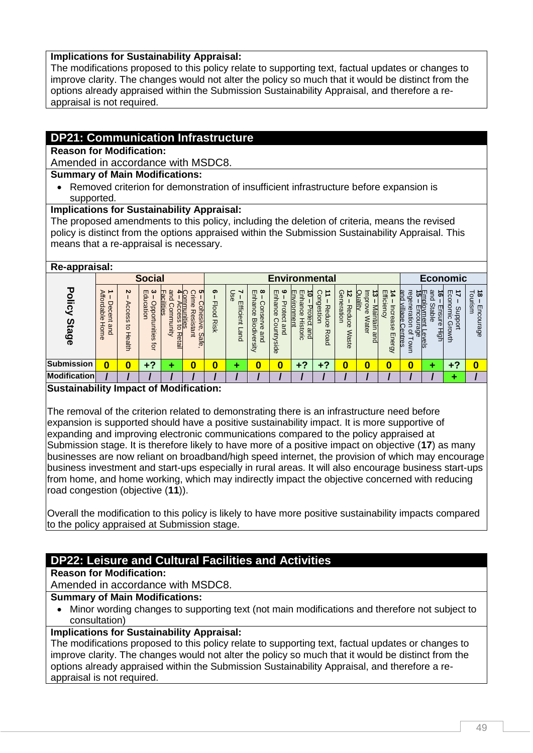**Implications for Sustainability Appraisal:**
The modifications proposed to this policy relate to supporting text, factual updates or changes to improve clarity. The changes would not alter the policy so much that it would be distinct from the options already appraised within the Submission Sustainability Appraisal, and therefore a re-appraisal is not required.

## DP21: Communication Infrastructure

**Reason for Modification:**
Amended in accordance with MSDC8.

**Summary of Main Modifications:**

- Removed criterion for demonstration of insufficient infrastructure before expansion is supported.

**Implications for Sustainability Appraisal:**
The proposed amendments to this policy, including the deletion of criteria, means the revised policy is distinct from the options appraised within the Submission Sustainability Appraisal. This means that a re-appraisal is necessary.

**Re-appraisal:**

| Policy Stage | Social | | | | | Environmental | | | | | | | | | Economic | | | |
|---|---|---|---|---|---|---|---|---|---|---|---|---|---|---|---|---|---|---|
| | **1** – Decent and Affordable Home | **2** – Access to Health | **3** – Opportunities for Education | **4** – Access to Retail and Community Facilities | **5** – Cohesive, Safe, Crime Resistant Communities | **6** – Flood Risk | **7** – Efficient Land Use | **8** – Conserve and Enhance Biodiversity | **9** – Protect and Enhance Countryside | **10** – Protect and Enhance Historic Environment | **11** – Reduce Road Congestion | **12** – Reduce Waste Generation | **13** – Maintain and Improve Water Quality | **14** – Increase Energy Efficiency | **15** – Encourage regeneration of Town and village Centres | **16** – Ensure High and Stable Employment Levels | **17** – Support Economic Growth | **18** – Encourage Tourism |
| **Submission** | 0 | 0 | +? | + | 0 | 0 | + | 0 | 0 | +? | +? | 0 | 0 | 0 | 0 | + | +? | 0 |
| **Modification** | / | / | / | / | / | / | / | / | / | / | / | / | / | / | / | / | + | / |

**Sustainability Impact of Modification:**

The removal of the criterion related to demonstrating there is an infrastructure need before expansion is supported should have a positive sustainability impact. It is more supportive of expanding and improving electronic communications compared to the policy appraised at Submission stage. It is therefore likely to have more of a positive impact on objective (**17**) as many businesses are now reliant on broadband/high speed internet, the provision of which may encourage business investment and start-ups especially in rural areas. It will also encourage business start-ups from home, and home working, which may indirectly impact the objective concerned with reducing road congestion (objective (**11**)).

Overall the modification to this policy is likely to have more positive sustainability impacts compared to the policy appraised at Submission stage.

## DP22: Leisure and Cultural Facilities and Activities

**Reason for Modification:**
Amended in accordance with MSDC8.

**Summary of Main Modifications:**

- Minor wording changes to supporting text (not main modifications and therefore not subject to consultation)

**Implications for Sustainability Appraisal:**
The modifications proposed to this policy relate to supporting text, factual updates or changes to improve clarity. The changes would not alter the policy so much that it would be distinct from the options already appraised within the Submission Sustainability Appraisal, and therefore a re-appraisal is not required.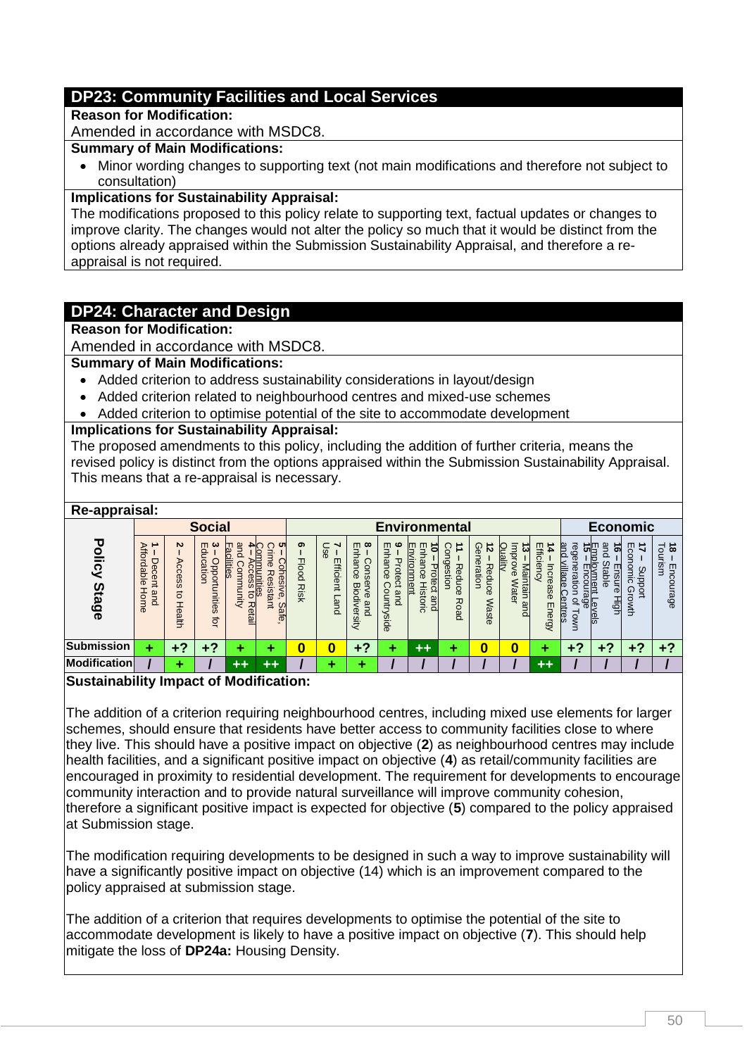## DP23: Community Facilities and Local Services

**Reason for Modification:**

Amended in accordance with MSDC8.

**Summary of Main Modifications:**

- Minor wording changes to supporting text (not main modifications and therefore not subject to consultation)

**Implications for Sustainability Appraisal:**

The modifications proposed to this policy relate to supporting text, factual updates or changes to improve clarity. The changes would not alter the policy so much that it would be distinct from the options already appraised within the Submission Sustainability Appraisal, and therefore a re-appraisal is not required.

## DP24: Character and Design

**Reason for Modification:**

Amended in accordance with MSDC8.

**Summary of Main Modifications:**

- Added criterion to address sustainability considerations in layout/design
- Added criterion related to neighbourhood centres and mixed-use schemes
- Added criterion to optimise potential of the site to accommodate development

**Implications for Sustainability Appraisal:**

The proposed amendments to this policy, including the addition of further criteria, means the revised policy is distinct from the options appraised within the Submission Sustainability Appraisal. This means that a re-appraisal is necessary.

**Re-appraisal:**

| Policy Stage | Social | | | | | Environmental | | | | | | | | | Economic | | | |
|---|---|---|---|---|---|---|---|---|---|---|---|---|---|---|---|---|---|---|
| | **1** – Decent and Affordable Home | **2** – Access to Health | **3** – Opportunities for Education | **4** – Access to Retail and Community Facilities | **5** – Cohesive, Safe, Crime Resistant Communities | **6** – Flood Risk | **7** – Efficient Land Use | **8** – Conserve and Enhance Biodiversity | **9** – Protect and Enhance Countryside | **10** – Protect and Enhance Historic Environment | **11** – Reduce Road Congestion | **12** – Reduce Waste Generation | **13** – Maintain and Improve Water Quality | **14** – Increase Energy Efficiency | **15** – Encourage regeneration of Town and Village Centres | **16** – Ensure High and Stable Employment Levels | **17** – Support Economic Growth | **18** – Encourage Tourism |
| **Submission** | + | +? | +? | + | + | 0 | 0 | +? | + | ++ | + | 0 | 0 | + | +? | +? | +? | +? |
| **Modification** | / | + | / | ++ | ++ | / | + | + | / | / | / | / | / | ++ | / | / | / | / |

**Sustainability Impact of Modification:**

The addition of a criterion requiring neighbourhood centres, including mixed use elements for larger schemes, should ensure that residents have better access to community facilities close to where they live. This should have a positive impact on objective (**2**) as neighbourhood centres may include health facilities, and a significant positive impact on objective (**4**) as retail/community facilities are encouraged in proximity to residential development. The requirement for developments to encourage community interaction and to provide natural surveillance will improve community cohesion, therefore a significant positive impact is expected for objective (**5**) compared to the policy appraised at Submission stage.

The modification requiring developments to be designed in such a way to improve sustainability will have a significantly positive impact on objective (14) which is an improvement compared to the policy appraised at submission stage.

The addition of a criterion that requires developments to optimise the potential of the site to accommodate development is likely to have a positive impact on objective (**7**). This should help mitigate the loss of **DP24a:** Housing Density.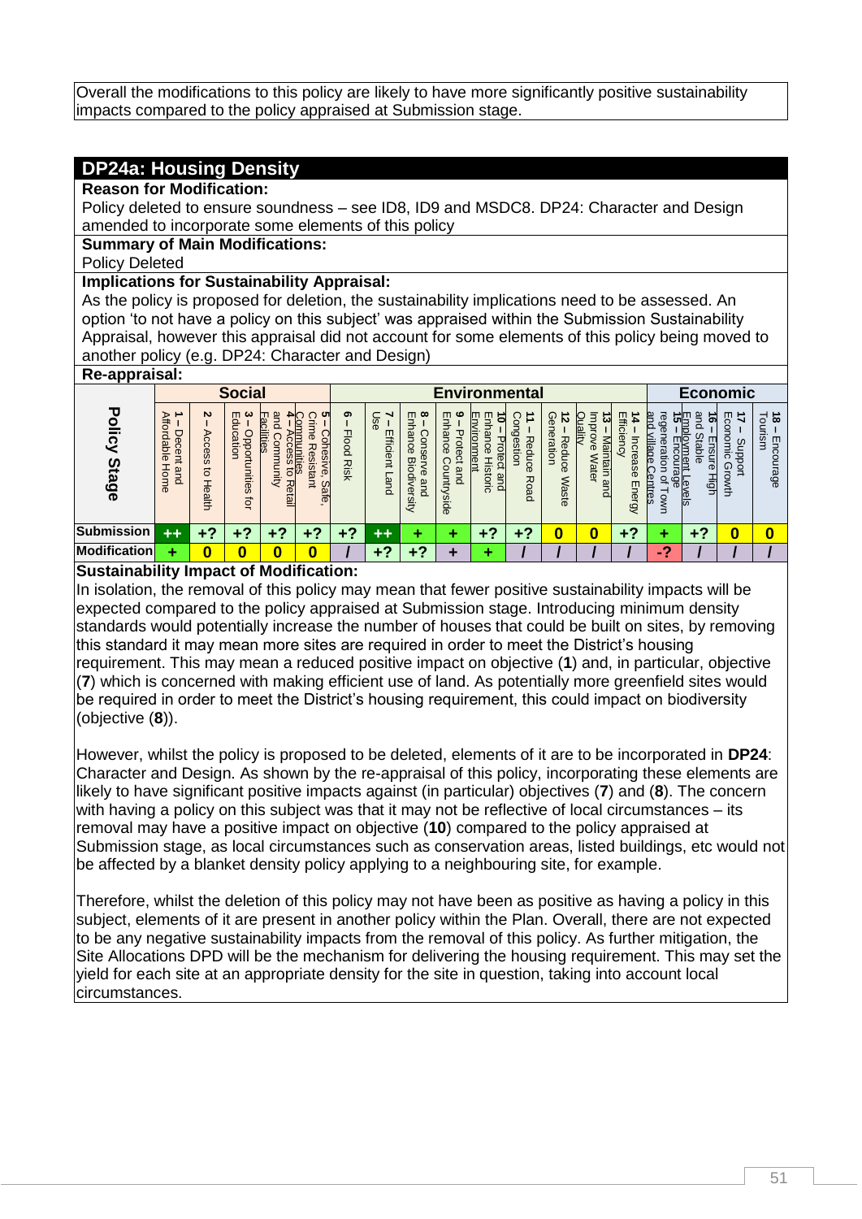Overall the modifications to this policy are likely to have more significantly positive sustainability impacts compared to the policy appraised at Submission stage.

## DP24a: Housing Density

**Reason for Modification:**

Policy deleted to ensure soundness – see ID8, ID9 and MSDC8. DP24: Character and Design amended to incorporate some elements of this policy

**Summary of Main Modifications:**

Policy Deleted

**Implications for Sustainability Appraisal:**

As the policy is proposed for deletion, the sustainability implications need to be assessed. An option 'to not have a policy on this subject' was appraised within the Submission Sustainability Appraisal, however this appraisal did not account for some elements of this policy being moved to another policy (e.g. DP24: Character and Design)

**Re-appraisal:**

| Policy Stage | Social | | | | | Environmental | | | | | | | | | Economic | | | |
|---|---|---|---|---|---|---|---|---|---|---|---|---|---|---|---|---|---|---|
| | 1 – Decent and Affordable Home | 2 – Access to Health | 3 – Opportunities for Education | 4 – Access to Retail and Community Facilities | 5 – Cohesive, Safe, Crime Resistant Communities | 6 – Flood Risk | 7 – Efficient Land Use | 8 – Conserve and Enhance Biodiversity | 9 – Protect and Enhance Countryside | 10 – Protect and Enhance Historic Environment | 11 – Reduce Road Congestion | 12 – Reduce Waste Generation | 13 – Maintain and Improve Water Quality | 14 – Increase Energy Efficiency | 15 – Encourage regeneration of Town and village Centres | 16 – Ensure High and Stable Employment Levels | 17 – Support Economic Growth | 18 – Encourage Tourism |
| Submission | ++ | +? | +? | +? | +? | +? | ++ | + | + | +? | +? | 0 | 0 | +? | + | +? | 0 | 0 |
| Modification | + | 0 | 0 | 0 | 0 | / | +? | +? | + | + | / | / | / | / | -? | / | / | / |

**Sustainability Impact of Modification:**

In isolation, the removal of this policy may mean that fewer positive sustainability impacts will be expected compared to the policy appraised at Submission stage. Introducing minimum density standards would potentially increase the number of houses that could be built on sites, by removing this standard it may mean more sites are required in order to meet the District's housing requirement. This may mean a reduced positive impact on objective (**1**) and, in particular, objective (**7**) which is concerned with making efficient use of land. As potentially more greenfield sites would be required in order to meet the District's housing requirement, this could impact on biodiversity (objective (**8**)).

However, whilst the policy is proposed to be deleted, elements of it are to be incorporated in **DP24**: Character and Design. As shown by the re-appraisal of this policy, incorporating these elements are likely to have significant positive impacts against (in particular) objectives (**7**) and (**8**). The concern with having a policy on this subject was that it may not be reflective of local circumstances – its removal may have a positive impact on objective (**10**) compared to the policy appraised at Submission stage, as local circumstances such as conservation areas, listed buildings, etc would not be affected by a blanket density policy applying to a neighbouring site, for example.

Therefore, whilst the deletion of this policy may not have been as positive as having a policy in this subject, elements of it are present in another policy within the Plan. Overall, there are not expected to be any negative sustainability impacts from the removal of this policy. As further mitigation, the Site Allocations DPD will be the mechanism for delivering the housing requirement. This may set the yield for each site at an appropriate density for the site in question, taking into account local circumstances.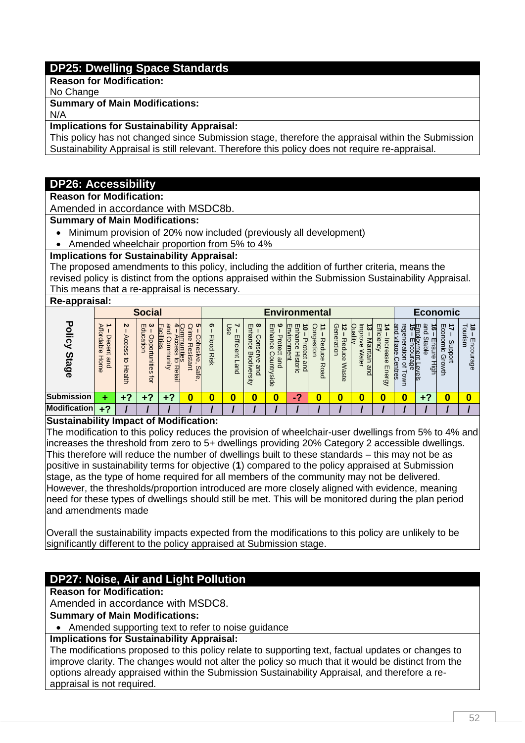## DP25: Dwelling Space Standards

**Reason for Modification:**

No Change

**Summary of Main Modifications:**

N/A

**Implications for Sustainability Appraisal:**

This policy has not changed since Submission stage, therefore the appraisal within the Submission Sustainability Appraisal is still relevant. Therefore this policy does not require re-appraisal.

## DP26: Accessibility

**Reason for Modification:**

Amended in accordance with MSDC8b.

**Summary of Main Modifications:**

- Minimum provision of 20% now included (previously all development)
- Amended wheelchair proportion from 5% to 4%

**Implications for Sustainability Appraisal:**

The proposed amendments to this policy, including the addition of further criteria, means the revised policy is distinct from the options appraised within the Submission Sustainability Appraisal. This means that a re-appraisal is necessary.

**Re-appraisal:**

| Policy Stage | Social | | | | | Environmental | | | | | | | | | Economic | | | |
|---|---|---|---|---|---|---|---|---|---|---|---|---|---|---|---|---|---|---|
| | 1 – Decent and Affordable Home | 2 – Access to Health | 3 – Opportunities for Education | 4 – Access to Retail and Community Facilities | 5 – Cohesive, Safe, Crime Resistant Communities | 6 – Flood Risk | 7 – Efficient Land Use | 8 – Conserve and Enhance Biodiversity | 9 – Protect and Enhance Countryside | 10 – Protect and Enhance Historic Environment | 11 – Reduce Road Congestion | 12 – Reduce Waste Generation | 13 – Maintain and Improve Water Quality | 14 – Increase Energy Efficiency | 15 – Encourage regeneration of Town and Village Centres | 16 – Ensure High and Stable Employment Levels | 17 – Support Economic Growth | 18 – Encourage Tourism |
| Submission | + | +? | +? | +? | 0 | 0 | 0 | 0 | 0 | -? | 0 | 0 | 0 | 0 | 0 | +? | 0 | 0 |
| Modification | +? | / | / | / | / | / | / | / | / | / | / | / | / | / | / | / | / | / |

**Sustainability Impact of Modification:**

The modification to this policy reduces the provision of wheelchair-user dwellings from 5% to 4% and increases the threshold from zero to 5+ dwellings providing 20% Category 2 accessible dwellings. This therefore will reduce the number of dwellings built to these standards – this may not be as positive in sustainability terms for objective (**1**) compared to the policy appraised at Submission stage, as the type of home required for all members of the community may not be delivered. However, the thresholds/proportion introduced are more closely aligned with evidence, meaning need for these types of dwellings should still be met. This will be monitored during the plan period and amendments made

Overall the sustainability impacts expected from the modifications to this policy are unlikely to be significantly different to the policy appraised at Submission stage.

## DP27: Noise, Air and Light Pollution

**Reason for Modification:**

Amended in accordance with MSDC8.

**Summary of Main Modifications:**

- Amended supporting text to refer to noise guidance

**Implications for Sustainability Appraisal:**

The modifications proposed to this policy relate to supporting text, factual updates or changes to improve clarity. The changes would not alter the policy so much that it would be distinct from the options already appraised within the Submission Sustainability Appraisal, and therefore a re-appraisal is not required.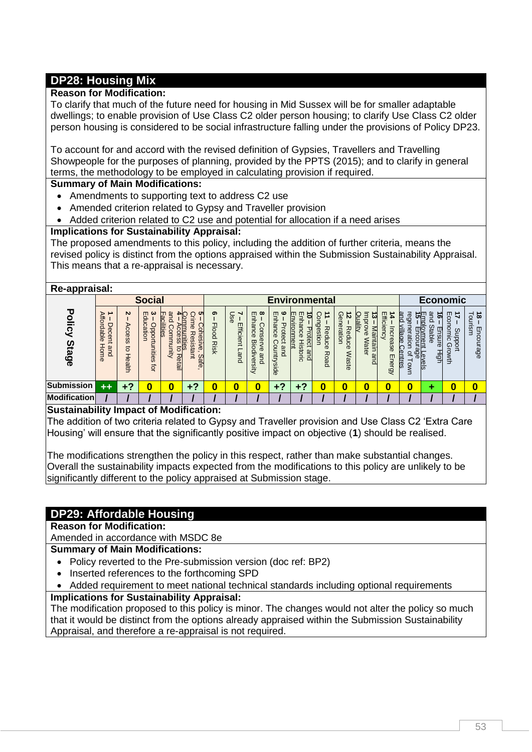## DP28: Housing Mix

**Reason for Modification:**

To clarify that much of the future need for housing in Mid Sussex will be for smaller adaptable dwellings; to enable provision of Use Class C2 older person housing; to clarify Use Class C2 older person housing is considered to be social infrastructure falling under the provisions of Policy DP23.

To account for and accord with the revised definition of Gypsies, Travellers and Travelling Showpeople for the purposes of planning, provided by the PPTS (2015); and to clarify in general terms, the methodology to be employed in calculating provision if required.

**Summary of Main Modifications:**

- Amendments to supporting text to address C2 use
- Amended criterion related to Gypsy and Traveller provision
- Added criterion related to C2 use and potential for allocation if a need arises

**Implications for Sustainability Appraisal:**

The proposed amendments to this policy, including the addition of further criteria, means the revised policy is distinct from the options appraised within the Submission Sustainability Appraisal. This means that a re-appraisal is necessary.

**Re-appraisal:**

| Policy Stage | Social | | | | | Environmental | | | | | | | | | Economic | | | |
|---|---|---|---|---|---|---|---|---|---|---|---|---|---|---|---|---|---|---|
| | **1** – Decent and Affordable Home | **2** – Access to Health | **3** – Opportunities for Education | **4** – Access to Retail and Community Facilities | **5** – Cohesive, Safe, Crime Resistant Communities | **6** – Flood Risk | **7** – Efficient Land Use | **8** – Conserve and Enhance Biodiversity | **9** – Protect and Enhance Countryside | **10** – Protect and Enhance Historic Environment | **11** – Reduce Road Congestion | **12** – Reduce Waste Generation | **13** – Maintain and Improve Water Quality | **14** – Increase Energy Efficiency | **15** – Encourage regeneration of Town and village Centres | **16** – Ensure High and Stable Employment Levels | **17** – Support Economic Growth | **18** – Encourage Tourism |
| **Submission** | ++ | +? | 0 | 0 | +? | 0 | 0 | 0 | +? | +? | 0 | 0 | 0 | 0 | 0 | + | 0 | 0 |
| **Modification** | / | / | / | / | / | / | / | / | / | / | / | / | / | / | / | / | / | / |

**Sustainability Impact of Modification:**

The addition of two criteria related to Gypsy and Traveller provision and Use Class C2 'Extra Care Housing' will ensure that the significantly positive impact on objective (**1**) should be realised.

The modifications strengthen the policy in this respect, rather than make substantial changes. Overall the sustainability impacts expected from the modifications to this policy are unlikely to be significantly different to the policy appraised at Submission stage.

## DP29: Affordable Housing

**Reason for Modification:**

Amended in accordance with MSDC 8e

**Summary of Main Modifications:**

- Policy reverted to the Pre-submission version (doc ref: BP2)
- Inserted references to the forthcoming SPD
- Added requirement to meet national technical standards including optional requirements

**Implications for Sustainability Appraisal:**

The modification proposed to this policy is minor. The changes would not alter the policy so much that it would be distinct from the options already appraised within the Submission Sustainability Appraisal, and therefore a re-appraisal is not required.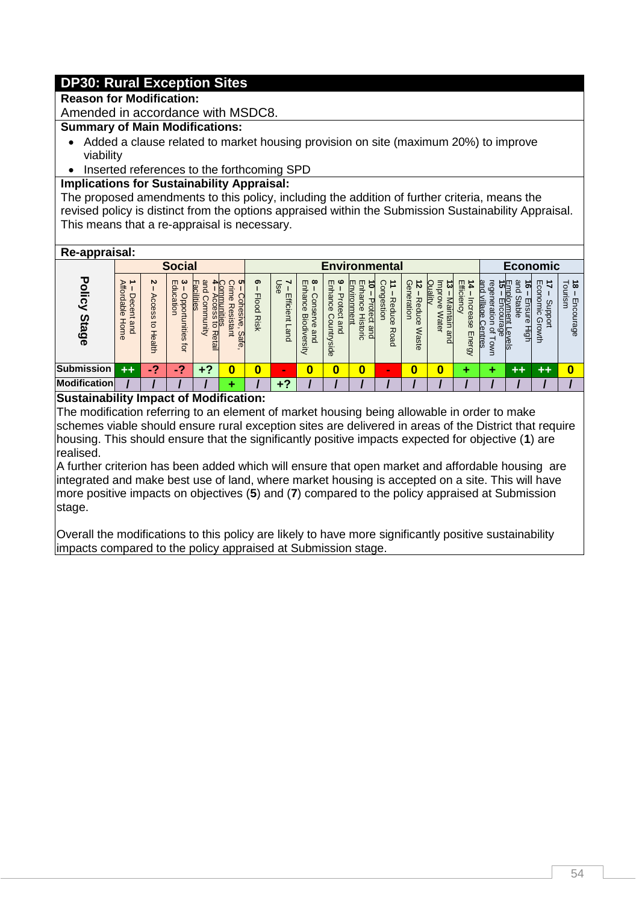## DP30: Rural Exception Sites

**Reason for Modification:**

Amended in accordance with MSDC8.

**Summary of Main Modifications:**

- Added a clause related to market housing provision on site (maximum 20%) to improve viability
- Inserted references to the forthcoming SPD

**Implications for Sustainability Appraisal:**

The proposed amendments to this policy, including the addition of further criteria, means the revised policy is distinct from the options appraised within the Submission Sustainability Appraisal. This means that a re-appraisal is necessary.

**Re-appraisal:**

| Policy Stage | Social | | | | | Environmental | | | | | | | | | Economic | | | |
|---|---|---|---|---|---|---|---|---|---|---|---|---|---|---|---|---|---|---|
| | 1 – Decent and Affordable Home | 2 – Access to Health | 3 – Opportunities for Education | 4 – Access to Retail and Community Facilities | 5 – Cohesive, Safe, Crime Resistant Communities | 6 – Flood Risk | 7 – Efficient Land Use | 8 – Conserve and Enhance Biodiversity | 9 – Protect and Enhance Countryside | 10 – Protect and Enhance Historic Environment | 11 – Reduce Road Congestion | 12 – Reduce Waste Generation | 13 – Maintain and Improve Water Quality | 14 – Increase Energy Efficiency | 15 – Encourage regeneration of Town and village Centres | 16 – Ensure High and Stable Employment Levels | 17 – Support Economic Growth | 18 – Encourage Tourism |
| **Submission** | ++ | -? | -? | +? | 0 | 0 | - | 0 | 0 | 0 | - | 0 | 0 | + | + | ++ | ++ | 0 |
| **Modification** | / | / | / | / | + | / | +? | / | / | / | / | / | / | / | / | / | / | / |

**Sustainability Impact of Modification:**

The modification referring to an element of market housing being allowable in order to make schemes viable should ensure rural exception sites are delivered in areas of the District that require housing. This should ensure that the significantly positive impacts expected for objective (**1**) are realised.

A further criterion has been added which will ensure that open market and affordable housing are integrated and make best use of land, where market housing is accepted on a site. This will have more positive impacts on objectives (**5**) and (**7**) compared to the policy appraised at Submission stage.

Overall the modifications to this policy are likely to have more significantly positive sustainability impacts compared to the policy appraised at Submission stage.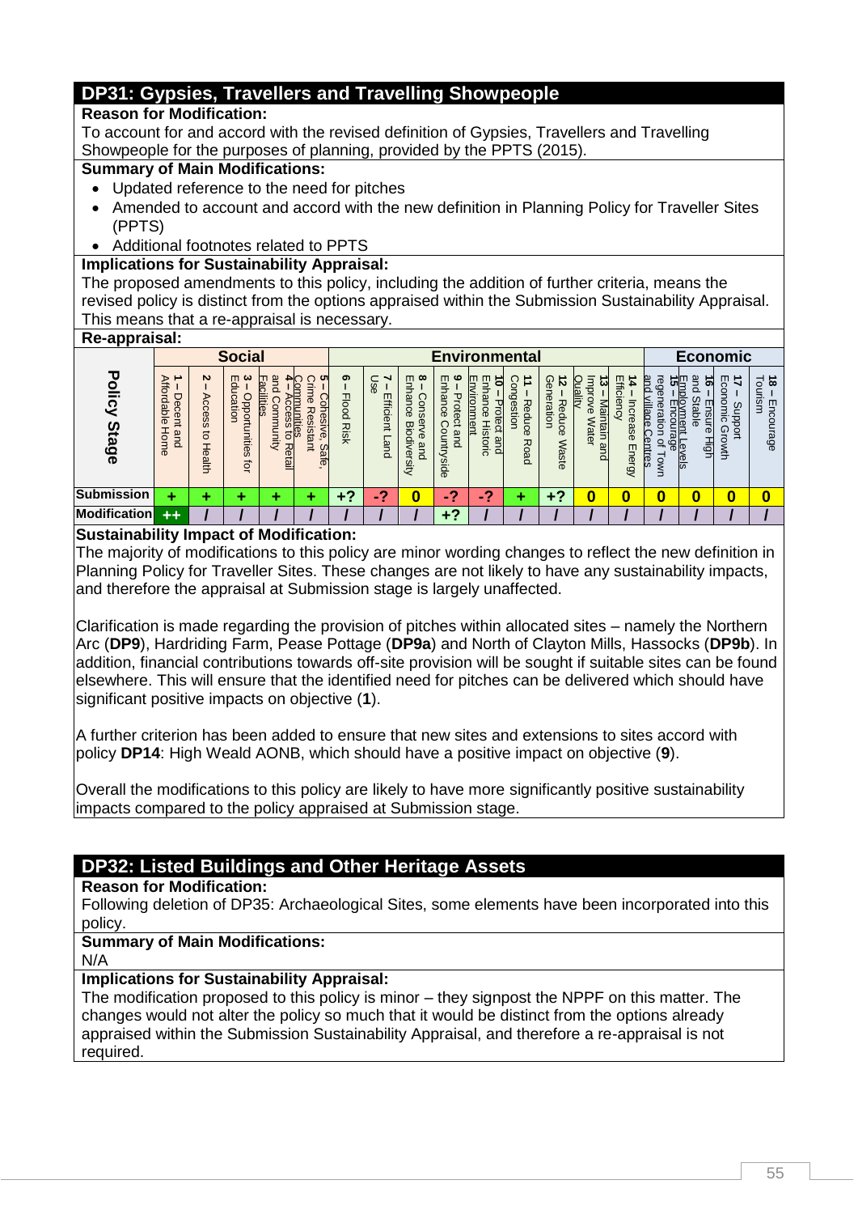## DP31: Gypsies, Travellers and Travelling Showpeople

**Reason for Modification:**

To account for and accord with the revised definition of Gypsies, Travellers and Travelling Showpeople for the purposes of planning, provided by the PPTS (2015).

**Summary of Main Modifications:**

- Updated reference to the need for pitches
- Amended to account and accord with the new definition in Planning Policy for Traveller Sites (PPTS)
- Additional footnotes related to PPTS

**Implications for Sustainability Appraisal:**

The proposed amendments to this policy, including the addition of further criteria, means the revised policy is distinct from the options appraised within the Submission Sustainability Appraisal. This means that a re-appraisal is necessary.

**Re-appraisal:**

| Policy Stage | Social | | | | | Environmental | | | | | | | | | Economic | | | |
|---|---|---|---|---|---|---|---|---|---|---|---|---|---|---|---|---|---|---|
| | 1 – Decent and Affordable Home | 2 – Access to Health | 3 – Opportunities for Education | 4 – Access to Retail and Community Facilities | 5 – Cohesive, Safe, Crime Resistant Communities | 6 – Flood Risk | 7 – Efficient Land Use | 8 – Conserve and Enhance Biodiversity | 9 – Protect and Enhance Countryside | 10 – Protect and Enhance Historic Environment | 11 – Reduce Road Congestion | 12 – Reduce Waste Generation | 13 – Maintain and Improve Water Quality | 14 – Increase Energy Efficiency | 15 – Encourage regeneration of Town and Village Centres | 16 – Ensure High and Stable Employment Levels | 17 – Support Economic Growth | 18 – Encourage Tourism |
| Submission | + | + | + | + | + | +? | -? | 0 | -? | -? | + | +? | 0 | 0 | 0 | 0 | 0 | 0 |
| Modification | ++ | / | / | / | / | / | / | / | +? | / | / | / | / | / | / | / | / | / |

**Sustainability Impact of Modification:**

The majority of modifications to this policy are minor wording changes to reflect the new definition in Planning Policy for Traveller Sites. These changes are not likely to have any sustainability impacts, and therefore the appraisal at Submission stage is largely unaffected.

Clarification is made regarding the provision of pitches within allocated sites – namely the Northern Arc (**DP9**), Hardriding Farm, Pease Pottage (**DP9a**) and North of Clayton Mills, Hassocks (**DP9b**). In addition, financial contributions towards off-site provision will be sought if suitable sites can be found elsewhere. This will ensure that the identified need for pitches can be delivered which should have significant positive impacts on objective (**1**).

A further criterion has been added to ensure that new sites and extensions to sites accord with policy **DP14**: High Weald AONB, which should have a positive impact on objective (**9**).

Overall the modifications to this policy are likely to have more significantly positive sustainability impacts compared to the policy appraised at Submission stage.

## DP32: Listed Buildings and Other Heritage Assets

**Reason for Modification:**

Following deletion of DP35: Archaeological Sites, some elements have been incorporated into this policy.

**Summary of Main Modifications:**

N/A

**Implications for Sustainability Appraisal:**

The modification proposed to this policy is minor – they signpost the NPPF on this matter. The changes would not alter the policy so much that it would be distinct from the options already appraised within the Submission Sustainability Appraisal, and therefore a re-appraisal is not required.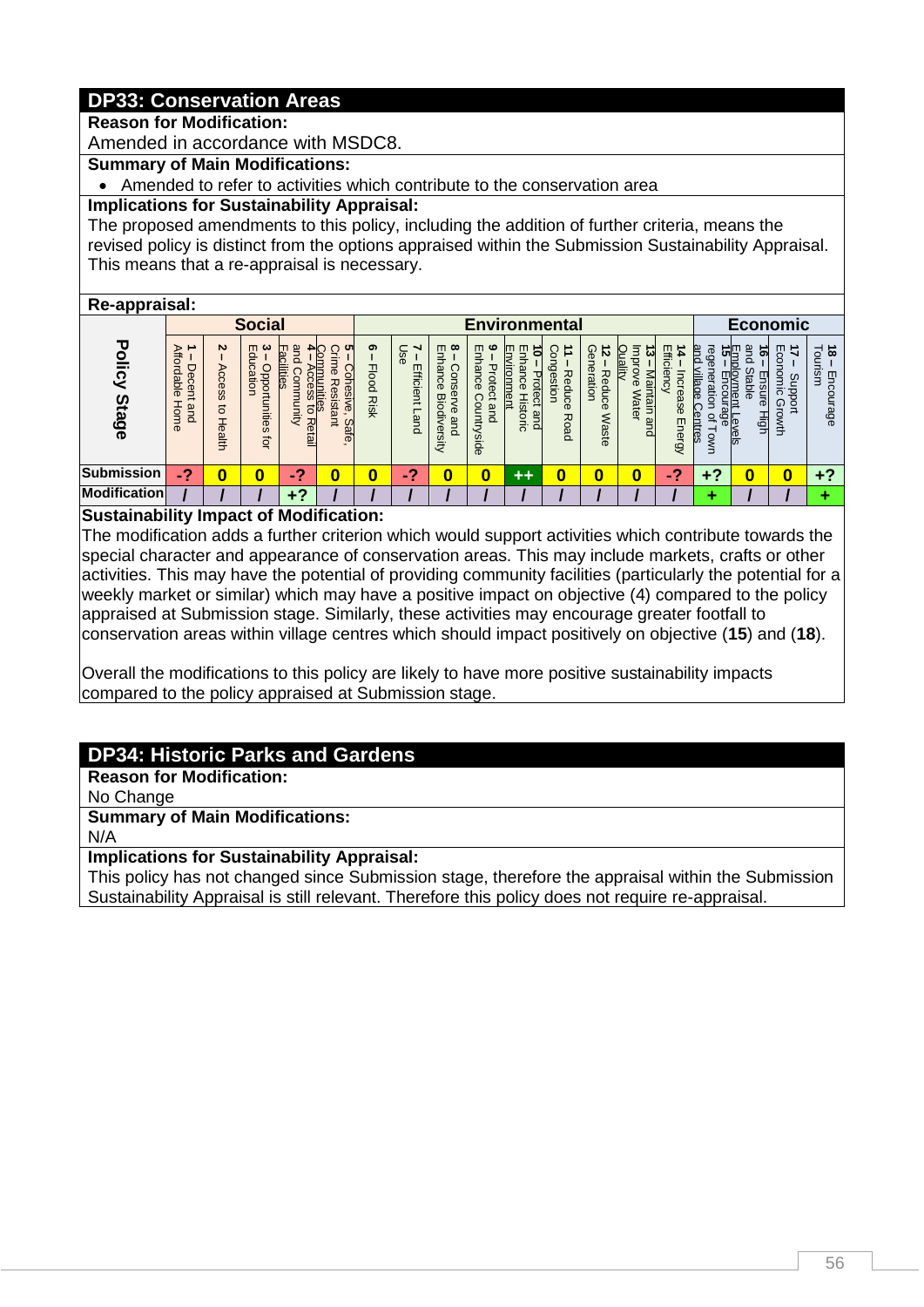## DP33: Conservation Areas

**Reason for Modification:**

Amended in accordance with MSDC8.

**Summary of Main Modifications:**

- Amended to refer to activities which contribute to the conservation area

**Implications for Sustainability Appraisal:**

The proposed amendments to this policy, including the addition of further criteria, means the revised policy is distinct from the options appraised within the Submission Sustainability Appraisal. This means that a re-appraisal is necessary.

**Re-appraisal:**

| Policy Stage | Social | | | | | Environmental | | | | | | | | | Economic | | | |
|---|---|---|---|---|---|---|---|---|---|---|---|---|---|---|---|---|---|---|
| | 1 – Decent and Affordable Home | 2 – Access to Health | 3 – Opportunities for Education | 4 – Access to Retail and Community Facilities | 5 – Cohesive, Safe, Crime Resistant Communities | 6 – Flood Risk | 7 – Efficient Land Use | 8 – Conserve and Enhance Biodiversity | 9 – Protect and Enhance Countryside | 10 – Protect and Enhance Historic Environment | 11 – Reduce Road Congestion | 12 – Reduce Waste Generation | 13 – Maintain and Improve Water Quality | 14 – Increase Energy Efficiency | 15 – Encourage regeneration of Town and village Centres | 16 – Ensure High and Stable Employment Levels | 17 – Support Economic Growth | 18 – Encourage Tourism |
| **Submission** | -? | 0 | 0 | -? | 0 | 0 | -? | 0 | 0 | ++ | 0 | 0 | 0 | -? | +? | 0 | 0 | +? |
| **Modification** | / | / | / | +? | / | / | / | / | / | / | / | / | / | / | + | / | / | + |

**Sustainability Impact of Modification:**

The modification adds a further criterion which would support activities which contribute towards the special character and appearance of conservation areas. This may include markets, crafts or other activities. This may have the potential of providing community facilities (particularly the potential for a weekly market or similar) which may have a positive impact on objective (4) compared to the policy appraised at Submission stage. Similarly, these activities may encourage greater footfall to conservation areas within village centres which should impact positively on objective (**15**) and (**18**).

Overall the modifications to this policy are likely to have more positive sustainability impacts compared to the policy appraised at Submission stage.

## DP34: Historic Parks and Gardens

**Reason for Modification:**

No Change

**Summary of Main Modifications:**

N/A

**Implications for Sustainability Appraisal:**

This policy has not changed since Submission stage, therefore the appraisal within the Submission Sustainability Appraisal is still relevant. Therefore this policy does not require re-appraisal.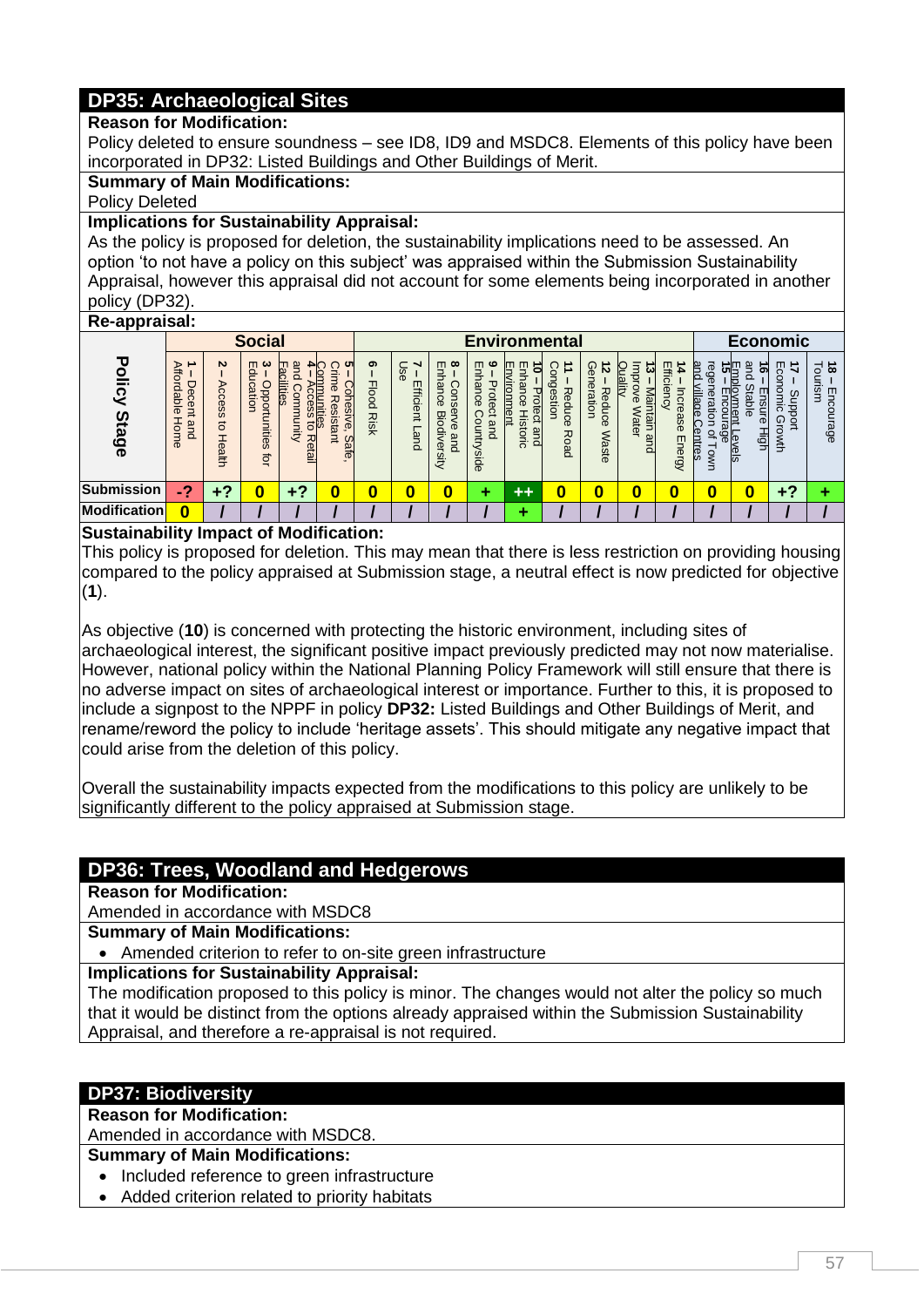## DP35: Archaeological Sites

**Reason for Modification:**

Policy deleted to ensure soundness – see ID8, ID9 and MSDC8. Elements of this policy have been incorporated in DP32: Listed Buildings and Other Buildings of Merit.

**Summary of Main Modifications:**

Policy Deleted

**Implications for Sustainability Appraisal:**

As the policy is proposed for deletion, the sustainability implications need to be assessed. An option 'to not have a policy on this subject' was appraised within the Submission Sustainability Appraisal, however this appraisal did not account for some elements being incorporated in another policy (DP32).

**Re-appraisal:**

| Policy Stage | Social | | | | | Environmental | | | | | | | | | Economic | | | |
|---|---|---|---|---|---|---|---|---|---|---|---|---|---|---|---|---|---|---|
| | 1 – Decent and Affordable Home | 2 – Access to Health | 3 – Opportunities for Education | 4 – Access to Retail and Community Facilities | 5 – Cohesive, Safe, Crime Resistant Communities | 6 – Flood Risk | 7 – Efficient Land Use | 8 – Conserve and Enhance Biodiversity | 9 – Protect and Enhance Countryside | 10 – Protect and Enhance Historic Environment | 11 – Reduce Road Congestion | 12 – Reduce Waste Generation | 13 – Maintain and Improve Water Quality | 14 – Increase Energy Efficiency | 15 – Encourage regeneration of Town and Village Centres | 16 – Ensure High and Stable Employment Levels | 17 – Support Economic Growth | 18 – Encourage Tourism |
| Submission | -? | +? | 0 | +? | 0 | 0 | 0 | 0 | + | ++ | 0 | 0 | 0 | 0 | 0 | 0 | +? | + |
| Modification | 0 | / | / | / | / | / | / | / | / | + | / | / | / | / | / | / | / | / |

**Sustainability Impact of Modification:**

This policy is proposed for deletion. This may mean that there is less restriction on providing housing compared to the policy appraised at Submission stage, a neutral effect is now predicted for objective (**1**).

As objective (**10**) is concerned with protecting the historic environment, including sites of archaeological interest, the significant positive impact previously predicted may not now materialise. However, national policy within the National Planning Policy Framework will still ensure that there is no adverse impact on sites of archaeological interest or importance. Further to this, it is proposed to include a signpost to the NPPF in policy **DP32:** Listed Buildings and Other Buildings of Merit, and rename/reword the policy to include 'heritage assets'. This should mitigate any negative impact that could arise from the deletion of this policy.

Overall the sustainability impacts expected from the modifications to this policy are unlikely to be significantly different to the policy appraised at Submission stage.

## DP36: Trees, Woodland and Hedgerows

**Reason for Modification:**

Amended in accordance with MSDC8

**Summary of Main Modifications:**

- Amended criterion to refer to on-site green infrastructure

**Implications for Sustainability Appraisal:**

The modification proposed to this policy is minor. The changes would not alter the policy so much that it would be distinct from the options already appraised within the Submission Sustainability Appraisal, and therefore a re-appraisal is not required.

## DP37: Biodiversity

**Reason for Modification:**

Amended in accordance with MSDC8.

**Summary of Main Modifications:**

- Included reference to green infrastructure
- Added criterion related to priority habitats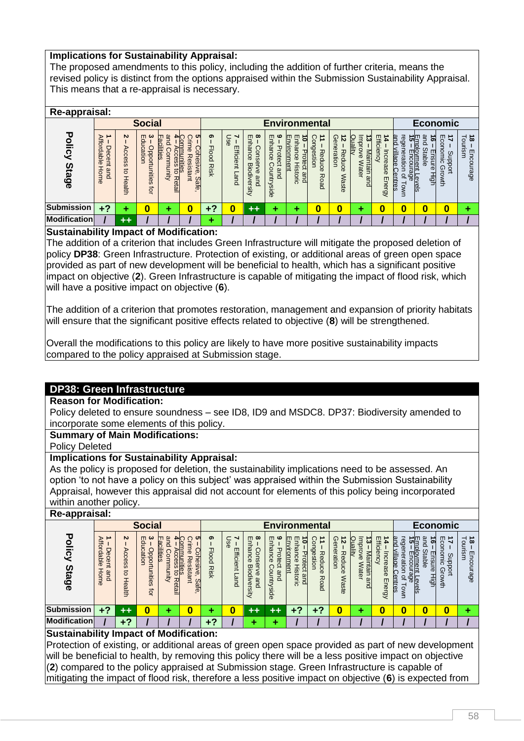**Implications for Sustainability Appraisal:**
The proposed amendments to this policy, including the addition of further criteria, means the revised policy is distinct from the options appraised within the Submission Sustainability Appraisal. This means that a re-appraisal is necessary.

**Re-appraisal:**

| Policy Stage | Social | | | | | Environmental | | | | | | | | | Economic | | | |
|---|---|---|---|---|---|---|---|---|---|---|---|---|---|---|---|---|---|---|
| | 1 – Decent and Affordable Home | 2 – Access to Health | 3 – Opportunities for Education | 4 – Access to Retail and Community Facilities | 5 – Cohesive, Safe, Crime Resistant Communities | 6 – Flood Risk | 7 – Efficient Land Use | 8 – Conserve and Enhance Biodiversity | 9 – Protect and Enhance Countryside | 10 – Protect and Enhance Historic Environment | 11 – Reduce Road Congestion | 12 – Reduce Waste Generation | 13 – Maintain and Improve Water Quality | 14 – Increase Energy Efficiency | 15 – Encourage regeneration of Town and village Centres | 16 – Ensure High and Stable Employment Levels | 17 – Support Economic Growth | 18 – Encourage Tourism |
| **Submission** | +? | + | 0 | + | 0 | +? | 0 | ++ | + | + | 0 | 0 | + | 0 | 0 | 0 | 0 | + |
| **Modification** | / | ++ | / | / | / | + | / | / | / | / | / | / | / | / | / | / | / | / |

**Sustainability Impact of Modification:**
The addition of a criterion that includes Green Infrastructure will mitigate the proposed deletion of policy **DP38**: Green Infrastructure. Protection of existing, or additional areas of green open space provided as part of new development will be beneficial to health, which has a significant positive impact on objective (**2**). Green Infrastructure is capable of mitigating the impact of flood risk, which will have a positive impact on objective (**6**).

The addition of a criterion that promotes restoration, management and expansion of priority habitats will ensure that the significant positive effects related to objective (**8**) will be strengthened.

Overall the modifications to this policy are likely to have more positive sustainability impacts compared to the policy appraised at Submission stage.

## DP38: Green Infrastructure

**Reason for Modification:**
Policy deleted to ensure soundness – see ID8, ID9 and MSDC8. DP37: Biodiversity amended to incorporate some elements of this policy.

**Summary of Main Modifications:**
Policy Deleted

**Implications for Sustainability Appraisal:**
As the policy is proposed for deletion, the sustainability implications need to be assessed. An option 'to not have a policy on this subject' was appraised within the Submission Sustainability Appraisal, however this appraisal did not account for elements of this policy being incorporated within another policy.

**Re-appraisal:**

| Policy Stage | Social | | | | | Environmental | | | | | | | | | Economic | | | |
|---|---|---|---|---|---|---|---|---|---|---|---|---|---|---|---|---|---|---|
| | 1 – Decent and Affordable Home | 2 – Access to Health | 3 – Opportunities for Education | 4 – Access to Retail and Community Facilities | 5 – Cohesive, Safe, Crime Resistant Communities | 6 – Flood Risk | 7 – Efficient Land Use | 8 – Conserve and Enhance Biodiversity | 9 – Protect and Enhance Countryside | 10 – Protect and Enhance Historic Environment | 11 – Reduce Road Congestion | 12 – Reduce Waste Generation | 13 – Maintain and Improve Water Quality | 14 – Increase Energy Efficiency | 15 – Encourage regeneration of Town and village Centres | 16 – Ensure High and Stable Employment Levels | 17 – Support Economic Growth | 18 – Encourage Tourism |
| **Submission** | +? | ++ | 0 | + | 0 | + | 0 | ++ | ++ | +? | +? | 0 | + | 0 | 0 | 0 | 0 | + |
| **Modification** | / | +? | / | / | / | +? | / | + | + | / | / | / | / | / | / | / | / | / |

**Sustainability Impact of Modification:**
Protection of existing, or additional areas of green open space provided as part of new development will be beneficial to health, by removing this policy there will be a less positive impact on objective (**2**) compared to the policy appraised at Submission stage. Green Infrastructure is capable of mitigating the impact of flood risk, therefore a less positive impact on objective (**6**) is expected from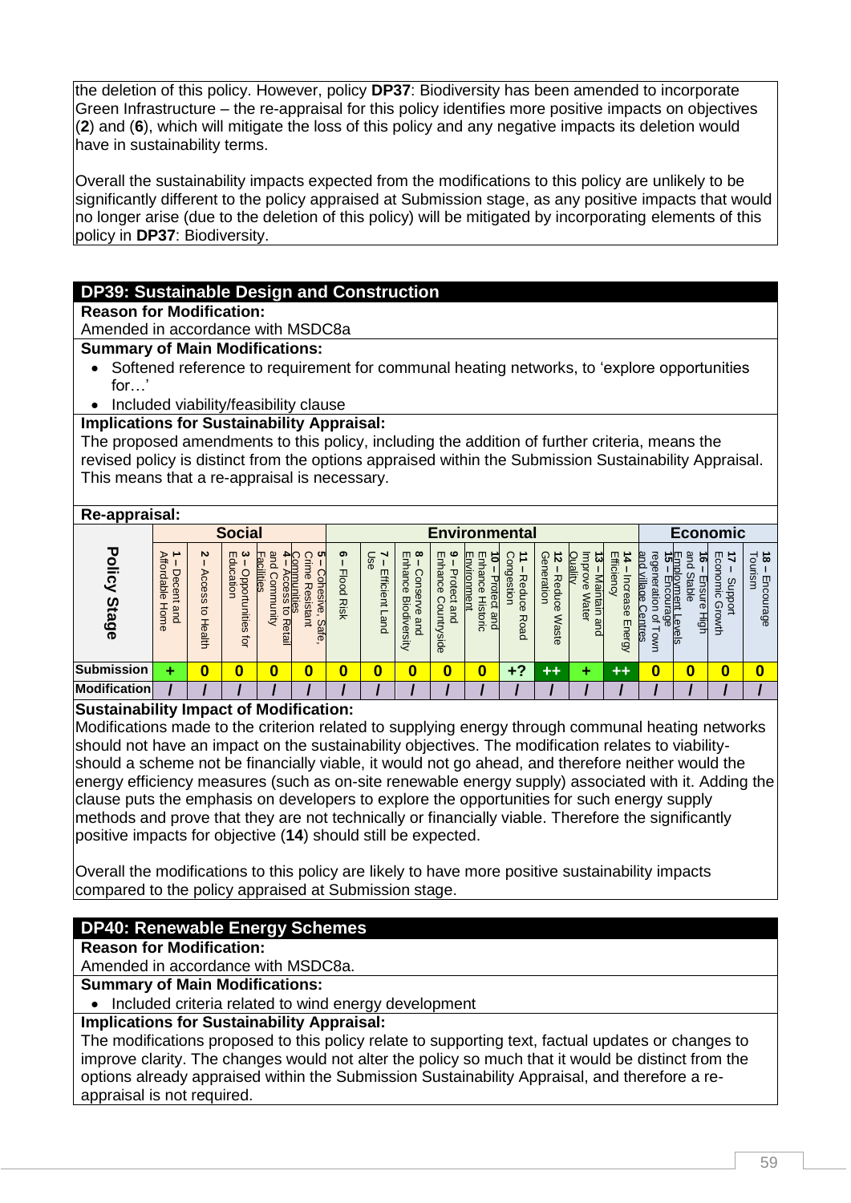the deletion of this policy. However, policy **DP37**: Biodiversity has been amended to incorporate Green Infrastructure – the re-appraisal for this policy identifies more positive impacts on objectives (**2**) and (**6**), which will mitigate the loss of this policy and any negative impacts its deletion would have in sustainability terms.

Overall the sustainability impacts expected from the modifications to this policy are unlikely to be significantly different to the policy appraised at Submission stage, as any positive impacts that would no longer arise (due to the deletion of this policy) will be mitigated by incorporating elements of this policy in **DP37**: Biodiversity.

## DP39: Sustainable Design and Construction

**Reason for Modification:**

Amended in accordance with MSDC8a

**Summary of Main Modifications:**

- Softened reference to requirement for communal heating networks, to 'explore opportunities for…'
- Included viability/feasibility clause

**Implications for Sustainability Appraisal:**

The proposed amendments to this policy, including the addition of further criteria, means the revised policy is distinct from the options appraised within the Submission Sustainability Appraisal. This means that a re-appraisal is necessary.

**Re-appraisal:**

| Policy Stage | Social | | | | | Environmental | | | | | | | | | Economic | | | |
|---|---|---|---|---|---|---|---|---|---|---|---|---|---|---|---|---|---|---|
| | 1 – Decent and Affordable Home | 2 – Access to Health | 3 – Opportunities for Education | 4 – Access to Retail and Community Facilities | 5 – Cohesive, Safe, Crime Resistant Communities | 6 – Flood Risk | 7 – Efficient Land Use | 8 – Conserve and Enhance Biodiversity | 9 – Protect and Enhance Countryside | 10 – Protect and Enhance Historic Environment | 11 – Reduce Road Congestion | 12 – Reduce Waste Generation | 13 – Maintain and Improve Water Quality | 14 – Increase Energy Efficiency | 15 – Encourage regeneration of Town and village Centres | 16 – Ensure High and Stable Employment Levels | 17 – Support Economic Growth | 18 – Encourage Tourism |
| Submission | + | 0 | 0 | 0 | 0 | 0 | 0 | 0 | 0 | 0 | +? | ++ | + | ++ | 0 | 0 | 0 | 0 |
| Modification | / | / | / | / | / | / | / | / | / | / | / | / | / | / | / | / | / | / |

**Sustainability Impact of Modification:**

Modifications made to the criterion related to supplying energy through communal heating networks should not have an impact on the sustainability objectives. The modification relates to viability- should a scheme not be financially viable, it would not go ahead, and therefore neither would the energy efficiency measures (such as on-site renewable energy supply) associated with it. Adding the clause puts the emphasis on developers to explore the opportunities for such energy supply methods and prove that they are not technically or financially viable. Therefore the significantly positive impacts for objective (**14**) should still be expected.

Overall the modifications to this policy are likely to have more positive sustainability impacts compared to the policy appraised at Submission stage.

## DP40: Renewable Energy Schemes

**Reason for Modification:**

Amended in accordance with MSDC8a.

**Summary of Main Modifications:**

- Included criteria related to wind energy development

**Implications for Sustainability Appraisal:**

The modifications proposed to this policy relate to supporting text, factual updates or changes to improve clarity. The changes would not alter the policy so much that it would be distinct from the options already appraised within the Submission Sustainability Appraisal, and therefore a re-appraisal is not required.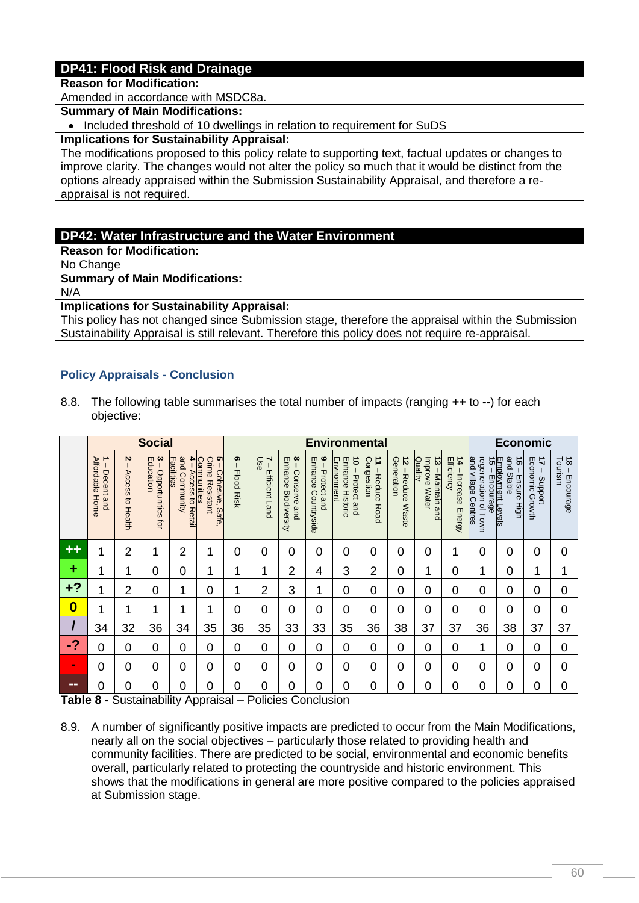| **DP41: Flood Risk and Drainage** |
|---|
| **Reason for Modification:** |
| Amended in accordance with MSDC8a. |
| **Summary of Main Modifications:** |
| • Included threshold of 10 dwellings in relation to requirement for SuDS |
| **Implications for Sustainability Appraisal:** |
| The modifications proposed to this policy relate to supporting text, factual updates or changes to improve clarity. The changes would not alter the policy so much that it would be distinct from the options already appraised within the Submission Sustainability Appraisal, and therefore a re-appraisal is not required. |

| **DP42: Water Infrastructure and the Water Environment** |
|---|
| **Reason for Modification:** |
| No Change |
| **Summary of Main Modifications:** |
| N/A |
| **Implications for Sustainability Appraisal:** |
| This policy has not changed since Submission stage, therefore the appraisal within the Submission Sustainability Appraisal is still relevant. Therefore this policy does not require re-appraisal. |

### Policy Appraisals - Conclusion

8.8. The following table summarises the total number of impacts (ranging **++** to **--**) for each objective:

| | Social | | | | | Environmental | | | | | | | | | Economic | | | |
|---|---|---|---|---|---|---|---|---|---|---|---|---|---|---|---|---|---|---|
| | **1** – Decent and Affordable Home | **2** – Access to Health | **3** – Opportunities for Education | **4** – Access to Retail and Community Facilities | **5** – Cohesive, Safe, Crime Resistant Communities | **6** – Flood Risk | **7** – Efficient Land Use | **8** – Conserve and Enhance Biodiversity | **9** – Protect and Enhance Countryside | **10** – Protect and Enhance Historic Environment | **11** – Reduce Road Congestion | **12** – Reduce Waste Generation | **13** – Maintain and Improve Water Quality | **14** – Increase Energy Efficiency | **15** – Encourage regeneration of Town and village Centres | **16** – Ensure High and Stable Employment Levels | **17** – Support Economic Growth | **18** – Encourage Tourism |
| **++** | 1 | 2 | 1 | 2 | 1 | 0 | 0 | 0 | 0 | 0 | 0 | 0 | 0 | 1 | 0 | 0 | 0 | 0 |
| **+** | 1 | 1 | 0 | 0 | 1 | 1 | 1 | 2 | 4 | 3 | 2 | 0 | 1 | 0 | 1 | 0 | 1 | 1 |
| **+?** | 1 | 2 | 0 | 1 | 0 | 1 | 2 | 3 | 1 | 0 | 0 | 0 | 0 | 0 | 0 | 0 | 0 | 0 |
| **0** | 1 | 1 | 1 | 1 | 1 | 0 | 0 | 0 | 0 | 0 | 0 | 0 | 0 | 0 | 0 | 0 | 0 | 0 |
| **/** | 34 | 32 | 36 | 34 | 35 | 36 | 35 | 33 | 33 | 35 | 36 | 38 | 37 | 37 | 36 | 38 | 37 | 37 |
| **-?** | 0 | 0 | 0 | 0 | 0 | 0 | 0 | 0 | 0 | 0 | 0 | 0 | 0 | 0 | 1 | 0 | 0 | 0 |
| **-** | 0 | 0 | 0 | 0 | 0 | 0 | 0 | 0 | 0 | 0 | 0 | 0 | 0 | 0 | 0 | 0 | 0 | 0 |
| **--** | 0 | 0 | 0 | 0 | 0 | 0 | 0 | 0 | 0 | 0 | 0 | 0 | 0 | 0 | 0 | 0 | 0 | 0 |

**Table 8 -** Sustainability Appraisal – Policies Conclusion

8.9. A number of significantly positive impacts are predicted to occur from the Main Modifications, nearly all on the social objectives – particularly those related to providing health and community facilities. There are predicted to be social, environmental and economic benefits overall, particularly related to protecting the countryside and historic environment. This shows that the modifications in general are more positive compared to the policies appraised at Submission stage.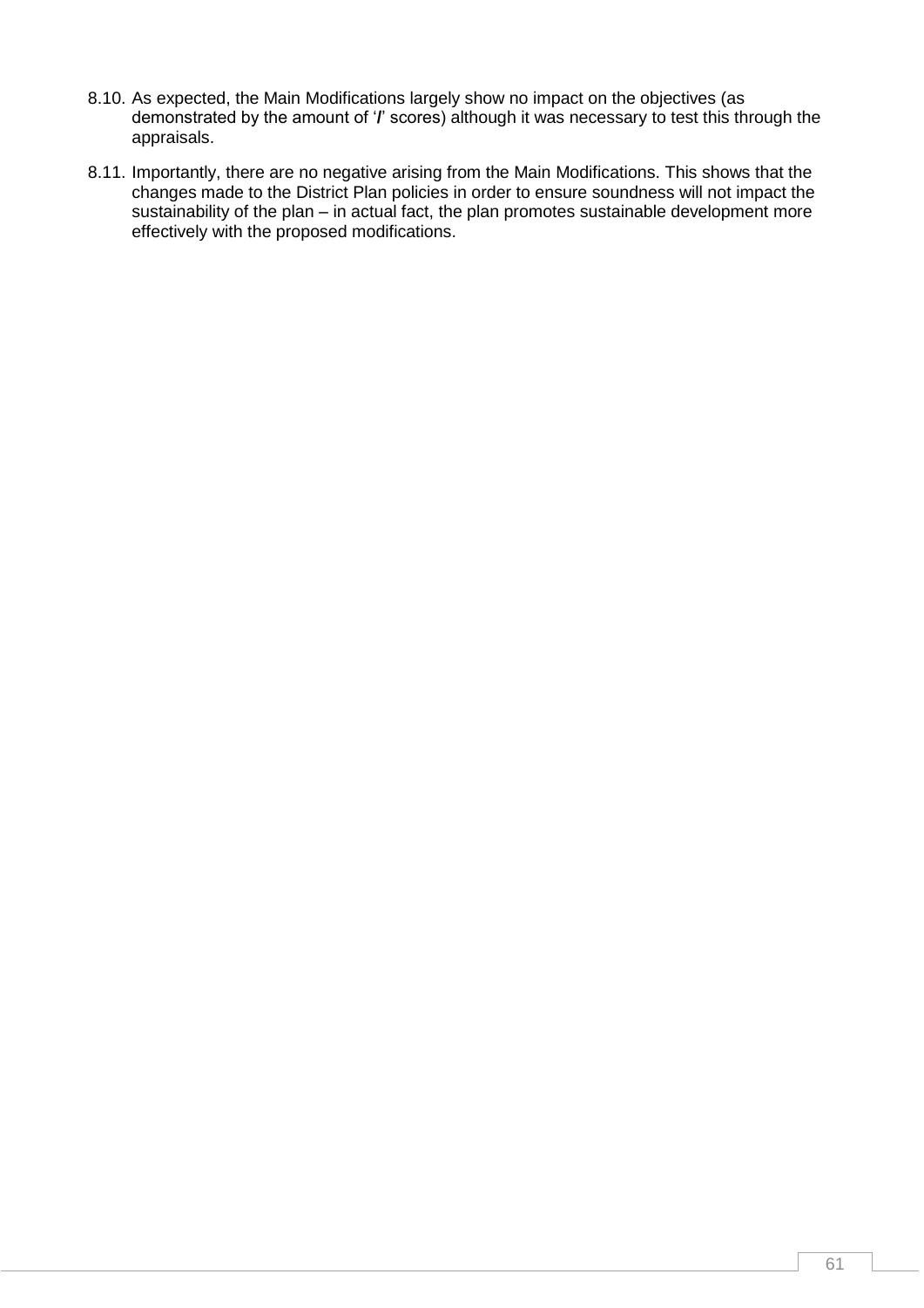8.10. As expected, the Main Modifications largely show no impact on the objectives (as demonstrated by the amount of '/' scores) although it was necessary to test this through the appraisals.

8.11. Importantly, there are no negative arising from the Main Modifications. This shows that the changes made to the District Plan policies in order to ensure soundness will not impact the sustainability of the plan – in actual fact, the plan promotes sustainable development more effectively with the proposed modifications.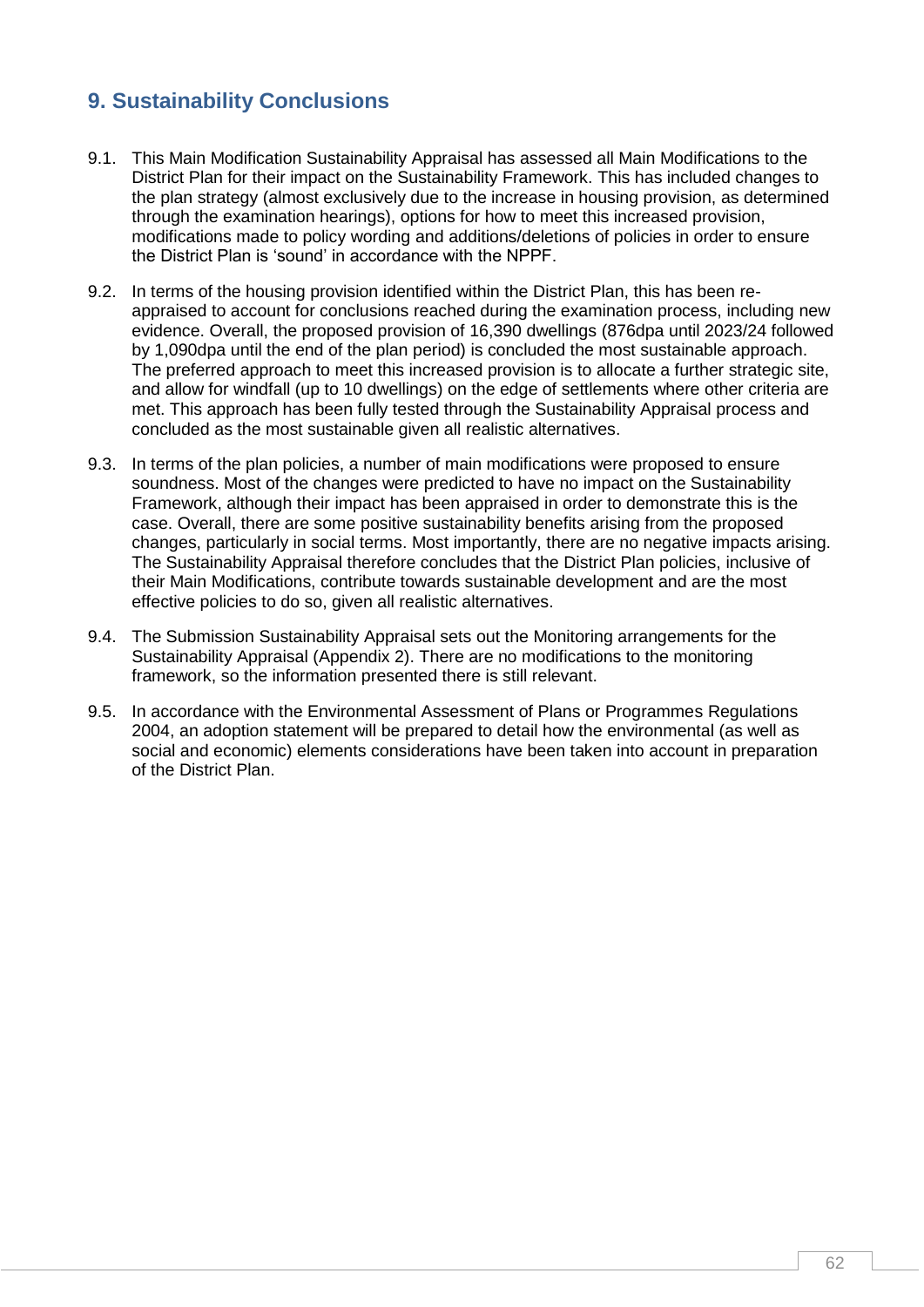## 9. Sustainability Conclusions

9.1. This Main Modification Sustainability Appraisal has assessed all Main Modifications to the District Plan for their impact on the Sustainability Framework. This has included changes to the plan strategy (almost exclusively due to the increase in housing provision, as determined through the examination hearings), options for how to meet this increased provision, modifications made to policy wording and additions/deletions of policies in order to ensure the District Plan is 'sound' in accordance with the NPPF.

9.2. In terms of the housing provision identified within the District Plan, this has been re-appraised to account for conclusions reached during the examination process, including new evidence. Overall, the proposed provision of 16,390 dwellings (876dpa until 2023/24 followed by 1,090dpa until the end of the plan period) is concluded the most sustainable approach. The preferred approach to meet this increased provision is to allocate a further strategic site, and allow for windfall (up to 10 dwellings) on the edge of settlements where other criteria are met. This approach has been fully tested through the Sustainability Appraisal process and concluded as the most sustainable given all realistic alternatives.

9.3. In terms of the plan policies, a number of main modifications were proposed to ensure soundness. Most of the changes were predicted to have no impact on the Sustainability Framework, although their impact has been appraised in order to demonstrate this is the case. Overall, there are some positive sustainability benefits arising from the proposed changes, particularly in social terms. Most importantly, there are no negative impacts arising. The Sustainability Appraisal therefore concludes that the District Plan policies, inclusive of their Main Modifications, contribute towards sustainable development and are the most effective policies to do so, given all realistic alternatives.

9.4. The Submission Sustainability Appraisal sets out the Monitoring arrangements for the Sustainability Appraisal (Appendix 2). There are no modifications to the monitoring framework, so the information presented there is still relevant.

9.5. In accordance with the Environmental Assessment of Plans or Programmes Regulations 2004, an adoption statement will be prepared to detail how the environmental (as well as social and economic) elements considerations have been taken into account in preparation of the District Plan.